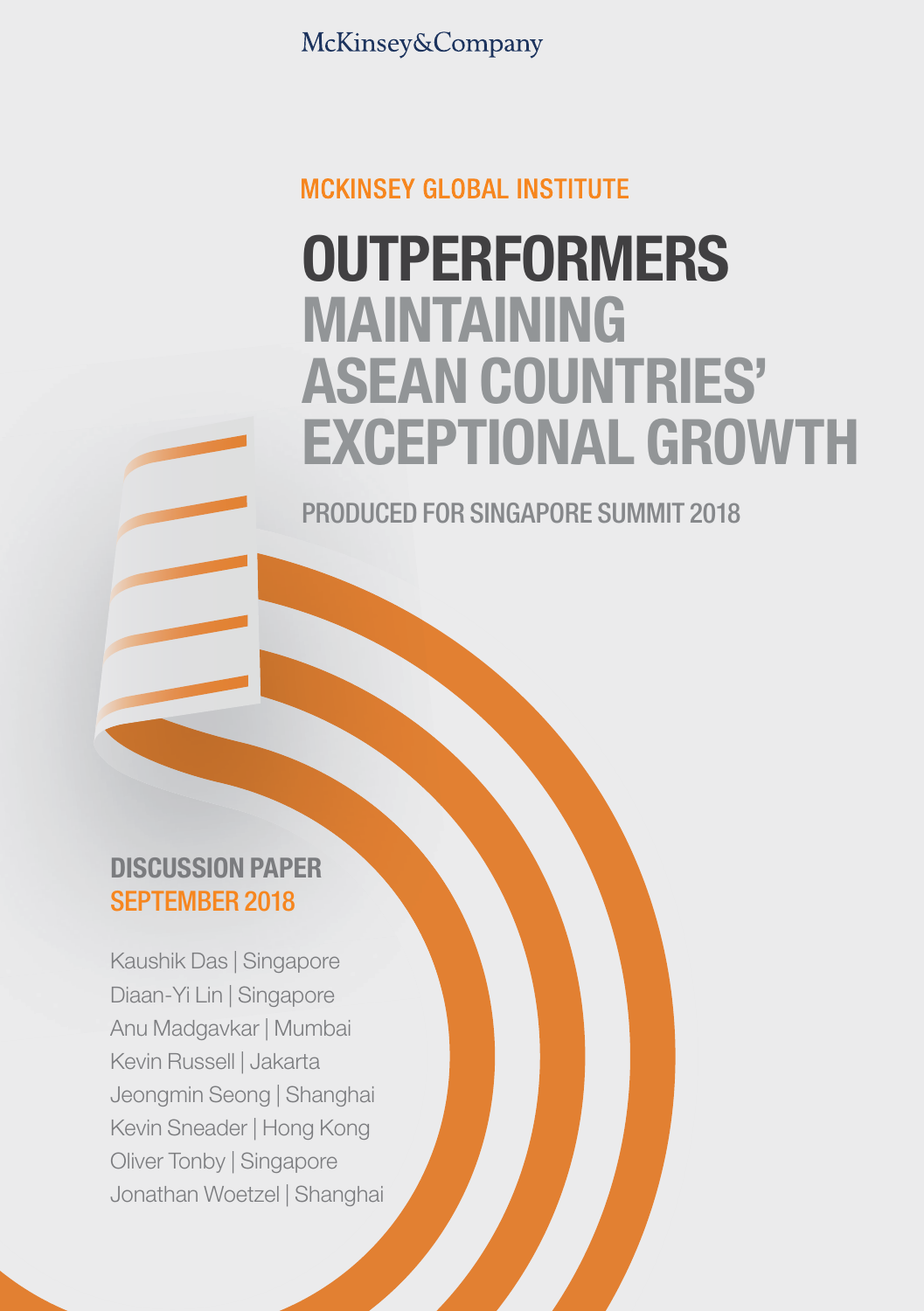McKinsey&Company

MCKINSEY GLOBAL INSTITUTE

# OUTPERFORMERS MAINTAINING ASEAN COUNTRIES' EXCEPTIONAL GROWTH

PRODUCED FOR SINGAPORE SUMMIT 2018

DISCUSSION PAPER
SEPTEMBER 2018

Kaushik Das | Singapore
Diaan-Yi Lin | Singapore
Anu Madgavkar | Mumbai
Kevin Russell | Jakarta
Jeongmin Seong | Shanghai
Kevin Sneader | Hong Kong
Oliver Tonby | Singapore
Jonathan Woetzel | Shanghai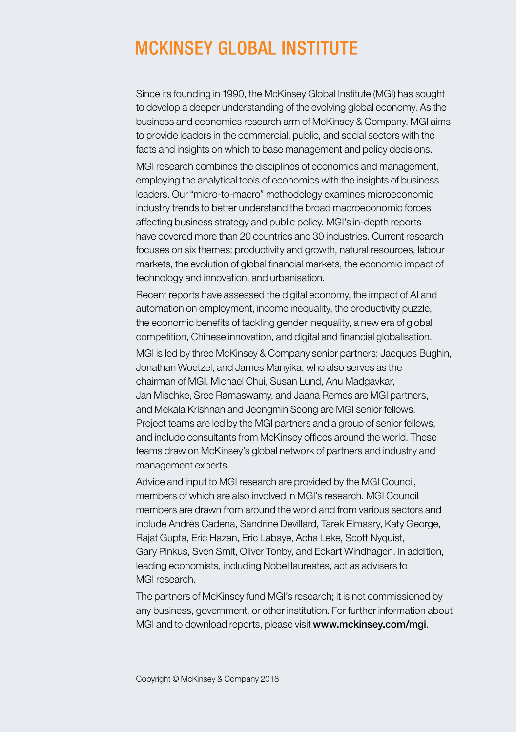# MCKINSEY GLOBAL INSTITUTE

Since its founding in 1990, the McKinsey Global Institute (MGI) has sought to develop a deeper understanding of the evolving global economy. As the business and economics research arm of McKinsey & Company, MGI aims to provide leaders in the commercial, public, and social sectors with the facts and insights on which to base management and policy decisions.

MGI research combines the disciplines of economics and management, employing the analytical tools of economics with the insights of business leaders. Our "micro-to-macro" methodology examines microeconomic industry trends to better understand the broad macroeconomic forces affecting business strategy and public policy. MGI's in-depth reports have covered more than 20 countries and 30 industries. Current research focuses on six themes: productivity and growth, natural resources, labour markets, the evolution of global financial markets, the economic impact of technology and innovation, and urbanisation.

Recent reports have assessed the digital economy, the impact of AI and automation on employment, income inequality, the productivity puzzle, the economic benefits of tackling gender inequality, a new era of global competition, Chinese innovation, and digital and financial globalisation.

MGI is led by three McKinsey & Company senior partners: Jacques Bughin, Jonathan Woetzel, and James Manyika, who also serves as the chairman of MGI. Michael Chui, Susan Lund, Anu Madgavkar, Jan Mischke, Sree Ramaswamy, and Jaana Remes are MGI partners, and Mekala Krishnan and Jeongmin Seong are MGI senior fellows. Project teams are led by the MGI partners and a group of senior fellows, and include consultants from McKinsey offices around the world. These teams draw on McKinsey's global network of partners and industry and management experts.

Advice and input to MGI research are provided by the MGI Council, members of which are also involved in MGI's research. MGI Council members are drawn from around the world and from various sectors and include Andrés Cadena, Sandrine Devillard, Tarek Elmasry, Katy George, Rajat Gupta, Eric Hazan, Eric Labaye, Acha Leke, Scott Nyquist, Gary Pinkus, Sven Smit, Oliver Tonby, and Eckart Windhagen. In addition, leading economists, including Nobel laureates, act as advisers to MGI research.

The partners of McKinsey fund MGI's research; it is not commissioned by any business, government, or other institution. For further information about MGI and to download reports, please visit **www.mckinsey.com/mgi**.

Copyright © McKinsey & Company 2018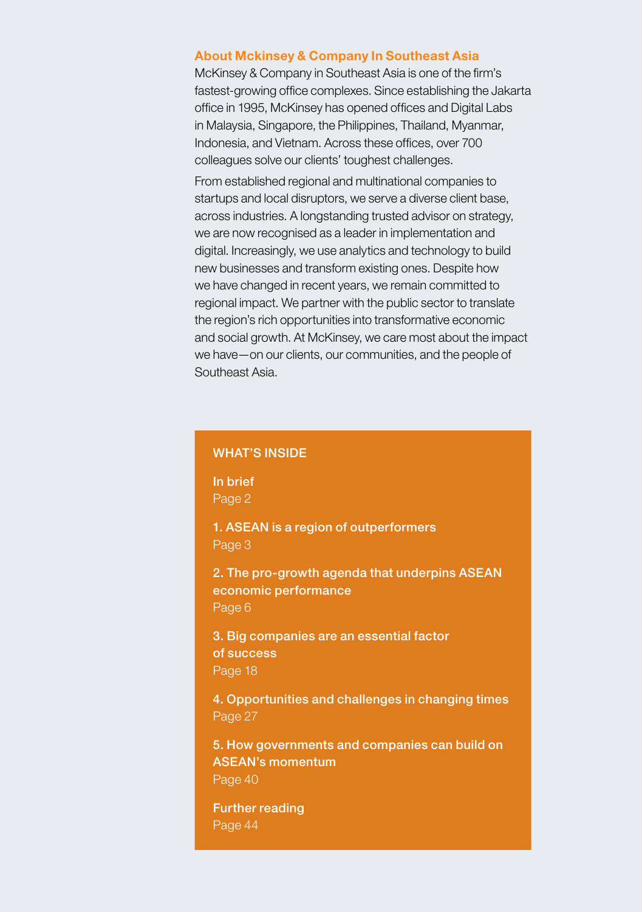## About Mckinsey & Company In Southeast Asia

McKinsey & Company in Southeast Asia is one of the firm's fastest-growing office complexes. Since establishing the Jakarta office in 1995, McKinsey has opened offices and Digital Labs in Malaysia, Singapore, the Philippines, Thailand, Myanmar, Indonesia, and Vietnam. Across these offices, over 700 colleagues solve our clients' toughest challenges.

From established regional and multinational companies to startups and local disruptors, we serve a diverse client base, across industries. A longstanding trusted advisor on strategy, we are now recognised as a leader in implementation and digital. Increasingly, we use analytics and technology to build new businesses and transform existing ones. Despite how we have changed in recent years, we remain committed to regional impact. We partner with the public sector to translate the region's rich opportunities into transformative economic and social growth. At McKinsey, we care most about the impact we have—on our clients, our communities, and the people of Southeast Asia.

## WHAT'S INSIDE

**In brief**
Page 2

**1. ASEAN is a region of outperformers**
Page 3

**2. The pro-growth agenda that underpins ASEAN economic performance**
Page 6

**3. Big companies are an essential factor of success**
Page 18

**4. Opportunities and challenges in changing times**
Page 27

**5. How governments and companies can build on ASEAN's momentum**
Page 40

**Further reading**
Page 44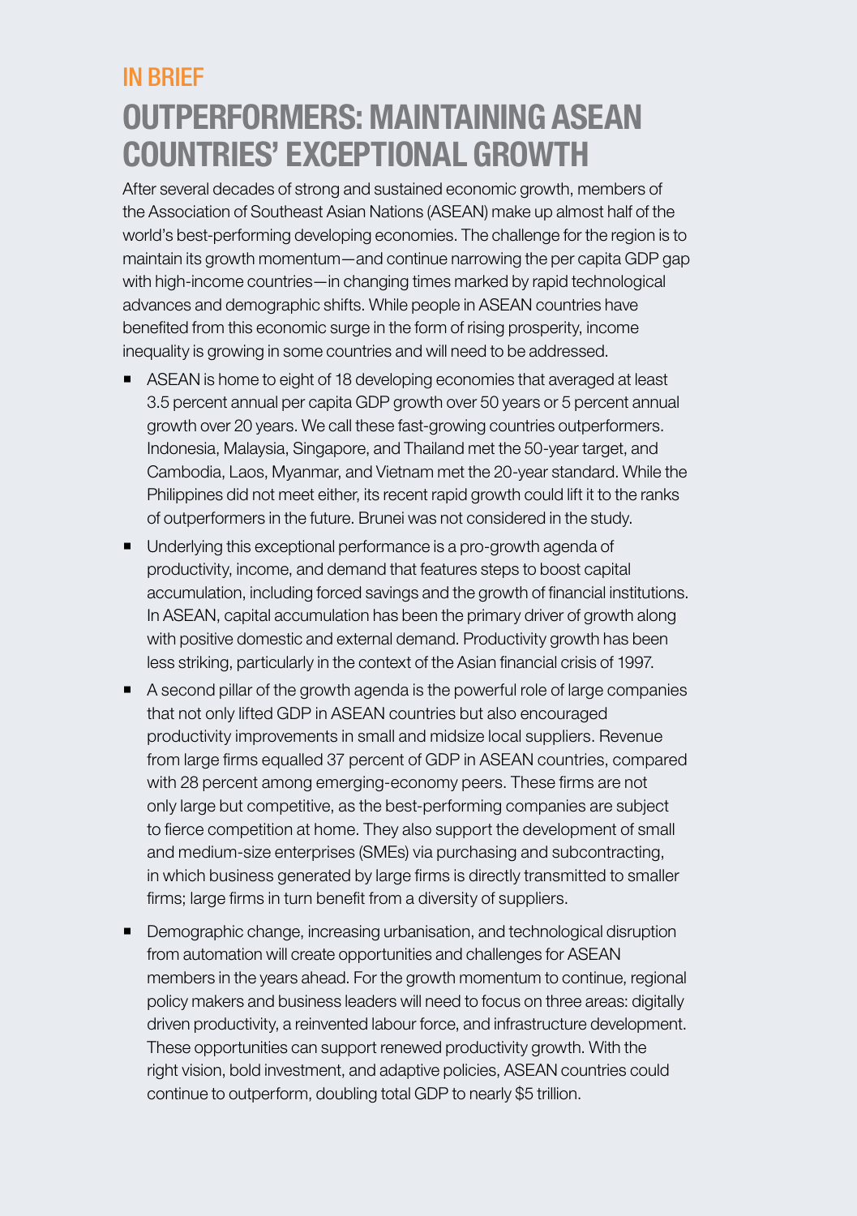## IN BRIEF

# OUTPERFORMERS: MAINTAINING ASEAN COUNTRIES' EXCEPTIONAL GROWTH

After several decades of strong and sustained economic growth, members of the Association of Southeast Asian Nations (ASEAN) make up almost half of the world's best-performing developing economies. The challenge for the region is to maintain its growth momentum—and continue narrowing the per capita GDP gap with high-income countries—in changing times marked by rapid technological advances and demographic shifts. While people in ASEAN countries have benefited from this economic surge in the form of rising prosperity, income inequality is growing in some countries and will need to be addressed.

- ASEAN is home to eight of 18 developing economies that averaged at least 3.5 percent annual per capita GDP growth over 50 years or 5 percent annual growth over 20 years. We call these fast-growing countries outperformers. Indonesia, Malaysia, Singapore, and Thailand met the 50-year target, and Cambodia, Laos, Myanmar, and Vietnam met the 20-year standard. While the Philippines did not meet either, its recent rapid growth could lift it to the ranks of outperformers in the future. Brunei was not considered in the study.
- Underlying this exceptional performance is a pro-growth agenda of productivity, income, and demand that features steps to boost capital accumulation, including forced savings and the growth of financial institutions. In ASEAN, capital accumulation has been the primary driver of growth along with positive domestic and external demand. Productivity growth has been less striking, particularly in the context of the Asian financial crisis of 1997.
- A second pillar of the growth agenda is the powerful role of large companies that not only lifted GDP in ASEAN countries but also encouraged productivity improvements in small and midsize local suppliers. Revenue from large firms equalled 37 percent of GDP in ASEAN countries, compared with 28 percent among emerging-economy peers. These firms are not only large but competitive, as the best-performing companies are subject to fierce competition at home. They also support the development of small and medium-size enterprises (SMEs) via purchasing and subcontracting, in which business generated by large firms is directly transmitted to smaller firms; large firms in turn benefit from a diversity of suppliers.
- Demographic change, increasing urbanisation, and technological disruption from automation will create opportunities and challenges for ASEAN members in the years ahead. For the growth momentum to continue, regional policy makers and business leaders will need to focus on three areas: digitally driven productivity, a reinvented labour force, and infrastructure development. These opportunities can support renewed productivity growth. With the right vision, bold investment, and adaptive policies, ASEAN countries could continue to outperform, doubling total GDP to nearly $5 trillion.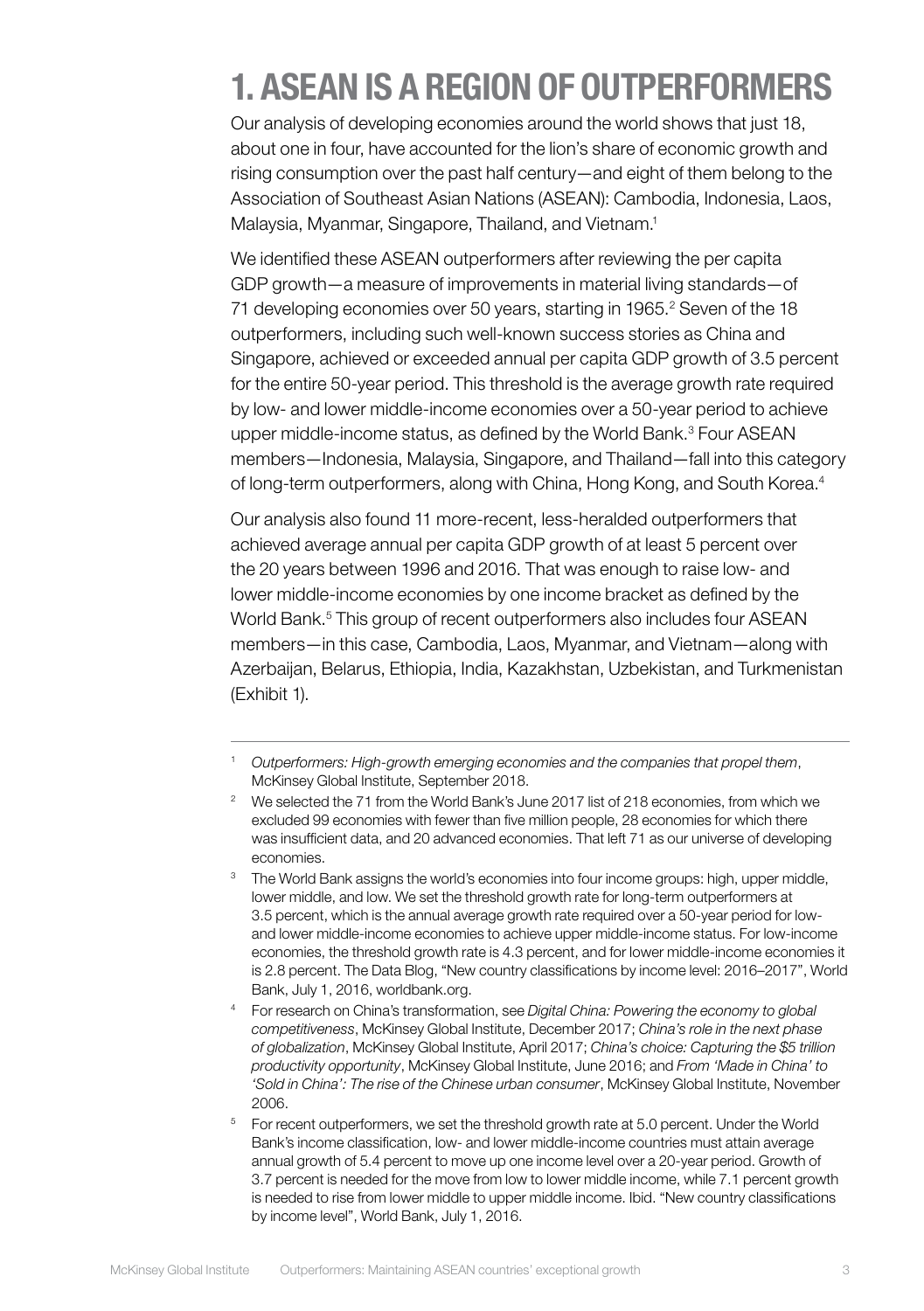# 1. ASEAN IS A REGION OF OUTPERFORMERS

Our analysis of developing economies around the world shows that just 18, about one in four, have accounted for the lion's share of economic growth and rising consumption over the past half century—and eight of them belong to the Association of Southeast Asian Nations (ASEAN): Cambodia, Indonesia, Laos, Malaysia, Myanmar, Singapore, Thailand, and Vietnam.[1]

We identified these ASEAN outperformers after reviewing the per capita GDP growth—a measure of improvements in material living standards—of 71 developing economies over 50 years, starting in 1965.[2] Seven of the 18 outperformers, including such well-known success stories as China and Singapore, achieved or exceeded annual per capita GDP growth of 3.5 percent for the entire 50-year period. This threshold is the average growth rate required by low- and lower middle-income economies over a 50-year period to achieve upper middle-income status, as defined by the World Bank.[3] Four ASEAN members—Indonesia, Malaysia, Singapore, and Thailand—fall into this category of long-term outperformers, along with China, Hong Kong, and South Korea.[4]

Our analysis also found 11 more-recent, less-heralded outperformers that achieved average annual per capita GDP growth of at least 5 percent over the 20 years between 1996 and 2016. That was enough to raise low- and lower middle-income economies by one income bracket as defined by the World Bank.[5] This group of recent outperformers also includes four ASEAN members—in this case, Cambodia, Laos, Myanmar, and Vietnam—along with Azerbaijan, Belarus, Ethiopia, India, Kazakhstan, Uzbekistan, and Turkmenistan (Exhibit 1).

---

[1] *Outperformers: High-growth emerging economies and the companies that propel them*, McKinsey Global Institute, September 2018.

[2] We selected the 71 from the World Bank's June 2017 list of 218 economies, from which we excluded 99 economies with fewer than five million people, 28 economies for which there was insufficient data, and 20 advanced economies. That left 71 as our universe of developing economies.

[3] The World Bank assigns the world's economies into four income groups: high, upper middle, lower middle, and low. We set the threshold growth rate for long-term outperformers at 3.5 percent, which is the annual average growth rate required over a 50-year period for low- and lower middle-income economies to achieve upper middle-income status. For low-income economies, the threshold growth rate is 4.3 percent, and for lower middle-income economies it is 2.8 percent. The Data Blog, "New country classifications by income level: 2016–2017", World Bank, July 1, 2016, worldbank.org.

[4] For research on China's transformation, see *Digital China: Powering the economy to global competitiveness*, McKinsey Global Institute, December 2017; *China's role in the next phase of globalization*, McKinsey Global Institute, April 2017; *China's choice: Capturing the $5 trillion productivity opportunity*, McKinsey Global Institute, June 2016; and *From 'Made in China' to 'Sold in China': The rise of the Chinese urban consumer*, McKinsey Global Institute, November 2006.

[5] For recent outperformers, we set the threshold growth rate at 5.0 percent. Under the World Bank's income classification, low- and lower middle-income countries must attain average annual growth of 5.4 percent to move up one income level over a 20-year period. Growth of 3.7 percent is needed for the move from low to lower middle income, while 7.1 percent growth is needed to rise from lower middle to upper middle income. Ibid. "New country classifications by income level", World Bank, July 1, 2016.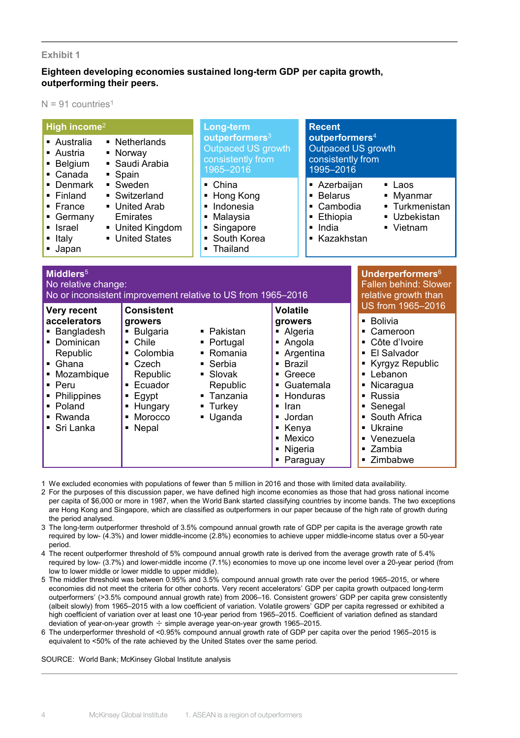Exhibit 1

**Eighteen developing economies sustained long-term GDP per capita growth, outperforming their peers.**

N = 91 countries[1]

**High income**[2]

- Australia
- Austria
- Belgium
- Canada
- Denmark
- Finland
- France
- Germany
- Israel
- Italy
- Japan
- Netherlands
- Norway
- Saudi Arabia
- Spain
- Sweden
- Switzerland
- United Arab Emirates
- United Kingdom
- United States

**Long-term outperformers**[3]
Outpaced US growth consistently from 1965–2016

- China
- Hong Kong
- Indonesia
- Malaysia
- Singapore
- South Korea
- Thailand

**Recent outperformers**[4]
Outpaced US growth consistently from 1995–2016

- Azerbaijan
- Belarus
- Cambodia
- Ethiopia
- India
- Kazakhstan
- Laos
- Myanmar
- Turkmenistan
- Uzbekistan
- Vietnam

**Middlers**[5]
No relative change:
No or inconsistent improvement relative to US from 1965–2016

**Very recent accelerators**

- Bangladesh
- Dominican Republic
- Ghana
- Mozambique
- Peru
- Philippines
- Poland
- Rwanda
- Sri Lanka

**Consistent growers**

- Bulgaria
- Chile
- Colombia
- Czech Republic
- Ecuador
- Egypt
- Hungary
- Morocco
- Nepal
- Pakistan
- Portugal
- Romania
- Serbia
- Slovak Republic
- Tanzania
- Turkey
- Uganda

**Volatile growers**

- Algeria
- Angola
- Argentina
- Brazil
- Greece
- Guatemala
- Honduras
- Iran
- Jordan
- Kenya
- Mexico
- Nigeria
- Paraguay

**Underperformers**[6]
Fallen behind: Slower relative growth than US from 1965–2016

- Bolivia
- Cameroon
- Côte d'Ivoire
- El Salvador
- Kyrgyz Republic
- Lebanon
- Nicaragua
- Russia
- Senegal
- South Africa
- Ukraine
- Venezuela
- Zambia
- Zimbabwe

1 We excluded economies with populations of fewer than 5 million in 2016 and those with limited data availability.
2 For the purposes of this discussion paper, we have defined high income economies as those that had gross national income per capita of $6,000 or more in 1987, when the World Bank started classifying countries by income bands. The two exceptions are Hong Kong and Singapore, which are classified as outperformers in our paper because of the high rate of growth during the period analysed.
3 The long-term outperformer threshold of 3.5% compound annual growth rate of GDP per capita is the average growth rate required by low- (4.3%) and lower middle-income (2.8%) economies to achieve upper middle-income status over a 50-year period.
4 The recent outperformer threshold of 5% compound annual growth rate is derived from the average growth rate of 5.4% required by low- (3.7%) and lower-middle income (7.1%) economies to move up one income level over a 20-year period (from low to lower middle or lower middle to upper middle).
5 The middler threshold was between 0.95% and 3.5% compound annual growth rate over the period 1965–2015, or where economies did not meet the criteria for other cohorts. Very recent accelerators' GDP per capita growth outpaced long-term outperformers' (>3.5% compound annual growth rate) from 2006–16. Consistent growers' GDP per capita grew consistently (albeit slowly) from 1965–2015 with a low coefficient of variation. Volatile growers' GDP per capita regressed or exhibited a high coefficient of variation over at least one 10-year period from 1965–2015. Coefficient of variation defined as standard deviation of year-on-year growth ÷ simple average year-on-year growth 1965–2015.
6 The underperformer threshold of <0.95% compound annual growth rate of GDP per capita over the period 1965–2015 is equivalent to <50% of the rate achieved by the United States over the same period.

SOURCE: World Bank; McKinsey Global Institute analysis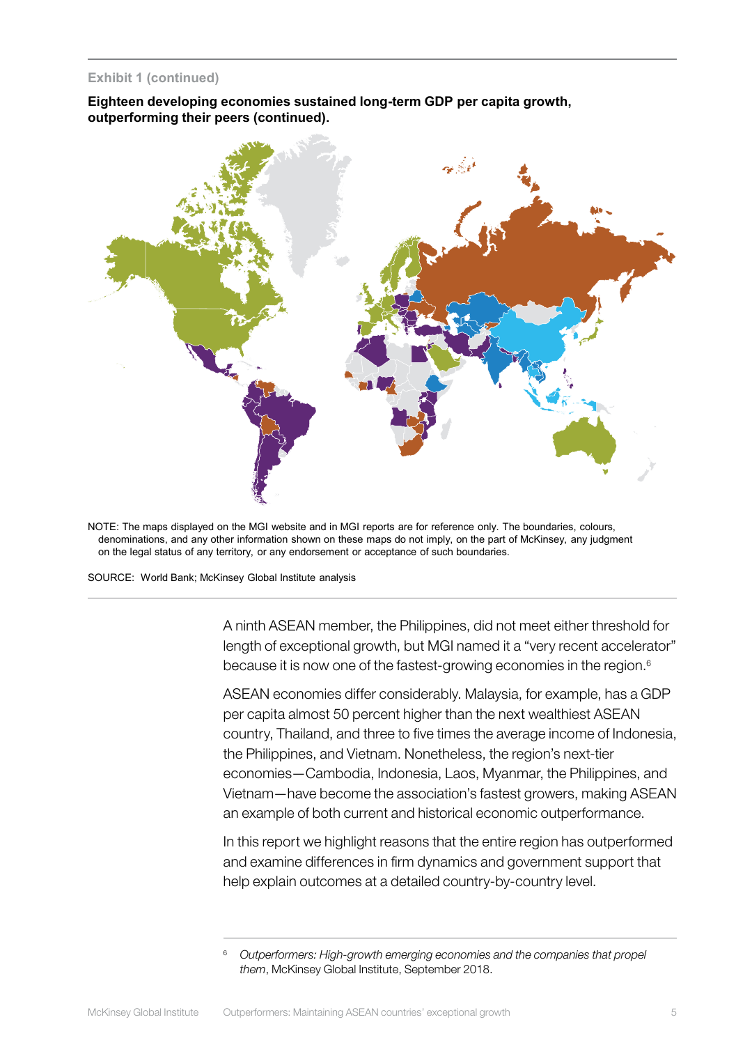Exhibit 1 (continued)

**Eighteen developing economies sustained long-term GDP per capita growth, outperforming their peers (continued).**

NOTE: The maps displayed on the MGI website and in MGI reports are for reference only. The boundaries, colours, denominations, and any other information shown on these maps do not imply, on the part of McKinsey, any judgment on the legal status of any territory, or any endorsement or acceptance of such boundaries.

SOURCE: World Bank; McKinsey Global Institute analysis

A ninth ASEAN member, the Philippines, did not meet either threshold for length of exceptional growth, but MGI named it a "very recent accelerator" because it is now one of the fastest-growing economies in the region.[6]

ASEAN economies differ considerably. Malaysia, for example, has a GDP per capita almost 50 percent higher than the next wealthiest ASEAN country, Thailand, and three to five times the average income of Indonesia, the Philippines, and Vietnam. Nonetheless, the region's next-tier economies—Cambodia, Indonesia, Laos, Myanmar, the Philippines, and Vietnam—have become the association's fastest growers, making ASEAN an example of both current and historical economic outperformance.

In this report we highlight reasons that the entire region has outperformed and examine differences in firm dynamics and government support that help explain outcomes at a detailed country-by-country level.

[6] *Outperformers: High-growth emerging economies and the companies that propel them*, McKinsey Global Institute, September 2018.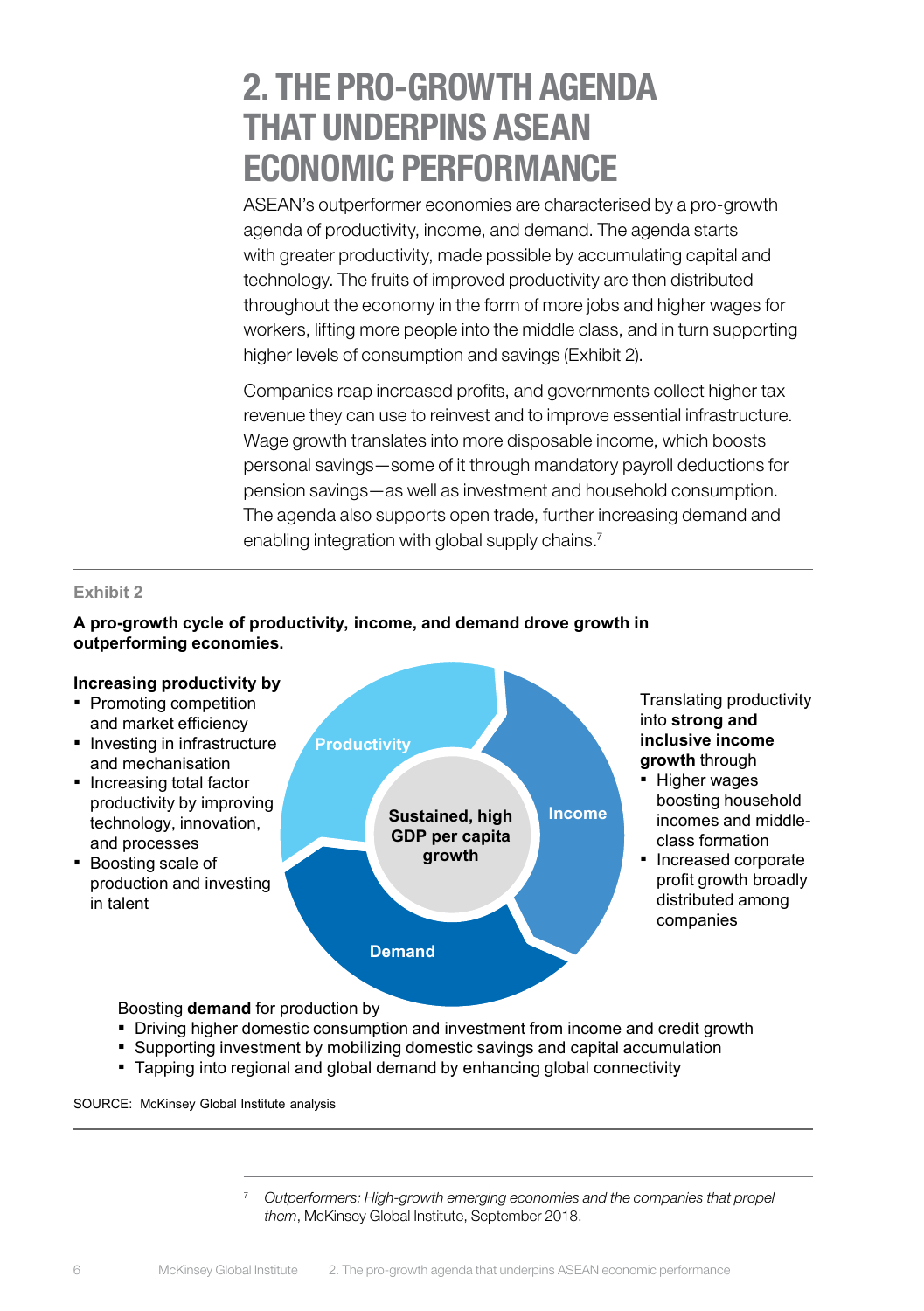# 2. THE PRO-GROWTH AGENDA THAT UNDERPINS ASEAN ECONOMIC PERFORMANCE

ASEAN's outperformer economies are characterised by a pro-growth agenda of productivity, income, and demand. The agenda starts with greater productivity, made possible by accumulating capital and technology. The fruits of improved productivity are then distributed throughout the economy in the form of more jobs and higher wages for workers, lifting more people into the middle class, and in turn supporting higher levels of consumption and savings (Exhibit 2).

Companies reap increased profits, and governments collect higher tax revenue they can use to reinvest and to improve essential infrastructure. Wage growth translates into more disposable income, which boosts personal savings—some of it through mandatory payroll deductions for pension savings—as well as investment and household consumption. The agenda also supports open trade, further increasing demand and enabling integration with global supply chains.[7]

Exhibit 2

**A pro-growth cycle of productivity, income, and demand drove growth in outperforming economies.**

**Increasing productivity by**
- Promoting competition and market efficiency
- Investing in infrastructure and mechanisation
- Increasing total factor productivity by improving technology, innovation, and processes
- Boosting scale of production and investing in talent

Productivity

Income

Demand

Sustained, high GDP per capita growth

Translating productivity into **strong and inclusive income growth** through
- Higher wages boosting household incomes and middle-class formation
- Increased corporate profit growth broadly distributed among companies

Boosting **demand** for production by
- Driving higher domestic consumption and investment from income and credit growth
- Supporting investment by mobilizing domestic savings and capital accumulation
- Tapping into regional and global demand by enhancing global connectivity

SOURCE: McKinsey Global Institute analysis

[7] *Outperformers: High-growth emerging economies and the companies that propel them*, McKinsey Global Institute, September 2018.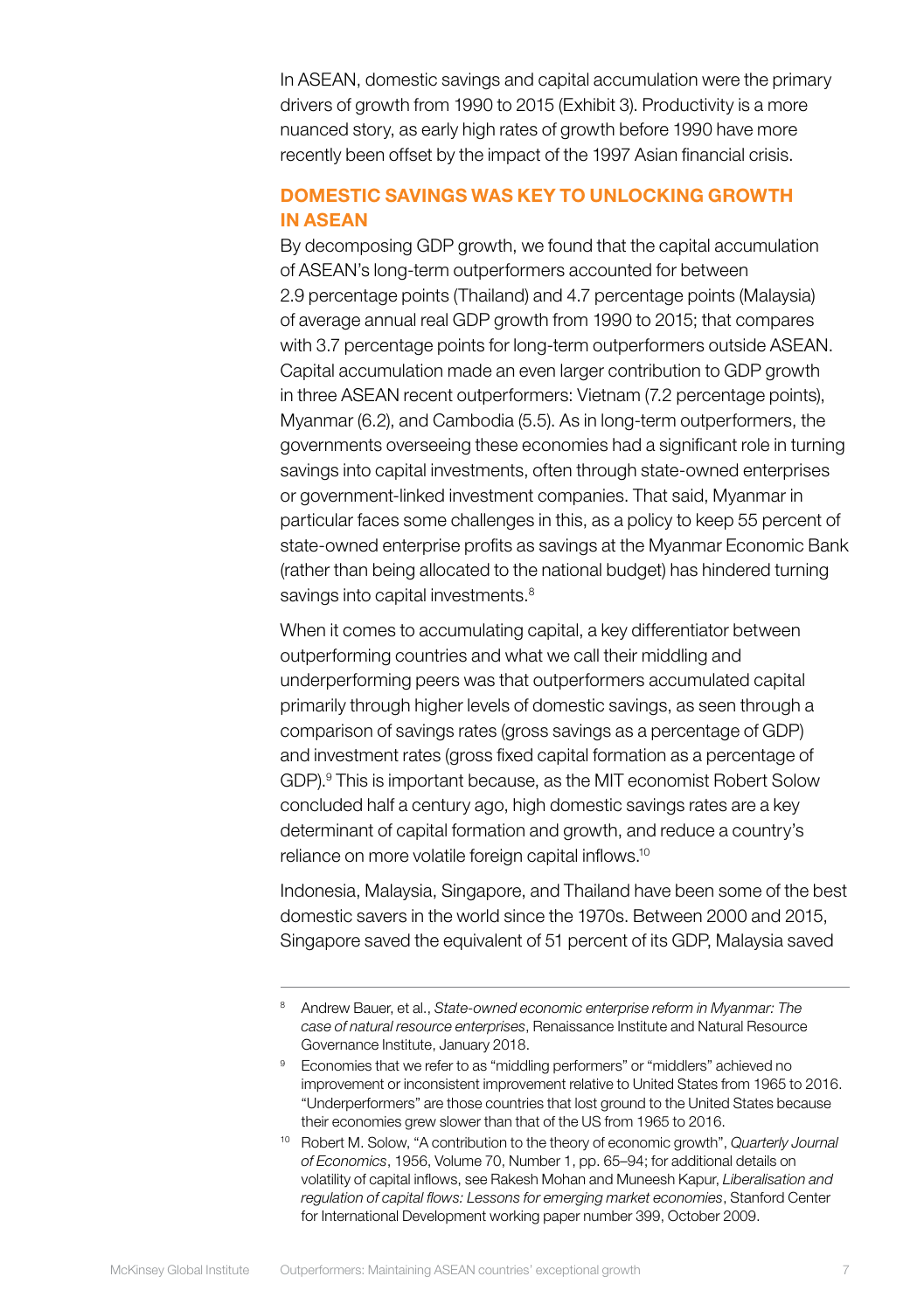In ASEAN, domestic savings and capital accumulation were the primary drivers of growth from 1990 to 2015 (Exhibit 3). Productivity is a more nuanced story, as early high rates of growth before 1990 have more recently been offset by the impact of the 1997 Asian financial crisis.

## DOMESTIC SAVINGS WAS KEY TO UNLOCKING GROWTH IN ASEAN

By decomposing GDP growth, we found that the capital accumulation of ASEAN's long-term outperformers accounted for between 2.9 percentage points (Thailand) and 4.7 percentage points (Malaysia) of average annual real GDP growth from 1990 to 2015; that compares with 3.7 percentage points for long-term outperformers outside ASEAN. Capital accumulation made an even larger contribution to GDP growth in three ASEAN recent outperformers: Vietnam (7.2 percentage points), Myanmar (6.2), and Cambodia (5.5). As in long-term outperformers, the governments overseeing these economies had a significant role in turning savings into capital investments, often through state-owned enterprises or government-linked investment companies. That said, Myanmar in particular faces some challenges in this, as a policy to keep 55 percent of state-owned enterprise profits as savings at the Myanmar Economic Bank (rather than being allocated to the national budget) has hindered turning savings into capital investments.[8]

When it comes to accumulating capital, a key differentiator between outperforming countries and what we call their middling and underperforming peers was that outperformers accumulated capital primarily through higher levels of domestic savings, as seen through a comparison of savings rates (gross savings as a percentage of GDP) and investment rates (gross fixed capital formation as a percentage of GDP).[9] This is important because, as the MIT economist Robert Solow concluded half a century ago, high domestic savings rates are a key determinant of capital formation and growth, and reduce a country's reliance on more volatile foreign capital inflows.[10]

Indonesia, Malaysia, Singapore, and Thailand have been some of the best domestic savers in the world since the 1970s. Between 2000 and 2015, Singapore saved the equivalent of 51 percent of its GDP, Malaysia saved

---

[8] Andrew Bauer, et al., *State-owned economic enterprise reform in Myanmar: The case of natural resource enterprises*, Renaissance Institute and Natural Resource Governance Institute, January 2018.

[9] Economies that we refer to as "middling performers" or "middlers" achieved no improvement or inconsistent improvement relative to United States from 1965 to 2016. "Underperformers" are those countries that lost ground to the United States because their economies grew slower than that of the US from 1965 to 2016.

[10] Robert M. Solow, "A contribution to the theory of economic growth", *Quarterly Journal of Economics*, 1956, Volume 70, Number 1, pp. 65–94; for additional details on volatility of capital inflows, see Rakesh Mohan and Muneesh Kapur, *Liberalisation and regulation of capital flows: Lessons for emerging market economies*, Stanford Center for International Development working paper number 399, October 2009.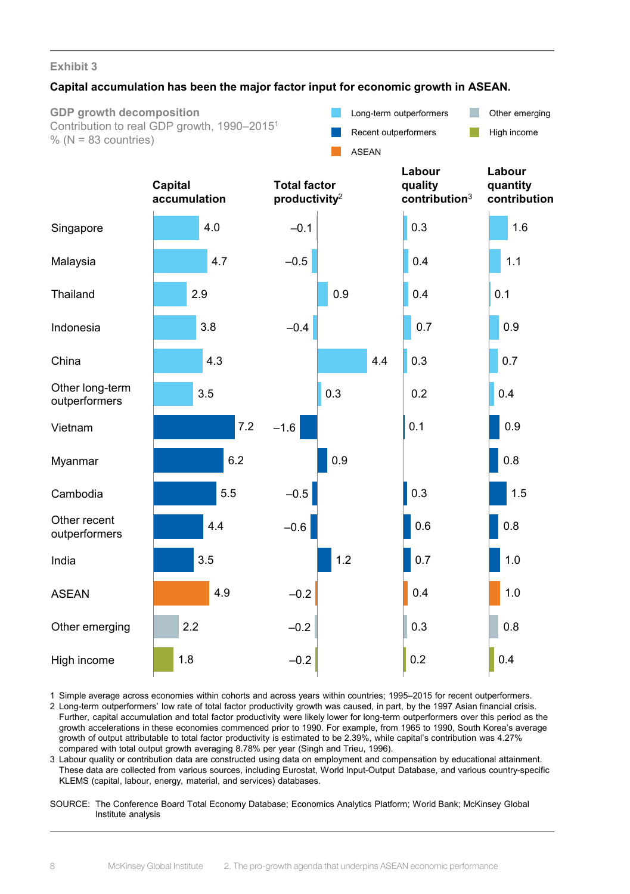Exhibit 3

**Capital accumulation has been the major factor input for economic growth in ASEAN.**

GDP growth decomposition
Contribution to real GDP growth, 1990–2015[1]
% (N = 83 countries)

Long-term outperformers
Recent outperformers
ASEAN
Other emerging
High income

Capital accumulation
Total factor productivity[2]
Labour quality contribution[3]
Labour quantity contribution

Singapore 4.0 –0.1 0.3 1.6
Malaysia 4.7 –0.5 0.4 1.1
Thailand 2.9 0.9 0.4 0.1
Indonesia 3.8 –0.4 0.7 0.9
China 4.3 4.4 0.3 0.7
Other long-term outperformers 3.5 0.3 0.2 0.4
Vietnam 7.2 –1.6 0.1 0.9
Myanmar 6.2 0.9 0.8
Cambodia 5.5 –0.5 0.3 1.5
Other recent outperformers 4.4 –0.6 0.6 0.8
India 3.5 1.2 0.7 1.0
ASEAN 4.9 –0.2 0.4 1.0
Other emerging 2.2 –0.2 0.3 0.8
High income 1.8 –0.2 0.2 0.4

1 Simple average across economies within cohorts and across years within countries; 1995–2015 for recent outperformers.
2 Long-term outperformers' low rate of total factor productivity growth was caused, in part, by the 1997 Asian financial crisis. Further, capital accumulation and total factor productivity were likely lower for long-term outperformers over this period as the growth accelerations in these economies commenced prior to 1990. For example, from 1965 to 1990, South Korea's average growth of output attributable to total factor productivity is estimated to be 2.39%, while capital's contribution was 4.27% compared with total output growth averaging 8.78% per year (Singh and Trieu, 1996).
3 Labour quality or contribution data are constructed using data on employment and compensation by educational attainment. These data are collected from various sources, including Eurostat, World Input-Output Database, and various country-specific KLEMS (capital, labour, energy, material, and services) databases.

SOURCE: The Conference Board Total Economy Database; Economics Analytics Platform; World Bank; McKinsey Global Institute analysis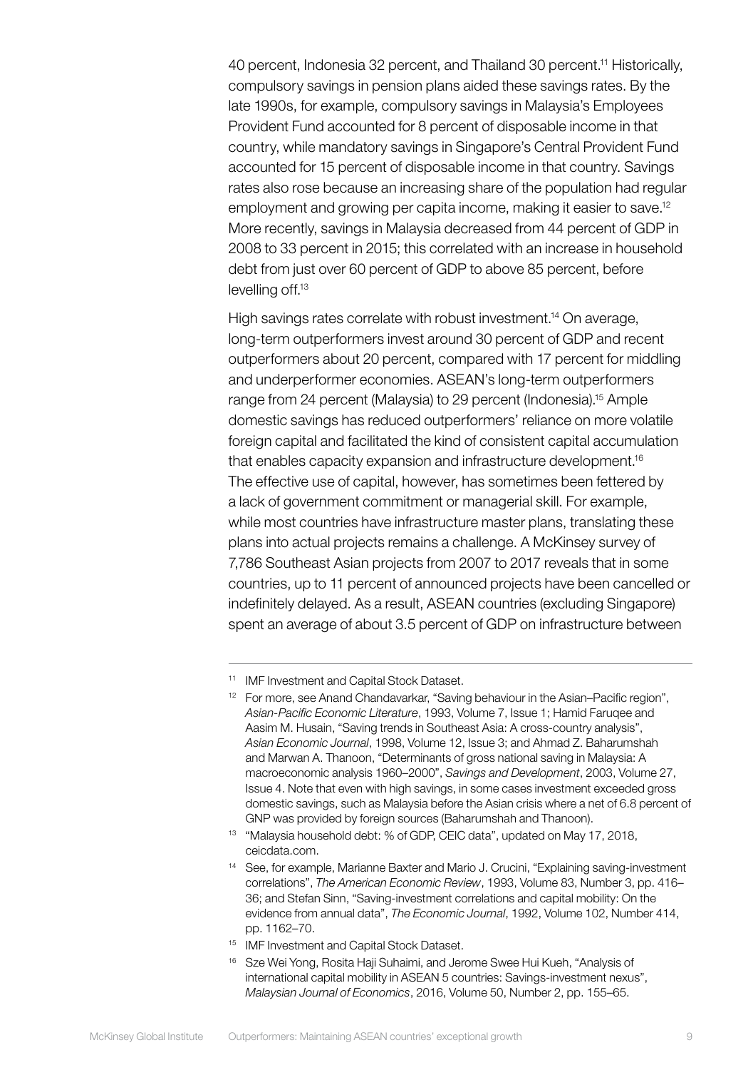40 percent, Indonesia 32 percent, and Thailand 30 percent.[11] Historically, compulsory savings in pension plans aided these savings rates. By the late 1990s, for example, compulsory savings in Malaysia's Employees Provident Fund accounted for 8 percent of disposable income in that country, while mandatory savings in Singapore's Central Provident Fund accounted for 15 percent of disposable income in that country. Savings rates also rose because an increasing share of the population had regular employment and growing per capita income, making it easier to save.[12] More recently, savings in Malaysia decreased from 44 percent of GDP in 2008 to 33 percent in 2015; this correlated with an increase in household debt from just over 60 percent of GDP to above 85 percent, before levelling off.[13]

High savings rates correlate with robust investment.[14] On average, long-term outperformers invest around 30 percent of GDP and recent outperformers about 20 percent, compared with 17 percent for middling and underperformer economies. ASEAN's long-term outperformers range from 24 percent (Malaysia) to 29 percent (Indonesia).[15] Ample domestic savings has reduced outperformers' reliance on more volatile foreign capital and facilitated the kind of consistent capital accumulation that enables capacity expansion and infrastructure development.[16] The effective use of capital, however, has sometimes been fettered by a lack of government commitment or managerial skill. For example, while most countries have infrastructure master plans, translating these plans into actual projects remains a challenge. A McKinsey survey of 7,786 Southeast Asian projects from 2007 to 2017 reveals that in some countries, up to 11 percent of announced projects have been cancelled or indefinitely delayed. As a result, ASEAN countries (excluding Singapore) spent an average of about 3.5 percent of GDP on infrastructure between

---

[11] IMF Investment and Capital Stock Dataset.

[12] For more, see Anand Chandavarkar, "Saving behaviour in the Asian–Pacific region", *Asian-Pacific Economic Literature*, 1993, Volume 7, Issue 1; Hamid Faruqee and Aasim M. Husain, "Saving trends in Southeast Asia: A cross-country analysis", *Asian Economic Journal*, 1998, Volume 12, Issue 3; and Ahmad Z. Baharumshah and Marwan A. Thanoon, "Determinants of gross national saving in Malaysia: A macroeconomic analysis 1960–2000", *Savings and Development*, 2003, Volume 27, Issue 4. Note that even with high savings, in some cases investment exceeded gross domestic savings, such as Malaysia before the Asian crisis where a net of 6.8 percent of GNP was provided by foreign sources (Baharumshah and Thanoon).

[13] "Malaysia household debt: % of GDP, CEIC data", updated on May 17, 2018, ceicdata.com.

[14] See, for example, Marianne Baxter and Mario J. Crucini, "Explaining saving-investment correlations", *The American Economic Review*, 1993, Volume 83, Number 3, pp. 416–36; and Stefan Sinn, "Saving-investment correlations and capital mobility: On the evidence from annual data", *The Economic Journal*, 1992, Volume 102, Number 414, pp. 1162–70.

[15] IMF Investment and Capital Stock Dataset.

[16] Sze Wei Yong, Rosita Haji Suhaimi, and Jerome Swee Hui Kueh, "Analysis of international capital mobility in ASEAN 5 countries: Savings-investment nexus", *Malaysian Journal of Economics*, 2016, Volume 50, Number 2, pp. 155–65.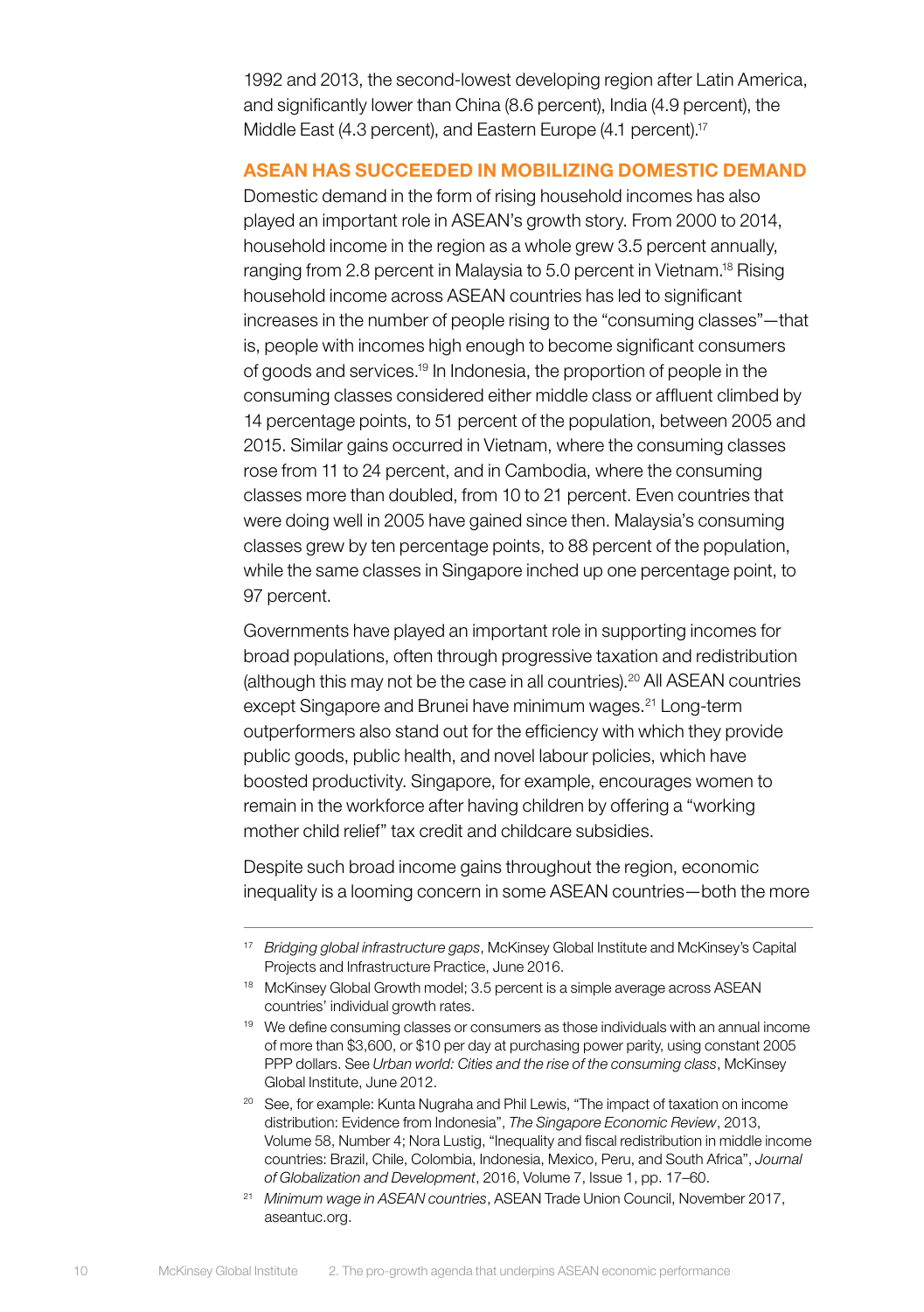1992 and 2013, the second-lowest developing region after Latin America, and significantly lower than China (8.6 percent), India (4.9 percent), the Middle East (4.3 percent), and Eastern Europe (4.1 percent).[17]

## ASEAN HAS SUCCEEDED IN MOBILIZING DOMESTIC DEMAND

Domestic demand in the form of rising household incomes has also played an important role in ASEAN's growth story. From 2000 to 2014, household income in the region as a whole grew 3.5 percent annually, ranging from 2.8 percent in Malaysia to 5.0 percent in Vietnam.[18] Rising household income across ASEAN countries has led to significant increases in the number of people rising to the "consuming classes"—that is, people with incomes high enough to become significant consumers of goods and services.[19] In Indonesia, the proportion of people in the consuming classes considered either middle class or affluent climbed by 14 percentage points, to 51 percent of the population, between 2005 and 2015. Similar gains occurred in Vietnam, where the consuming classes rose from 11 to 24 percent, and in Cambodia, where the consuming classes more than doubled, from 10 to 21 percent. Even countries that were doing well in 2005 have gained since then. Malaysia's consuming classes grew by ten percentage points, to 88 percent of the population, while the same classes in Singapore inched up one percentage point, to 97 percent.

Governments have played an important role in supporting incomes for broad populations, often through progressive taxation and redistribution (although this may not be the case in all countries).[20] All ASEAN countries except Singapore and Brunei have minimum wages.[21] Long-term outperformers also stand out for the efficiency with which they provide public goods, public health, and novel labour policies, which have boosted productivity. Singapore, for example, encourages women to remain in the workforce after having children by offering a "working mother child relief" tax credit and childcare subsidies.

Despite such broad income gains throughout the region, economic inequality is a looming concern in some ASEAN countries—both the more

---

[17] *Bridging global infrastructure gaps*, McKinsey Global Institute and McKinsey's Capital Projects and Infrastructure Practice, June 2016.

[18] McKinsey Global Growth model; 3.5 percent is a simple average across ASEAN countries' individual growth rates.

[19] We define consuming classes or consumers as those individuals with an annual income of more than $3,600, or $10 per day at purchasing power parity, using constant 2005 PPP dollars. See *Urban world: Cities and the rise of the consuming class*, McKinsey Global Institute, June 2012.

[20] See, for example: Kunta Nugraha and Phil Lewis, "The impact of taxation on income distribution: Evidence from Indonesia", *The Singapore Economic Review*, 2013, Volume 58, Number 4; Nora Lustig, "Inequality and fiscal redistribution in middle income countries: Brazil, Chile, Colombia, Indonesia, Mexico, Peru, and South Africa", *Journal of Globalization and Development*, 2016, Volume 7, Issue 1, pp. 17–60.

[21] *Minimum wage in ASEAN countries*, ASEAN Trade Union Council, November 2017, aseantuc.org.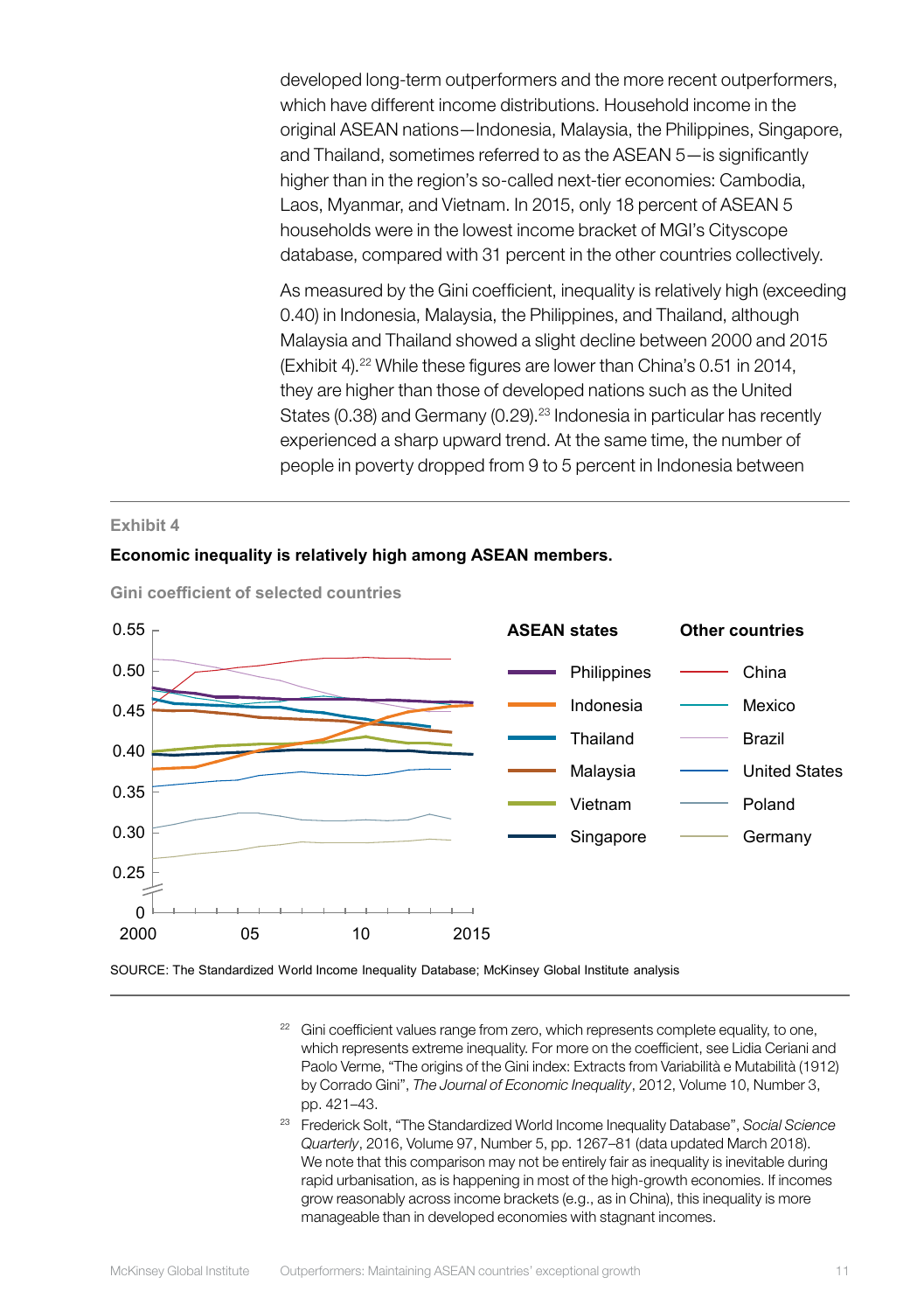developed long-term outperformers and the more recent outperformers, which have different income distributions. Household income in the original ASEAN nations—Indonesia, Malaysia, the Philippines, Singapore, and Thailand, sometimes referred to as the ASEAN 5—is significantly higher than in the region's so-called next-tier economies: Cambodia, Laos, Myanmar, and Vietnam. In 2015, only 18 percent of ASEAN 5 households were in the lowest income bracket of MGI's Cityscope database, compared with 31 percent in the other countries collectively.

As measured by the Gini coefficient, inequality is relatively high (exceeding 0.40) in Indonesia, Malaysia, the Philippines, and Thailand, although Malaysia and Thailand showed a slight decline between 2000 and 2015 (Exhibit 4).[22] While these figures are lower than China's 0.51 in 2014, they are higher than those of developed nations such as the United States (0.38) and Germany (0.29).[23] Indonesia in particular has recently experienced a sharp upward trend. At the same time, the number of people in poverty dropped from 9 to 5 percent in Indonesia between

Exhibit 4

**Economic inequality is relatively high among ASEAN members.**

Gini coefficient of selected countries

0.55
0.50
0.45
0.40
0.35
0.30
0.25
0

2000
05
10
2015

ASEAN states
Philippines
Indonesia
Thailand
Malaysia
Vietnam
Singapore

Other countries
China
Mexico
Brazil
United States
Poland
Germany

SOURCE: The Standardized World Income Inequality Database; McKinsey Global Institute analysis

---

[22] Gini coefficient values range from zero, which represents complete equality, to one, which represents extreme inequality. For more on the coefficient, see Lidia Ceriani and Paolo Verme, "The origins of the Gini index: Extracts from Variabilità e Mutabilità (1912) by Corrado Gini", *The Journal of Economic Inequality*, 2012, Volume 10, Number 3, pp. 421–43.

[23] Frederick Solt, "The Standardized World Income Inequality Database", *Social Science Quarterly*, 2016, Volume 97, Number 5, pp. 1267–81 (data updated March 2018). We note that this comparison may not be entirely fair as inequality is inevitable during rapid urbanisation, as is happening in most of the high-growth economies. If incomes grow reasonably across income brackets (e.g., as in China), this inequality is more manageable than in developed economies with stagnant incomes.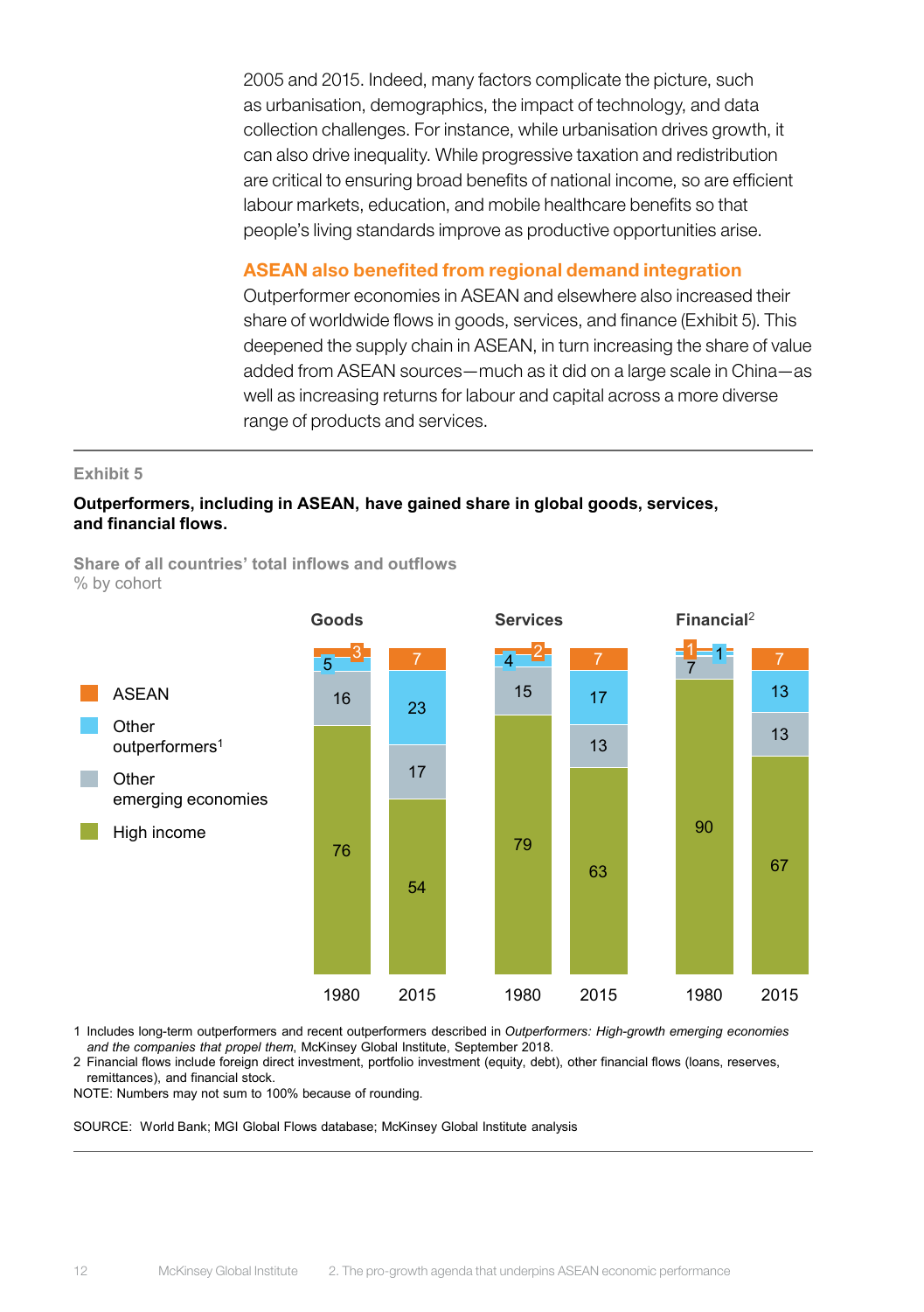2005 and 2015. Indeed, many factors complicate the picture, such as urbanisation, demographics, the impact of technology, and data collection challenges. For instance, while urbanisation drives growth, it can also drive inequality. While progressive taxation and redistribution are critical to ensuring broad benefits of national income, so are efficient labour markets, education, and mobile healthcare benefits so that people's living standards improve as productive opportunities arise.

### ASEAN also benefited from regional demand integration

Outperformer economies in ASEAN and elsewhere also increased their share of worldwide flows in goods, services, and finance (Exhibit 5). This deepened the supply chain in ASEAN, in turn increasing the share of value added from ASEAN sources—much as it did on a large scale in China—as well as increasing returns for labour and capital across a more diverse range of products and services.

Exhibit 5

**Outperformers, including in ASEAN, have gained share in global goods, services, and financial flows.**

Share of all countries' total inflows and outflows
% by cohort

ASEAN
Other outperformers[1]
Other emerging economies
High income

Goods
1980: 3, 5, 16, 76
2015: 7, 23, 17, 54

Services
1980: 2, 4, 15, 79
2015: 7, 17, 13, 63

Financial[2]
1980: 1, 1, 7, 90
2015: 7, 13, 13, 67

1 Includes long-term outperformers and recent outperformers described in *Outperformers: High-growth emerging economies and the companies that propel them*, McKinsey Global Institute, September 2018.
2 Financial flows include foreign direct investment, portfolio investment (equity, debt), other financial flows (loans, reserves, remittances), and financial stock.
NOTE: Numbers may not sum to 100% because of rounding.

SOURCE: World Bank; MGI Global Flows database; McKinsey Global Institute analysis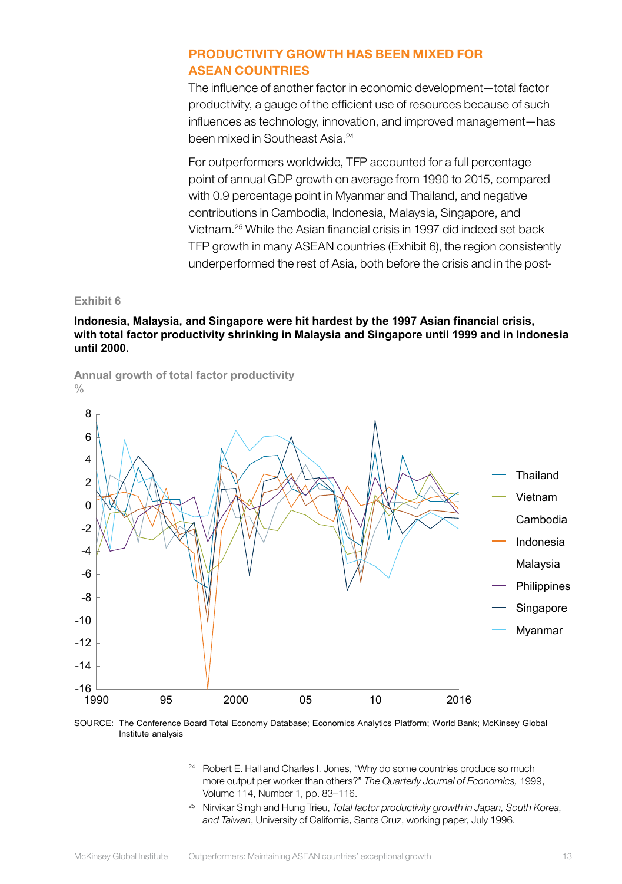## PRODUCTIVITY GROWTH HAS BEEN MIXED FOR ASEAN COUNTRIES

The influence of another factor in economic development—total factor productivity, a gauge of the efficient use of resources because of such influences as technology, innovation, and improved management—has been mixed in Southeast Asia.[24]

For outperformers worldwide, TFP accounted for a full percentage point of annual GDP growth on average from 1990 to 2015, compared with 0.9 percentage point in Myanmar and Thailand, and negative contributions in Cambodia, Indonesia, Malaysia, Singapore, and Vietnam.[25] While the Asian financial crisis in 1997 did indeed set back TFP growth in many ASEAN countries (Exhibit 6), the region consistently underperformed the rest of Asia, both before the crisis and in the post-

Exhibit 6

**Indonesia, Malaysia, and Singapore were hit hardest by the 1997 Asian financial crisis, with total factor productivity shrinking in Malaysia and Singapore until 1999 and in Indonesia until 2000.**

Annual growth of total factor productivity
%

8
6
4
2
0
-2
-4
-6
-8
-10
-12
-14
-16

1990
95
2000
05
10
2016

Thailand
Vietnam
Cambodia
Indonesia
Malaysia
Philippines
Singapore
Myanmar

SOURCE: The Conference Board Total Economy Database; Economics Analytics Platform; World Bank; McKinsey Global Institute analysis

[24] Robert E. Hall and Charles I. Jones, "Why do some countries produce so much more output per worker than others?" *The Quarterly Journal of Economics,* 1999, Volume 114, Number 1, pp. 83–116.

[25] Nirvikar Singh and Hung Trieu, *Total factor productivity growth in Japan, South Korea, and Taiwan*, University of California, Santa Cruz, working paper, July 1996.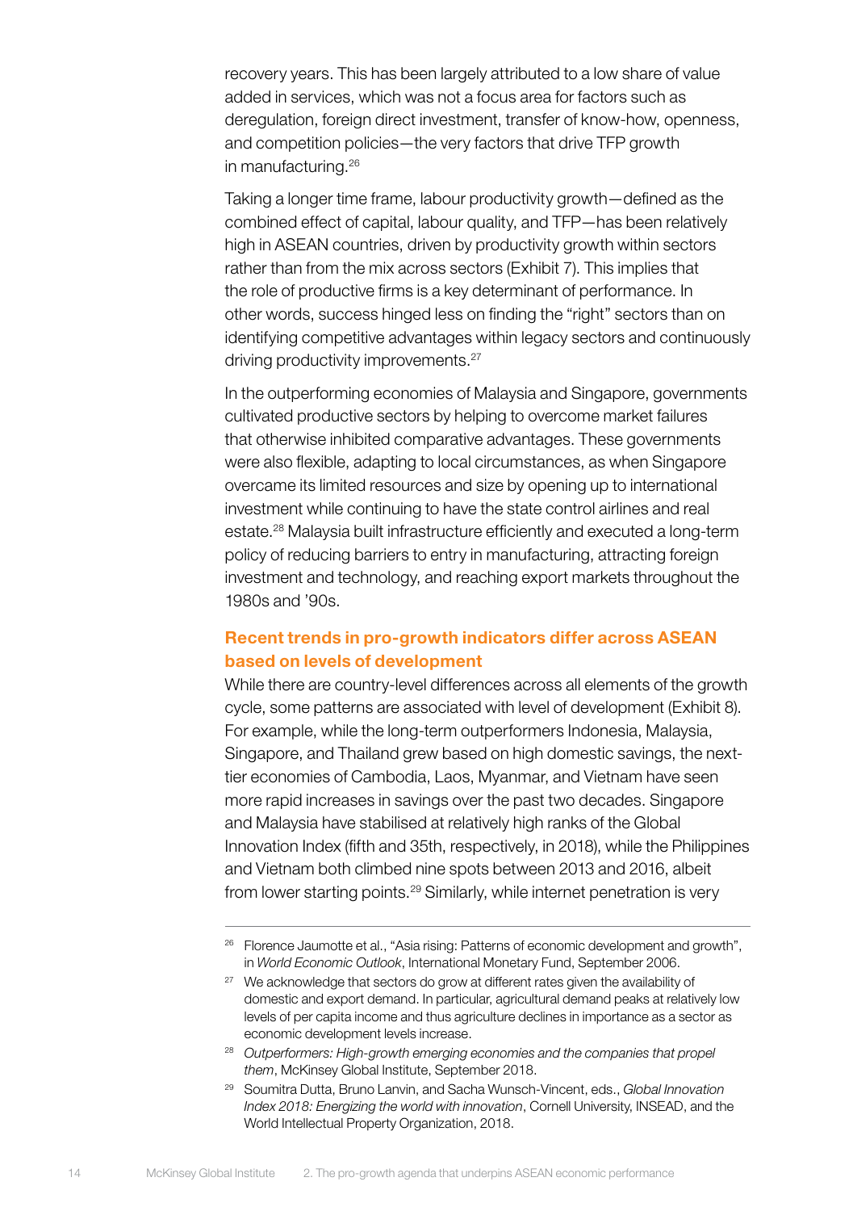recovery years. This has been largely attributed to a low share of value added in services, which was not a focus area for factors such as deregulation, foreign direct investment, transfer of know-how, openness, and competition policies—the very factors that drive TFP growth in manufacturing.[26]

Taking a longer time frame, labour productivity growth—defined as the combined effect of capital, labour quality, and TFP—has been relatively high in ASEAN countries, driven by productivity growth within sectors rather than from the mix across sectors (Exhibit 7). This implies that the role of productive firms is a key determinant of performance. In other words, success hinged less on finding the "right" sectors than on identifying competitive advantages within legacy sectors and continuously driving productivity improvements.[27]

In the outperforming economies of Malaysia and Singapore, governments cultivated productive sectors by helping to overcome market failures that otherwise inhibited comparative advantages. These governments were also flexible, adapting to local circumstances, as when Singapore overcame its limited resources and size by opening up to international investment while continuing to have the state control airlines and real estate.[28] Malaysia built infrastructure efficiently and executed a long-term policy of reducing barriers to entry in manufacturing, attracting foreign investment and technology, and reaching export markets throughout the 1980s and '90s.

### Recent trends in pro-growth indicators differ across ASEAN based on levels of development

While there are country-level differences across all elements of the growth cycle, some patterns are associated with level of development (Exhibit 8). For example, while the long-term outperformers Indonesia, Malaysia, Singapore, and Thailand grew based on high domestic savings, the next-tier economies of Cambodia, Laos, Myanmar, and Vietnam have seen more rapid increases in savings over the past two decades. Singapore and Malaysia have stabilised at relatively high ranks of the Global Innovation Index (fifth and 35th, respectively, in 2018), while the Philippines and Vietnam both climbed nine spots between 2013 and 2016, albeit from lower starting points.[29] Similarly, while internet penetration is very

---

[26] Florence Jaumotte et al., "Asia rising: Patterns of economic development and growth", in *World Economic Outlook*, International Monetary Fund, September 2006.

[27] We acknowledge that sectors do grow at different rates given the availability of domestic and export demand. In particular, agricultural demand peaks at relatively low levels of per capita income and thus agriculture declines in importance as a sector as economic development levels increase.

[28] *Outperformers: High-growth emerging economies and the companies that propel them*, McKinsey Global Institute, September 2018.

[29] Soumitra Dutta, Bruno Lanvin, and Sacha Wunsch-Vincent, eds., *Global Innovation Index 2018: Energizing the world with innovation*, Cornell University, INSEAD, and the World Intellectual Property Organization, 2018.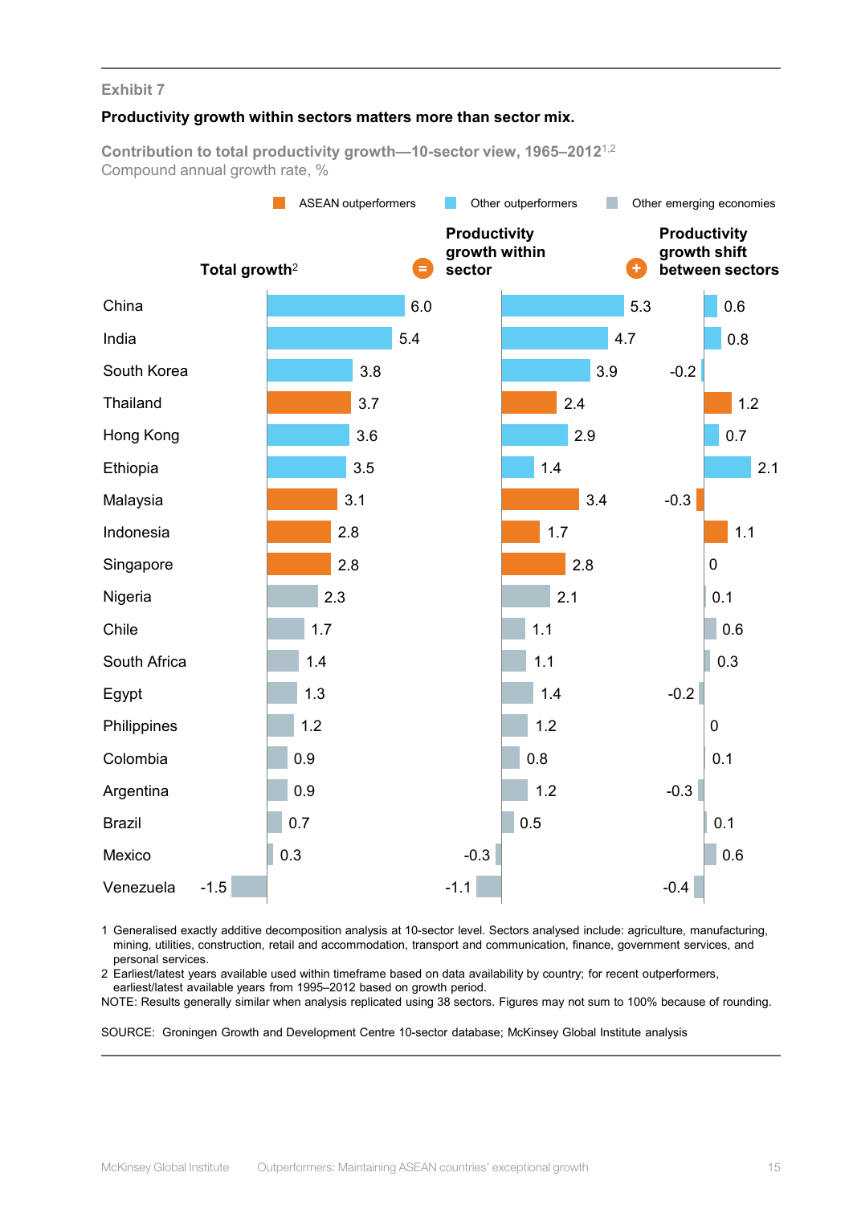Exhibit 7

**Productivity growth within sectors matters more than sector mix.**

Contribution to total productivity growth—10-sector view, 1965–2012[1,2]
Compound annual growth rate, %

ASEAN outperformers
Other outperformers
Other emerging economies

Total growth[2] = Productivity growth within sector + Productivity shift between sectors

China 6.0 5.3 0.6
India 5.4 4.7 0.8
South Korea 3.8 3.9 -0.2
Thailand 3.7 2.4 1.2
Hong Kong 3.6 2.9 0.7
Ethiopia 3.5 1.4 2.1
Malaysia 3.1 3.4 -0.3
Indonesia 2.8 1.7 1.1
Singapore 2.8 2.8 0
Nigeria 2.3 2.1 0.1
Chile 1.7 1.1 0.6
South Africa 1.4 1.1 0.3
Egypt 1.3 1.4 -0.2
Philippines 1.2 1.2 0
Colombia 0.9 0.8 0.1
Argentina 0.9 1.2 -0.3
Brazil 0.7 0.5 0.1
Mexico 0.3 -0.3 0.6
Venezuela -1.5 -1.1 -0.4

1 Generalised exactly additive decomposition analysis at 10-sector level. Sectors analysed include: agriculture, manufacturing, mining, utilities, construction, retail and accommodation, transport and communication, finance, government services, and personal services.
2 Earliest/latest years available used within timeframe based on data availability by country; for recent outperformers, earliest/latest available years from 1995–2012 based on growth period.
NOTE: Results generally similar when analysis replicated using 38 sectors. Figures may not sum to 100% because of rounding.

SOURCE: Groningen Growth and Development Centre 10-sector database; McKinsey Global Institute analysis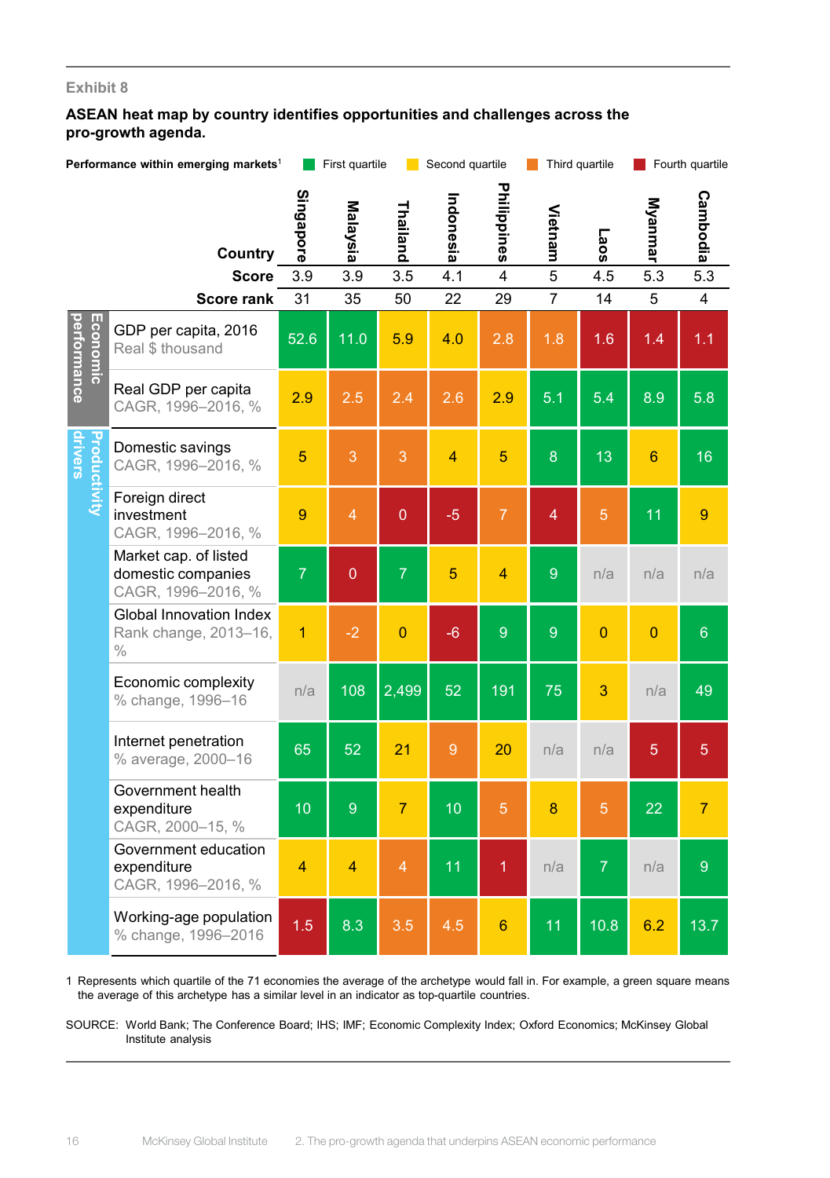Exhibit 8

**ASEAN heat map by country identifies opportunities and challenges across the pro-growth agenda.**

**Performance within emerging markets**[1] First quartile | Second quartile | Third quartile | Fourth quartile

| | | Singapore | Malaysia | Thailand | Indonesia | Philippines | Vietnam | Laos | Myanmar | Cambodia |
|---|---|---|---|---|---|---|---|---|---|---|
| | **Country** | | | | | | | | | |
| | **Score** | 3.9 | 3.9 | 3.5 | 4.1 | 4 | 5 | 4.5 | 5.3 | 5.3 |
| | **Score rank** | 31 | 35 | 50 | 22 | 29 | 7 | 14 | 5 | 4 |
| Economic performance | GDP per capita, 2016 Real $ thousand | 52.6 | 11.0 | 5.9 | 4.0 | 2.8 | 1.8 | 1.6 | 1.4 | 1.1 |
| Economic performance | Real GDP per capita CAGR, 1996–2016, % | 2.9 | 2.5 | 2.4 | 2.6 | 2.9 | 5.1 | 5.4 | 8.9 | 5.8 |
| Productivity drivers | Domestic savings CAGR, 1996–2016, % | 5 | 3 | 3 | 4 | 5 | 8 | 13 | 6 | 16 |
| Productivity drivers | Foreign direct investment CAGR, 1996–2016, % | 9 | 4 | 0 | -5 | 7 | 4 | 5 | 11 | 9 |
| Productivity drivers | Market cap. of listed domestic companies CAGR, 1996–2016, % | 7 | 0 | 7 | 5 | 4 | 9 | n/a | n/a | n/a |
| Productivity drivers | Global Innovation Index Rank change, 2013–16, % | 1 | -2 | 0 | -6 | 9 | 9 | 0 | 0 | 6 |
| Productivity drivers | Economic complexity % change, 1996–16 | n/a | 108 | 2,499 | 52 | 191 | 75 | 3 | n/a | 49 |
| Productivity drivers | Internet penetration % average, 2000–16 | 65 | 52 | 21 | 9 | 20 | n/a | n/a | 5 | 5 |
| Productivity drivers | Government health expenditure CAGR, 2000–15, % | 10 | 9 | 7 | 10 | 5 | 8 | 5 | 22 | 7 |
| Productivity drivers | Government education expenditure CAGR, 1996–2016, % | 4 | 4 | 4 | 11 | 1 | n/a | 7 | n/a | 9 |
| Productivity drivers | Working-age population % change, 1996–2016 | 1.5 | 8.3 | 3.5 | 4.5 | 6 | 11 | 10.8 | 6.2 | 13.7 |

1 Represents which quartile of the 71 economies the average of the archetype would fall in. For example, a green square means the average of this archetype has a similar level in an indicator as top-quartile countries.

SOURCE: World Bank; The Conference Board; IHS; IMF; Economic Complexity Index; Oxford Economics; McKinsey Global Institute analysis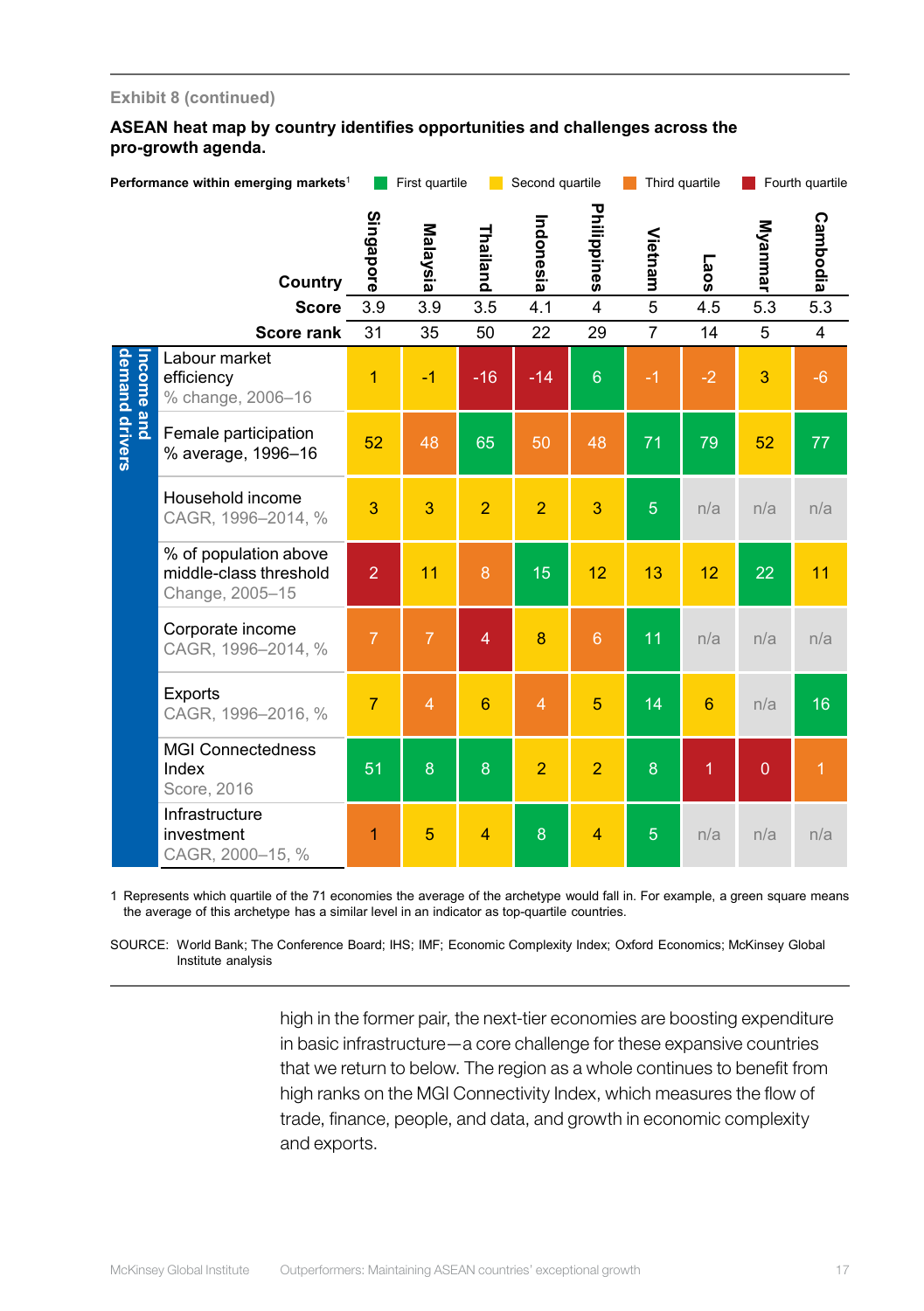Exhibit 8 (continued)

**ASEAN heat map by country identifies opportunities and challenges across the pro-growth agenda.**

Performance within emerging markets[1] — First quartile, Second quartile, Third quartile, Fourth quartile

| | Country | Singapore | Malaysia | Thailand | Indonesia | Philippines | Vietnam | Laos | Myanmar | Cambodia |
|---|---|---|---|---|---|---|---|---|---|---|
| | Score | 3.9 | 3.9 | 3.5 | 4.1 | 4 | 5 | 4.5 | 5.3 | 5.3 |
| | Score rank | 31 | 35 | 50 | 22 | 29 | 7 | 14 | 5 | 4 |
| Income and demand drivers | Labour market efficiency % change, 2006–16 | 1 | -1 | -16 | -14 | 6 | -1 | -2 | 3 | -6 |
| | Female participation % average, 1996–16 | 52 | 48 | 65 | 50 | 48 | 71 | 79 | 52 | 77 |
| | Household income CAGR, 1996–2014, % | 3 | 3 | 2 | 2 | 3 | 5 | n/a | n/a | n/a |
| | % of population above middle-class threshold Change, 2005–15 | 2 | 11 | 8 | 15 | 12 | 13 | 12 | 22 | 11 |
| | Corporate income CAGR, 1996–2014, % | 7 | 7 | 4 | 8 | 6 | 11 | n/a | n/a | n/a |
| | Exports CAGR, 1996–2016, % | 7 | 4 | 6 | 4 | 5 | 14 | 6 | n/a | 16 |
| | MGI Connectedness Index Score, 2016 | 51 | 8 | 8 | 2 | 2 | 8 | 1 | 0 | 1 |
| | Infrastructure investment CAGR, 2000–15, % | 1 | 5 | 4 | 8 | 4 | 5 | n/a | n/a | n/a |

1 Represents which quartile of the 71 economies the average of the archetype would fall in. For example, a green square means the average of this archetype has a similar level in an indicator as top-quartile countries.

SOURCE: World Bank; The Conference Board; IHS; IMF; Economic Complexity Index; Oxford Economics; McKinsey Global Institute analysis

high in the former pair, the next-tier economies are boosting expenditure in basic infrastructure—a core challenge for these expansive countries that we return to below. The region as a whole continues to benefit from high ranks on the MGI Connectivity Index, which measures the flow of trade, finance, people, and data, and growth in economic complexity and exports.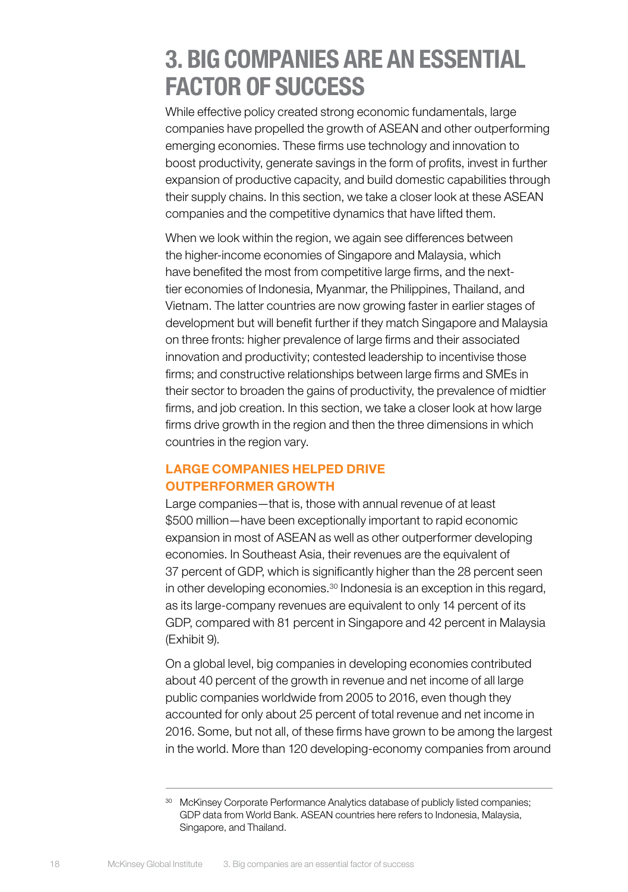# 3. BIG COMPANIES ARE AN ESSENTIAL FACTOR OF SUCCESS

While effective policy created strong economic fundamentals, large companies have propelled the growth of ASEAN and other outperforming emerging economies. These firms use technology and innovation to boost productivity, generate savings in the form of profits, invest in further expansion of productive capacity, and build domestic capabilities through their supply chains. In this section, we take a closer look at these ASEAN companies and the competitive dynamics that have lifted them.

When we look within the region, we again see differences between the higher-income economies of Singapore and Malaysia, which have benefited the most from competitive large firms, and the next-tier economies of Indonesia, Myanmar, the Philippines, Thailand, and Vietnam. The latter countries are now growing faster in earlier stages of development but will benefit further if they match Singapore and Malaysia on three fronts: higher prevalence of large firms and their associated innovation and productivity; contested leadership to incentivise those firms; and constructive relationships between large firms and SMEs in their sector to broaden the gains of productivity, the prevalence of midtier firms, and job creation. In this section, we take a closer look at how large firms drive growth in the region and then the three dimensions in which countries in the region vary.

## LARGE COMPANIES HELPED DRIVE OUTPERFORMER GROWTH

Large companies—that is, those with annual revenue of at least $500 million—have been exceptionally important to rapid economic expansion in most of ASEAN as well as other outperformer developing economies. In Southeast Asia, their revenues are the equivalent of 37 percent of GDP, which is significantly higher than the 28 percent seen in other developing economies.[30] Indonesia is an exception in this regard, as its large-company revenues are equivalent to only 14 percent of its GDP, compared with 81 percent in Singapore and 42 percent in Malaysia (Exhibit 9).

On a global level, big companies in developing economies contributed about 40 percent of the growth in revenue and net income of all large public companies worldwide from 2005 to 2016, even though they accounted for only about 25 percent of total revenue and net income in 2016. Some, but not all, of these firms have grown to be among the largest in the world. More than 120 developing-economy companies from around

[30] McKinsey Corporate Performance Analytics database of publicly listed companies; GDP data from World Bank. ASEAN countries here refers to Indonesia, Malaysia, Singapore, and Thailand.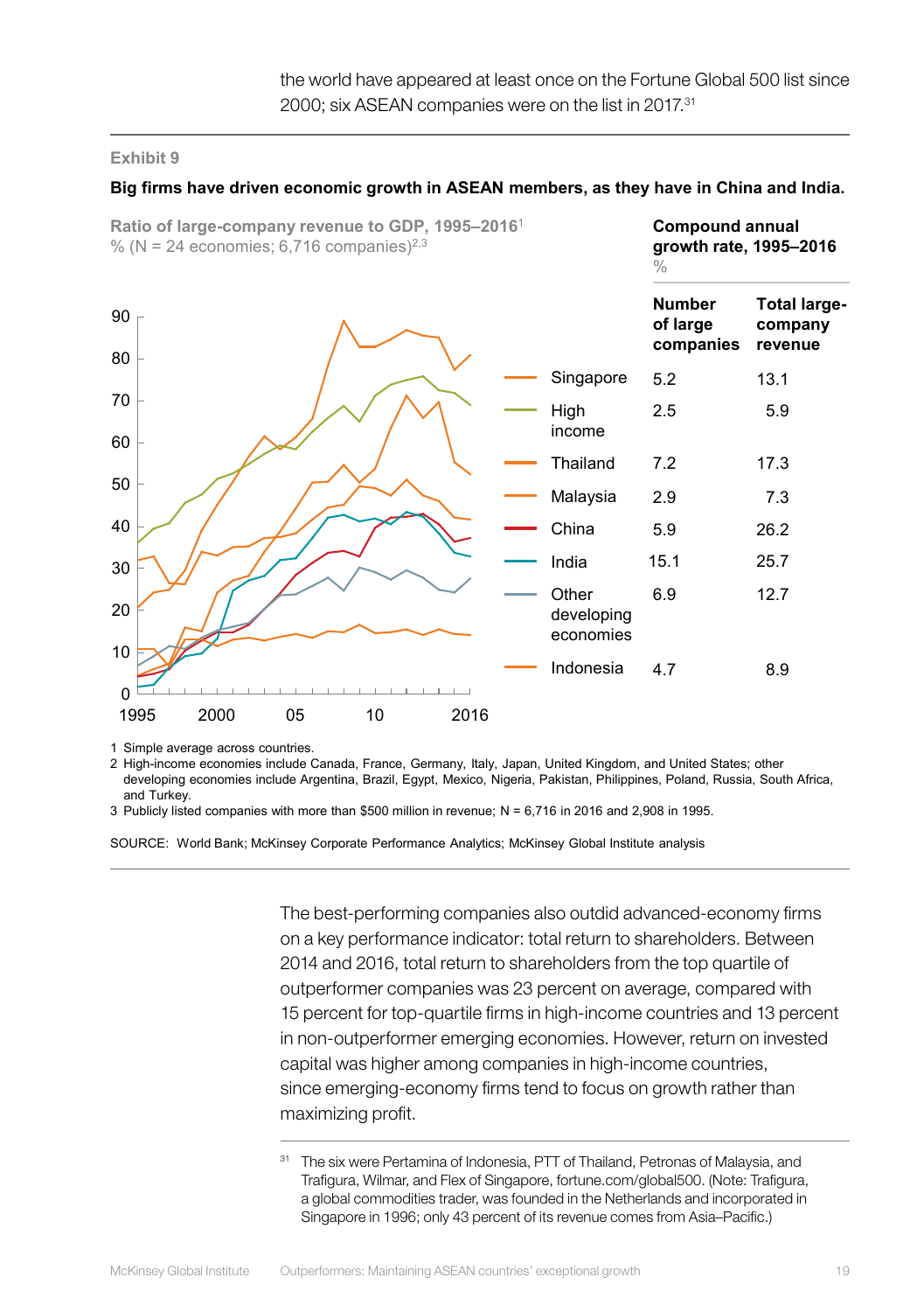the world have appeared at least once on the Fortune Global 500 list since 2000; six ASEAN companies were on the list in 2017.[31]

**Exhibit 9**

**Big firms have driven economic growth in ASEAN members, as they have in China and India.**

Ratio of large-company revenue to GDP, 1995–2016[1]
% (N = 24 economies; 6,716 companies)[2,3]

90
80
70
60
50
40
30
20
10
0
1995
2000
05
10
2016

**Compound annual growth rate, 1995–2016**
%

| | **Number of large companies** | **Total large-company revenue** |
|---|---|---|
| Singapore | 5.2 | 13.1 |
| High income | 2.5 | 5.9 |
| Thailand | 7.2 | 17.3 |
| Malaysia | 2.9 | 7.3 |
| China | 5.9 | 26.2 |
| India | 15.1 | 25.7 |
| Other developing economies | 6.9 | 12.7 |
| Indonesia | 4.7 | 8.9 |

1 Simple average across countries.
2 High-income economies include Canada, France, Germany, Italy, Japan, United Kingdom, and United States; other developing economies include Argentina, Brazil, Egypt, Mexico, Nigeria, Pakistan, Philippines, Poland, Russia, South Africa, and Turkey.
3 Publicly listed companies with more than $500 million in revenue; N = 6,716 in 2016 and 2,908 in 1995.

SOURCE: World Bank; McKinsey Corporate Performance Analytics; McKinsey Global Institute analysis

The best-performing companies also outdid advanced-economy firms on a key performance indicator: total return to shareholders. Between 2014 and 2016, total return to shareholders from the top quartile of outperformer companies was 23 percent on average, compared with 15 percent for top-quartile firms in high-income countries and 13 percent in non-outperformer emerging economies. However, return on invested capital was higher among companies in high-income countries, since emerging-economy firms tend to focus on growth rather than maximizing profit.

[31] The six were Pertamina of Indonesia, PTT of Thailand, Petronas of Malaysia, and Trafigura, Wilmar, and Flex of Singapore, fortune.com/global500. (Note: Trafigura, a global commodities trader, was founded in the Netherlands and incorporated in Singapore in 1996; only 43 percent of its revenue comes from Asia–Pacific.)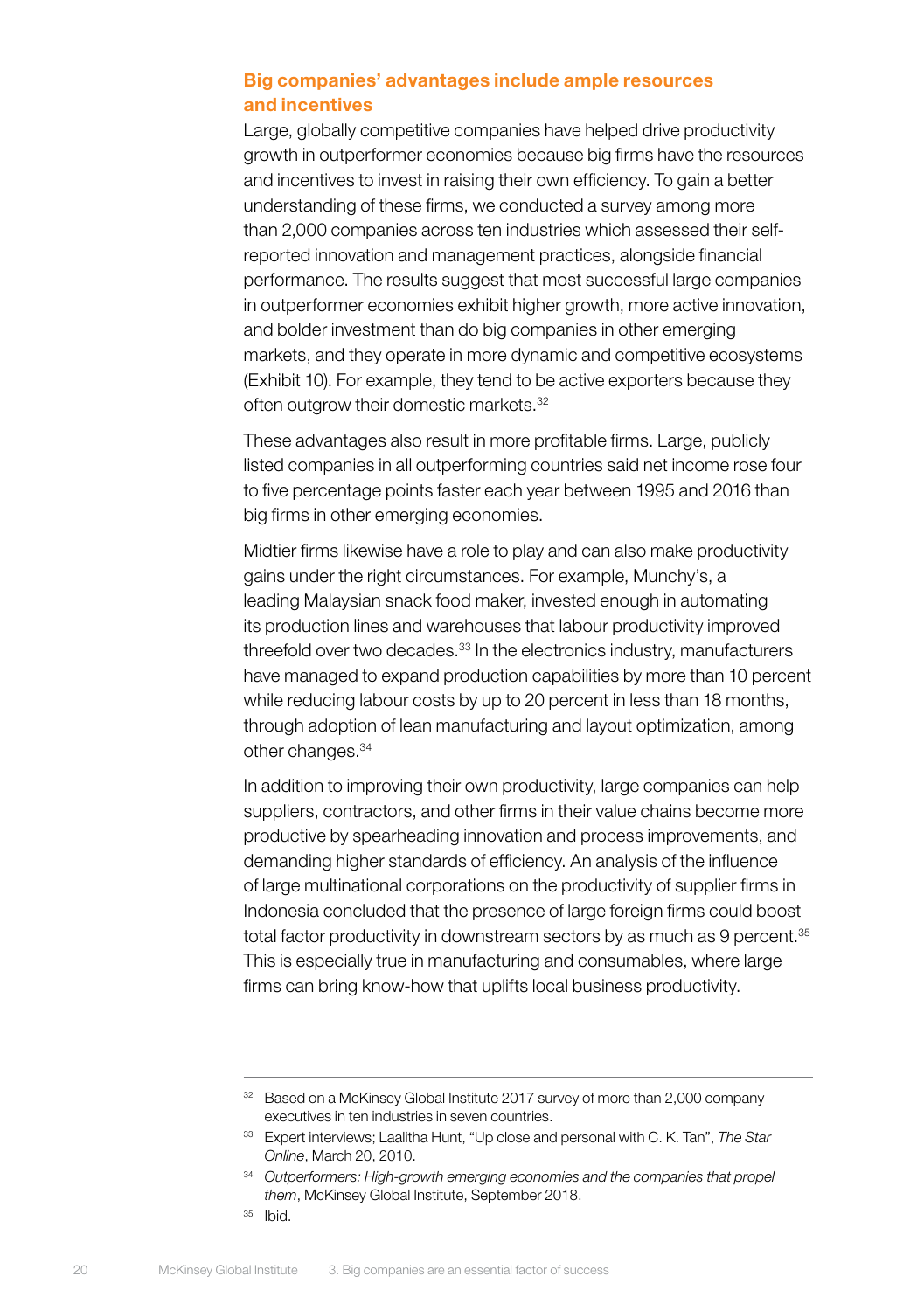### Big companies' advantages include ample resources and incentives

Large, globally competitive companies have helped drive productivity growth in outperformer economies because big firms have the resources and incentives to invest in raising their own efficiency. To gain a better understanding of these firms, we conducted a survey among more than 2,000 companies across ten industries which assessed their self-reported innovation and management practices, alongside financial performance. The results suggest that most successful large companies in outperformer economies exhibit higher growth, more active innovation, and bolder investment than do big companies in other emerging markets, and they operate in more dynamic and competitive ecosystems (Exhibit 10). For example, they tend to be active exporters because they often outgrow their domestic markets.[32]

These advantages also result in more profitable firms. Large, publicly listed companies in all outperforming countries said net income rose four to five percentage points faster each year between 1995 and 2016 than big firms in other emerging economies.

Midtier firms likewise have a role to play and can also make productivity gains under the right circumstances. For example, Munchy's, a leading Malaysian snack food maker, invested enough in automating its production lines and warehouses that labour productivity improved threefold over two decades.[33] In the electronics industry, manufacturers have managed to expand production capabilities by more than 10 percent while reducing labour costs by up to 20 percent in less than 18 months, through adoption of lean manufacturing and layout optimization, among other changes.[34]

In addition to improving their own productivity, large companies can help suppliers, contractors, and other firms in their value chains become more productive by spearheading innovation and process improvements, and demanding higher standards of efficiency. An analysis of the influence of large multinational corporations on the productivity of supplier firms in Indonesia concluded that the presence of large foreign firms could boost total factor productivity in downstream sectors by as much as 9 percent.[35] This is especially true in manufacturing and consumables, where large firms can bring know-how that uplifts local business productivity.

---

[32] Based on a McKinsey Global Institute 2017 survey of more than 2,000 company executives in ten industries in seven countries.

[33] Expert interviews; Laalitha Hunt, "Up close and personal with C. K. Tan", *The Star Online*, March 20, 2010.

[34] *Outperformers: High-growth emerging economies and the companies that propel them*, McKinsey Global Institute, September 2018.

[35] Ibid.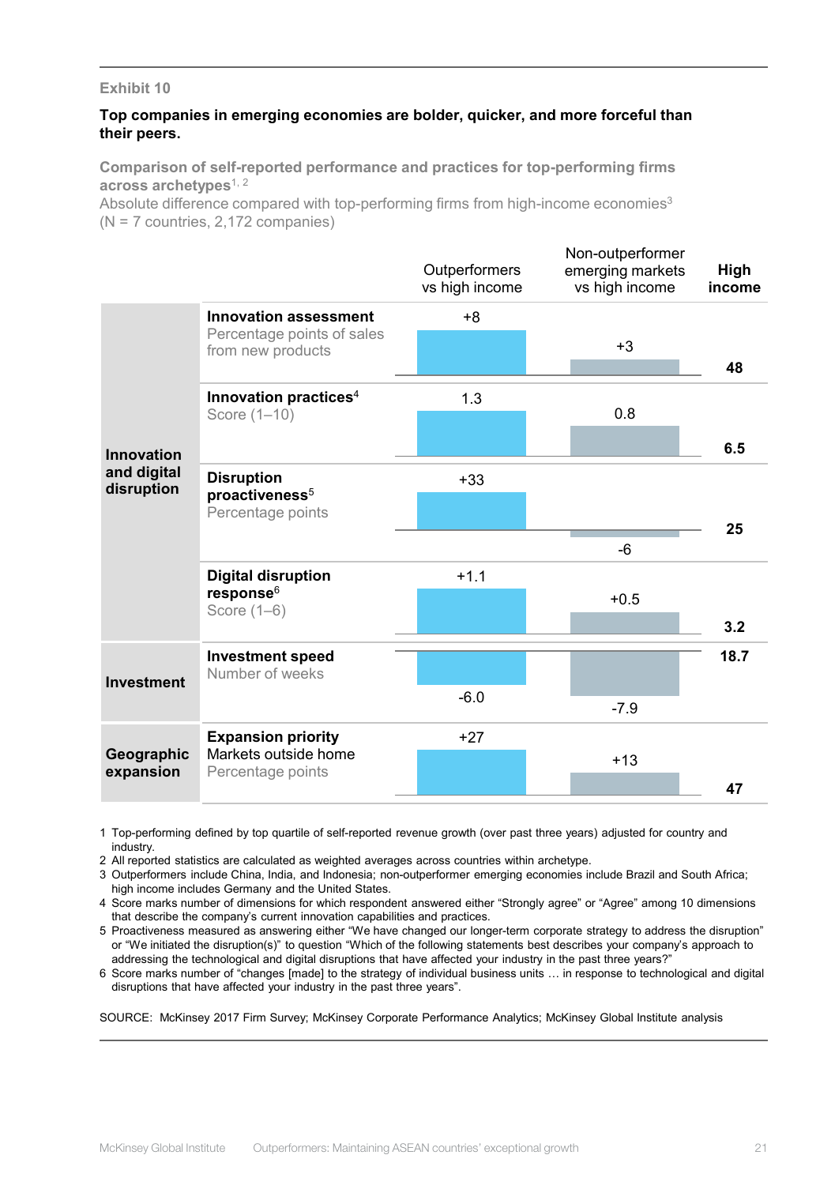Exhibit 10

**Top companies in emerging economies are bolder, quicker, and more forceful than their peers.**

**Comparison of self-reported performance and practices for top-performing firms across archetypes**[1, 2]

Absolute difference compared with top-performing firms from high-income economies[3]
(N = 7 countries, 2,172 companies)

Outperformers vs high income

Non-outperformer emerging markets vs high income

**High income**

**Innovation and digital disruption**

**Innovation assessment**
Percentage points of sales from new products
+8
+3
**48**

**Innovation practices**[4]
Score (1–10)
1.3
0.8
**6.5**

**Disruption proactiveness**[5]
Percentage points
+33
-6
**25**

**Digital disruption response**[6]
Score (1–6)
+1.1
+0.5
**3.2**

**Investment**

**Investment speed**
Number of weeks
-6.0
-7.9
**18.7**

**Geographic expansion**

**Expansion priority**
Markets outside home
Percentage points
+27
+13
**47**

1 Top-performing defined by top quartile of self-reported revenue growth (over past three years) adjusted for country and industry.
2 All reported statistics are calculated as weighted averages across countries within archetype.
3 Outperformers include China, India, and Indonesia; non-outperformer emerging economies include Brazil and South Africa; high income includes Germany and the United States.
4 Score marks number of dimensions for which respondent answered either "Strongly agree" or "Agree" among 10 dimensions that describe the company's current innovation capabilities and practices.
5 Proactiveness measured as answering either "We have changed our longer-term corporate strategy to address the disruption" or "We initiated the disruption(s)" to question "Which of the following statements best describes your company's approach to addressing the technological and digital disruptions that have affected your industry in the past three years?"
6 Score marks number of "changes [made] to the strategy of individual business units … in response to technological and digital disruptions that have affected your industry in the past three years".

SOURCE: McKinsey 2017 Firm Survey; McKinsey Corporate Performance Analytics; McKinsey Global Institute analysis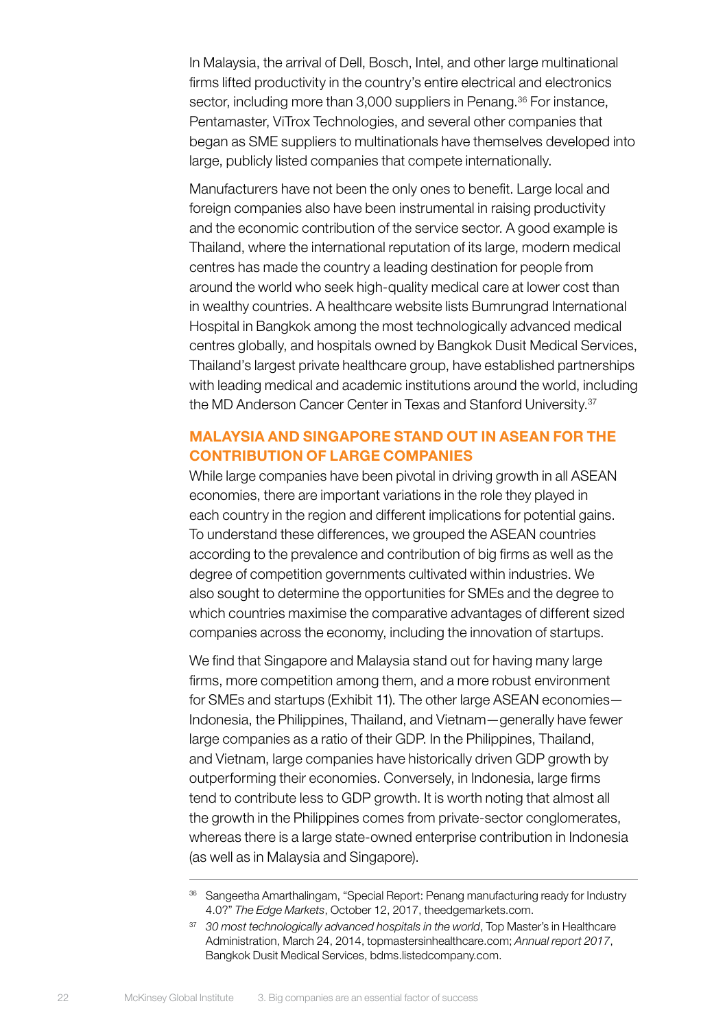In Malaysia, the arrival of Dell, Bosch, Intel, and other large multinational firms lifted productivity in the country's entire electrical and electronics sector, including more than 3,000 suppliers in Penang.[36] For instance, Pentamaster, ViTrox Technologies, and several other companies that began as SME suppliers to multinationals have themselves developed into large, publicly listed companies that compete internationally.

Manufacturers have not been the only ones to benefit. Large local and foreign companies also have been instrumental in raising productivity and the economic contribution of the service sector. A good example is Thailand, where the international reputation of its large, modern medical centres has made the country a leading destination for people from around the world who seek high-quality medical care at lower cost than in wealthy countries. A healthcare website lists Bumrungrad International Hospital in Bangkok among the most technologically advanced medical centres globally, and hospitals owned by Bangkok Dusit Medical Services, Thailand's largest private healthcare group, have established partnerships with leading medical and academic institutions around the world, including the MD Anderson Cancer Center in Texas and Stanford University.[37]

## MALAYSIA AND SINGAPORE STAND OUT IN ASEAN FOR THE CONTRIBUTION OF LARGE COMPANIES

While large companies have been pivotal in driving growth in all ASEAN economies, there are important variations in the role they played in each country in the region and different implications for potential gains. To understand these differences, we grouped the ASEAN countries according to the prevalence and contribution of big firms as well as the degree of competition governments cultivated within industries. We also sought to determine the opportunities for SMEs and the degree to which countries maximise the comparative advantages of different sized companies across the economy, including the innovation of startups.

We find that Singapore and Malaysia stand out for having many large firms, more competition among them, and a more robust environment for SMEs and startups (Exhibit 11). The other large ASEAN economies—Indonesia, the Philippines, Thailand, and Vietnam—generally have fewer large companies as a ratio of their GDP. In the Philippines, Thailand, and Vietnam, large companies have historically driven GDP growth by outperforming their economies. Conversely, in Indonesia, large firms tend to contribute less to GDP growth. It is worth noting that almost all the growth in the Philippines comes from private-sector conglomerates, whereas there is a large state-owned enterprise contribution in Indonesia (as well as in Malaysia and Singapore).

---

[36] Sangeetha Amarthalingam, "Special Report: Penang manufacturing ready for Industry 4.0?" *The Edge Markets*, October 12, 2017, theedgemarkets.com.

[37] *30 most technologically advanced hospitals in the world*, Top Master's in Healthcare Administration, March 24, 2014, topmastersinhealthcare.com; *Annual report 2017*, Bangkok Dusit Medical Services, bdms.listedcompany.com.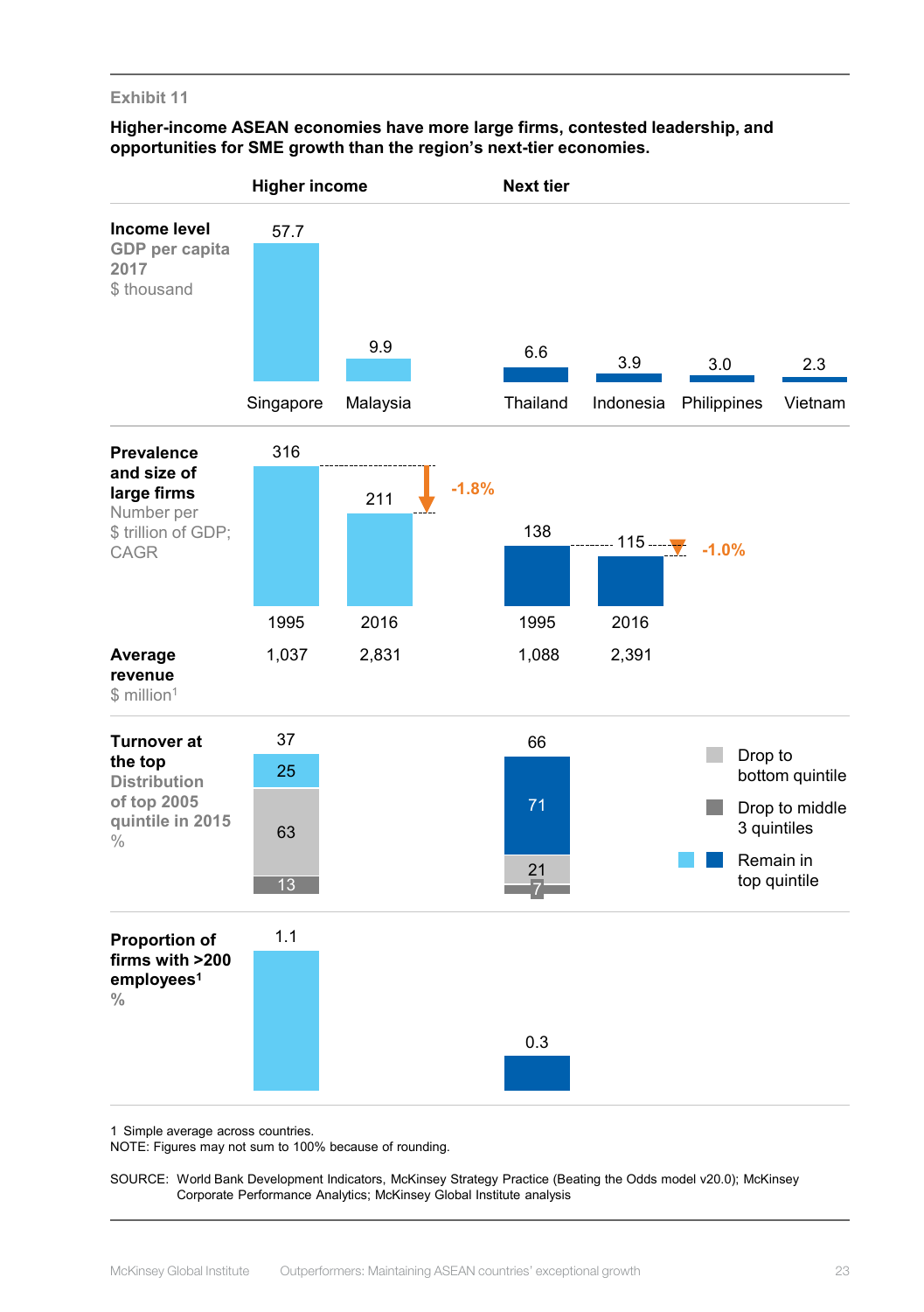Exhibit 11

**Higher-income ASEAN economies have more large firms, contested leadership, and opportunities for SME growth than the region's next-tier economies.**

Higher income

Next tier

**Income level**
GDP per capita 2017
$ thousand

57.7
Singapore

9.9
Malaysia

6.6
Thailand

3.9
Indonesia

3.0
Philippines

2.3
Vietnam

**Prevalence and size of large firms**
Number per $ trillion of GDP; CAGR

316
1995

211
2016

-1.8%

138
1995

115
2016

-1.0%

**Average revenue**
$ million[1]

1,037
2,831
1,088
2,391

**Turnover at the top**
Distribution of top 2005 quintile in 2015
%

37
25
63
13

66
71
21
7

Drop to bottom quintile

Drop to middle 3 quintiles

Remain in top quintile

**Proportion of firms with >200 employees[1]**
%

1.1

0.3

1 Simple average across countries.
NOTE: Figures may not sum to 100% because of rounding.

SOURCE: World Bank Development Indicators, McKinsey Strategy Practice (Beating the Odds model v20.0); McKinsey Corporate Performance Analytics; McKinsey Global Institute analysis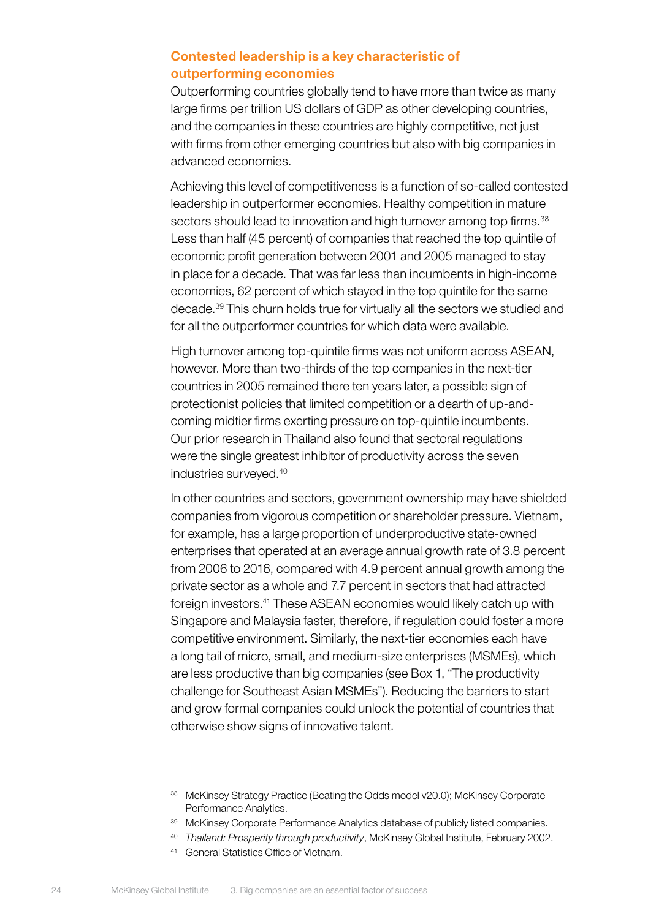### Contested leadership is a key characteristic of outperforming economies

Outperforming countries globally tend to have more than twice as many large firms per trillion US dollars of GDP as other developing countries, and the companies in these countries are highly competitive, not just with firms from other emerging countries but also with big companies in advanced economies.

Achieving this level of competitiveness is a function of so-called contested leadership in outperformer economies. Healthy competition in mature sectors should lead to innovation and high turnover among top firms.[38] Less than half (45 percent) of companies that reached the top quintile of economic profit generation between 2001 and 2005 managed to stay in place for a decade. That was far less than incumbents in high-income economies, 62 percent of which stayed in the top quintile for the same decade.[39] This churn holds true for virtually all the sectors we studied and for all the outperformer countries for which data were available.

High turnover among top-quintile firms was not uniform across ASEAN, however. More than two-thirds of the top companies in the next-tier countries in 2005 remained there ten years later, a possible sign of protectionist policies that limited competition or a dearth of up-and-coming midtier firms exerting pressure on top-quintile incumbents. Our prior research in Thailand also found that sectoral regulations were the single greatest inhibitor of productivity across the seven industries surveyed.[40]

In other countries and sectors, government ownership may have shielded companies from vigorous competition or shareholder pressure. Vietnam, for example, has a large proportion of underproductive state-owned enterprises that operated at an average annual growth rate of 3.8 percent from 2006 to 2016, compared with 4.9 percent annual growth among the private sector as a whole and 7.7 percent in sectors that had attracted foreign investors.[41] These ASEAN economies would likely catch up with Singapore and Malaysia faster, therefore, if regulation could foster a more competitive environment. Similarly, the next-tier economies each have a long tail of micro, small, and medium-size enterprises (MSMEs), which are less productive than big companies (see Box 1, "The productivity challenge for Southeast Asian MSMEs"). Reducing the barriers to start and grow formal companies could unlock the potential of countries that otherwise show signs of innovative talent.

---

[38] McKinsey Strategy Practice (Beating the Odds model v20.0); McKinsey Corporate Performance Analytics.

[39] McKinsey Corporate Performance Analytics database of publicly listed companies.

[40] *Thailand: Prosperity through productivity*, McKinsey Global Institute, February 2002.

[41] General Statistics Office of Vietnam.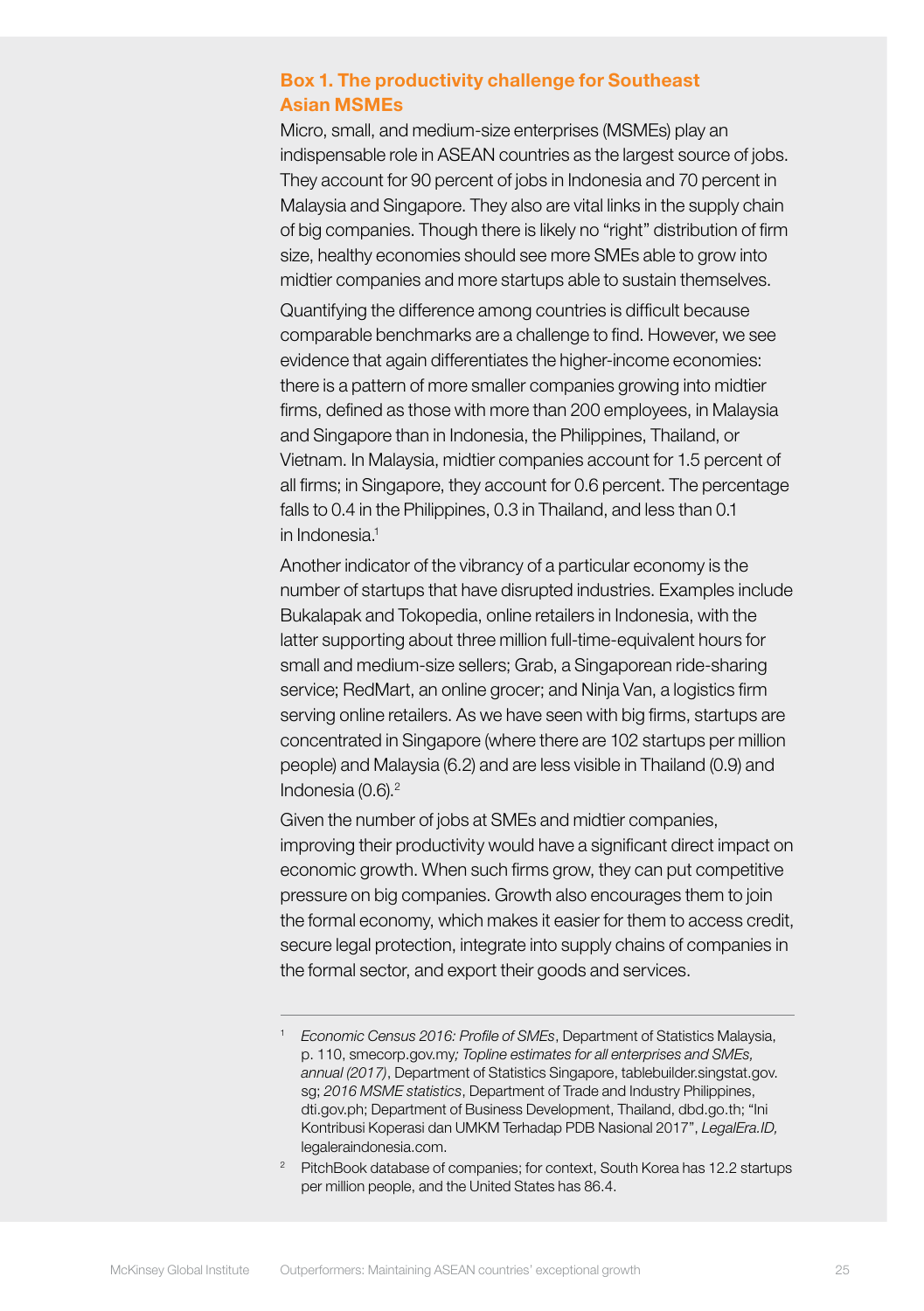## Box 1. The productivity challenge for Southeast Asian MSMEs

Micro, small, and medium-size enterprises (MSMEs) play an indispensable role in ASEAN countries as the largest source of jobs. They account for 90 percent of jobs in Indonesia and 70 percent in Malaysia and Singapore. They also are vital links in the supply chain of big companies. Though there is likely no "right" distribution of firm size, healthy economies should see more SMEs able to grow into midtier companies and more startups able to sustain themselves.

Quantifying the difference among countries is difficult because comparable benchmarks are a challenge to find. However, we see evidence that again differentiates the higher-income economies: there is a pattern of more smaller companies growing into midtier firms, defined as those with more than 200 employees, in Malaysia and Singapore than in Indonesia, the Philippines, Thailand, or Vietnam. In Malaysia, midtier companies account for 1.5 percent of all firms; in Singapore, they account for 0.6 percent. The percentage falls to 0.4 in the Philippines, 0.3 in Thailand, and less than 0.1 in Indonesia.[1]

Another indicator of the vibrancy of a particular economy is the number of startups that have disrupted industries. Examples include Bukalapak and Tokopedia, online retailers in Indonesia, with the latter supporting about three million full-time-equivalent hours for small and medium-size sellers; Grab, a Singaporean ride-sharing service; RedMart, an online grocer; and Ninja Van, a logistics firm serving online retailers. As we have seen with big firms, startups are concentrated in Singapore (where there are 102 startups per million people) and Malaysia (6.2) and are less visible in Thailand (0.9) and Indonesia (0.6).[2]

Given the number of jobs at SMEs and midtier companies, improving their productivity would have a significant direct impact on economic growth. When such firms grow, they can put competitive pressure on big companies. Growth also encourages them to join the formal economy, which makes it easier for them to access credit, secure legal protection, integrate into supply chains of companies in the formal sector, and export their goods and services.

---

[1] *Economic Census 2016: Profile of SMEs*, Department of Statistics Malaysia, p. 110, smecorp.gov.my; *Topline estimates for all enterprises and SMEs, annual (2017)*, Department of Statistics Singapore, tablebuilder.singstat.gov.sg; *2016 MSME statistics*, Department of Trade and Industry Philippines, dti.gov.ph; Department of Business Development, Thailand, dbd.go.th; "Ini Kontribusi Koperasi dan UMKM Terhadap PDB Nasional 2017", *LegalEra.ID,* legaleraindonesia.com.

[2] PitchBook database of companies; for context, South Korea has 12.2 startups per million people, and the United States has 86.4.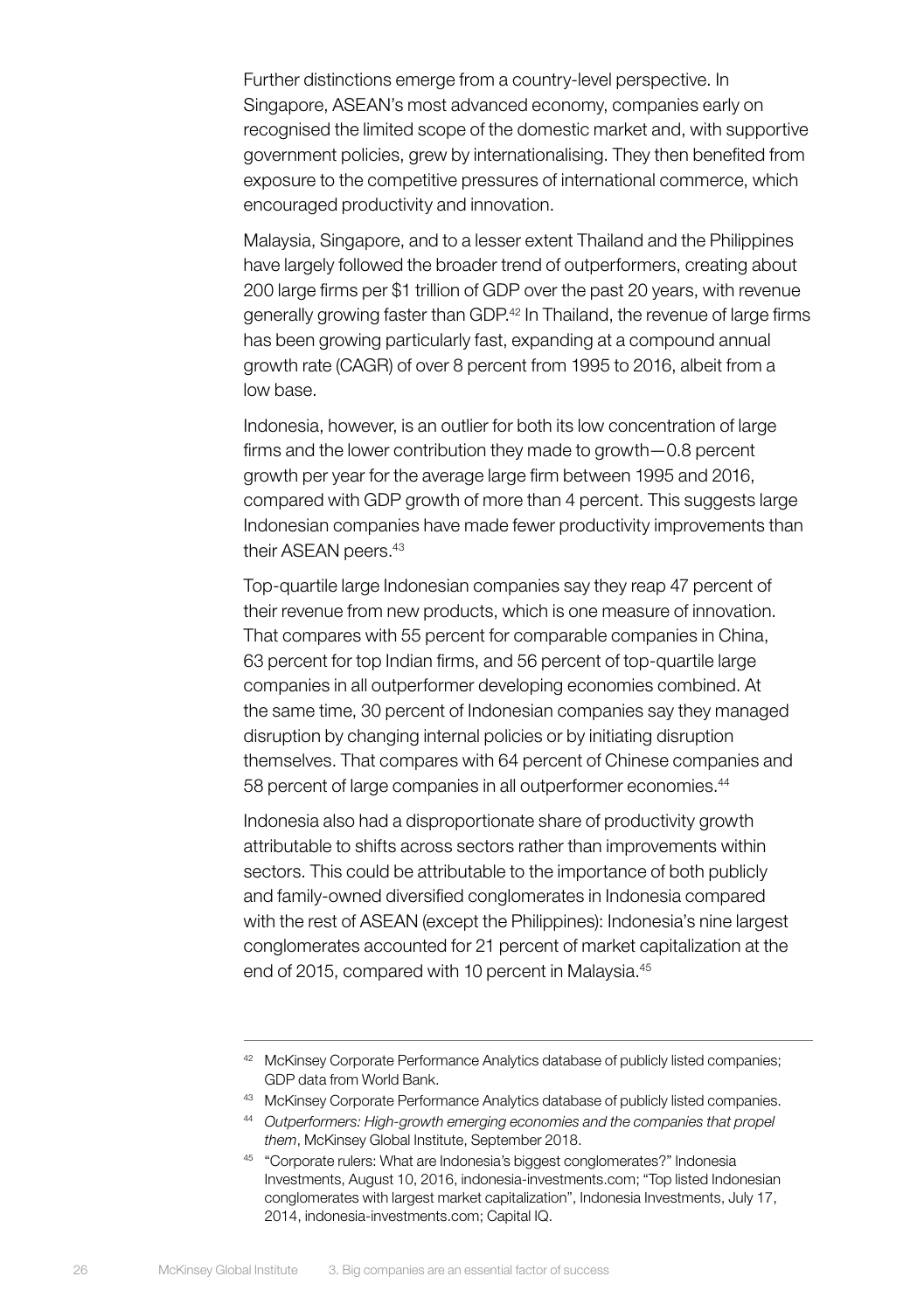Further distinctions emerge from a country-level perspective. In Singapore, ASEAN's most advanced economy, companies early on recognised the limited scope of the domestic market and, with supportive government policies, grew by internationalising. They then benefited from exposure to the competitive pressures of international commerce, which encouraged productivity and innovation.

Malaysia, Singapore, and to a lesser extent Thailand and the Philippines have largely followed the broader trend of outperformers, creating about 200 large firms per $1 trillion of GDP over the past 20 years, with revenue generally growing faster than GDP.[42] In Thailand, the revenue of large firms has been growing particularly fast, expanding at a compound annual growth rate (CAGR) of over 8 percent from 1995 to 2016, albeit from a low base.

Indonesia, however, is an outlier for both its low concentration of large firms and the lower contribution they made to growth—0.8 percent growth per year for the average large firm between 1995 and 2016, compared with GDP growth of more than 4 percent. This suggests large Indonesian companies have made fewer productivity improvements than their ASEAN peers.[43]

Top-quartile large Indonesian companies say they reap 47 percent of their revenue from new products, which is one measure of innovation. That compares with 55 percent for comparable companies in China, 63 percent for top Indian firms, and 56 percent of top-quartile large companies in all outperformer developing economies combined. At the same time, 30 percent of Indonesian companies say they managed disruption by changing internal policies or by initiating disruption themselves. That compares with 64 percent of Chinese companies and 58 percent of large companies in all outperformer economies.[44]

Indonesia also had a disproportionate share of productivity growth attributable to shifts across sectors rather than improvements within sectors. This could be attributable to the importance of both publicly and family-owned diversified conglomerates in Indonesia compared with the rest of ASEAN (except the Philippines): Indonesia's nine largest conglomerates accounted for 21 percent of market capitalization at the end of 2015, compared with 10 percent in Malaysia.[45]

---

[42] McKinsey Corporate Performance Analytics database of publicly listed companies; GDP data from World Bank.

[43] McKinsey Corporate Performance Analytics database of publicly listed companies.

[44] *Outperformers: High-growth emerging economies and the companies that propel them*, McKinsey Global Institute, September 2018.

[45] "Corporate rulers: What are Indonesia's biggest conglomerates?" Indonesia Investments, August 10, 2016, indonesia-investments.com; "Top listed Indonesian conglomerates with largest market capitalization", Indonesia Investments, July 17, 2014, indonesia-investments.com; Capital IQ.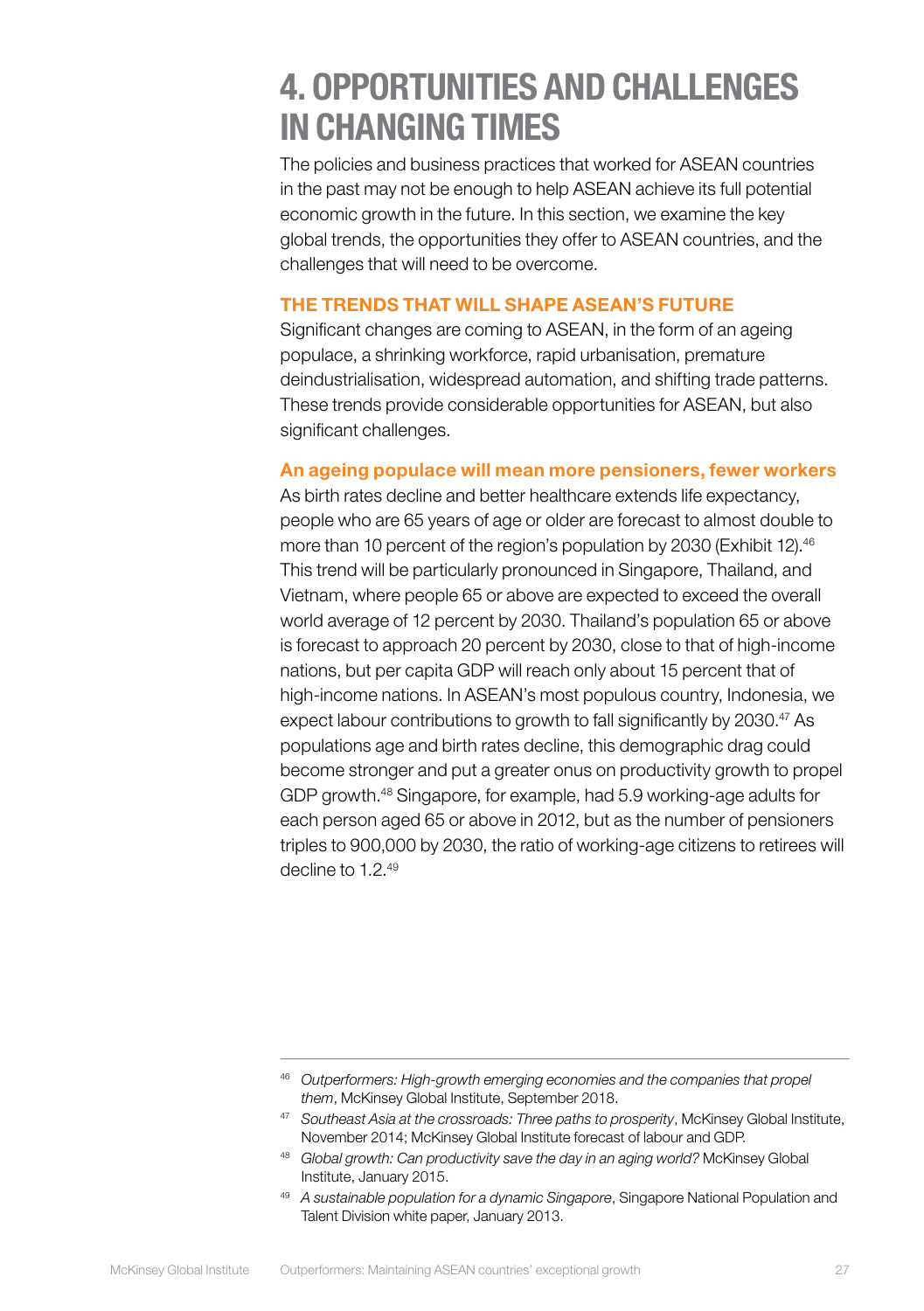# 4. OPPORTUNITIES AND CHALLENGES IN CHANGING TIMES

The policies and business practices that worked for ASEAN countries in the past may not be enough to help ASEAN achieve its full potential economic growth in the future. In this section, we examine the key global trends, the opportunities they offer to ASEAN countries, and the challenges that will need to be overcome.

## THE TRENDS THAT WILL SHAPE ASEAN'S FUTURE

Significant changes are coming to ASEAN, in the form of an ageing populace, a shrinking workforce, rapid urbanisation, premature deindustrialisation, widespread automation, and shifting trade patterns. These trends provide considerable opportunities for ASEAN, but also significant challenges.

### An ageing populace will mean more pensioners, fewer workers

As birth rates decline and better healthcare extends life expectancy, people who are 65 years of age or older are forecast to almost double to more than 10 percent of the region's population by 2030 (Exhibit 12).[46] This trend will be particularly pronounced in Singapore, Thailand, and Vietnam, where people 65 or above are expected to exceed the overall world average of 12 percent by 2030. Thailand's population 65 or above is forecast to approach 20 percent by 2030, close to that of high-income nations, but per capita GDP will reach only about 15 percent that of high-income nations. In ASEAN's most populous country, Indonesia, we expect labour contributions to growth to fall significantly by 2030.[47] As populations age and birth rates decline, this demographic drag could become stronger and put a greater onus on productivity growth to propel GDP growth.[48] Singapore, for example, had 5.9 working-age adults for each person aged 65 or above in 2012, but as the number of pensioners triples to 900,000 by 2030, the ratio of working-age citizens to retirees will decline to 1.2.[49]

---

[46] *Outperformers: High-growth emerging economies and the companies that propel them*, McKinsey Global Institute, September 2018.

[47] *Southeast Asia at the crossroads: Three paths to prosperity*, McKinsey Global Institute, November 2014; McKinsey Global Institute forecast of labour and GDP.

[48] *Global growth: Can productivity save the day in an aging world?* McKinsey Global Institute, January 2015.

[49] *A sustainable population for a dynamic Singapore*, Singapore National Population and Talent Division white paper, January 2013.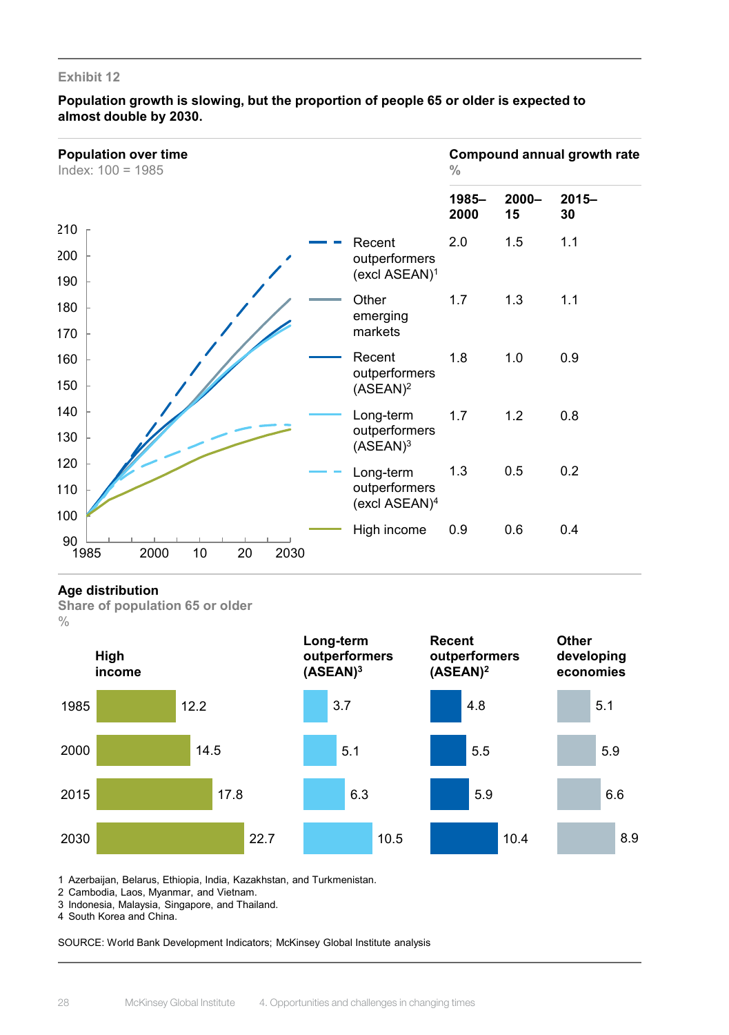Exhibit 12

**Population growth is slowing, but the proportion of people 65 or older is expected to almost double by 2030.**

**Population over time**
Index: 100 = 1985

210
200
190
180
170
160
150
140
130
120
110
100
90
1985 2000 10 20 2030

**Compound annual growth rate**
%

| | 1985–2000 | 2000–15 | 2015–30 |
|---|---|---|---|
| Recent outperformers (excl ASEAN)[1] | 2.0 | 1.5 | 1.1 |
| Other emerging markets | 1.7 | 1.3 | 1.1 |
| Recent outperformers (ASEAN)[2] | 1.8 | 1.0 | 0.9 |
| Long-term outperformers (ASEAN)[3] | 1.7 | 1.2 | 0.8 |
| Long-term outperformers (excl ASEAN)[4] | 1.3 | 0.5 | 0.2 |
| High income | 0.9 | 0.6 | 0.4 |

**Age distribution**
**Share of population 65 or older**
%

High income
1985 12.2
2000 14.5
2015 17.8
2030 22.7

Long-term outperformers (ASEAN)[3]
3.7
5.1
6.3
10.5

Recent outperformers (ASEAN)[2]
4.8
5.5
5.9
10.4

Other developing economies
5.1
5.9
6.6
8.9

1 Azerbaijan, Belarus, Ethiopia, India, Kazakhstan, and Turkmenistan.
2 Cambodia, Laos, Myanmar, and Vietnam.
3 Indonesia, Malaysia, Singapore, and Thailand.
4 South Korea and China.

SOURCE: World Bank Development Indicators; McKinsey Global Institute analysis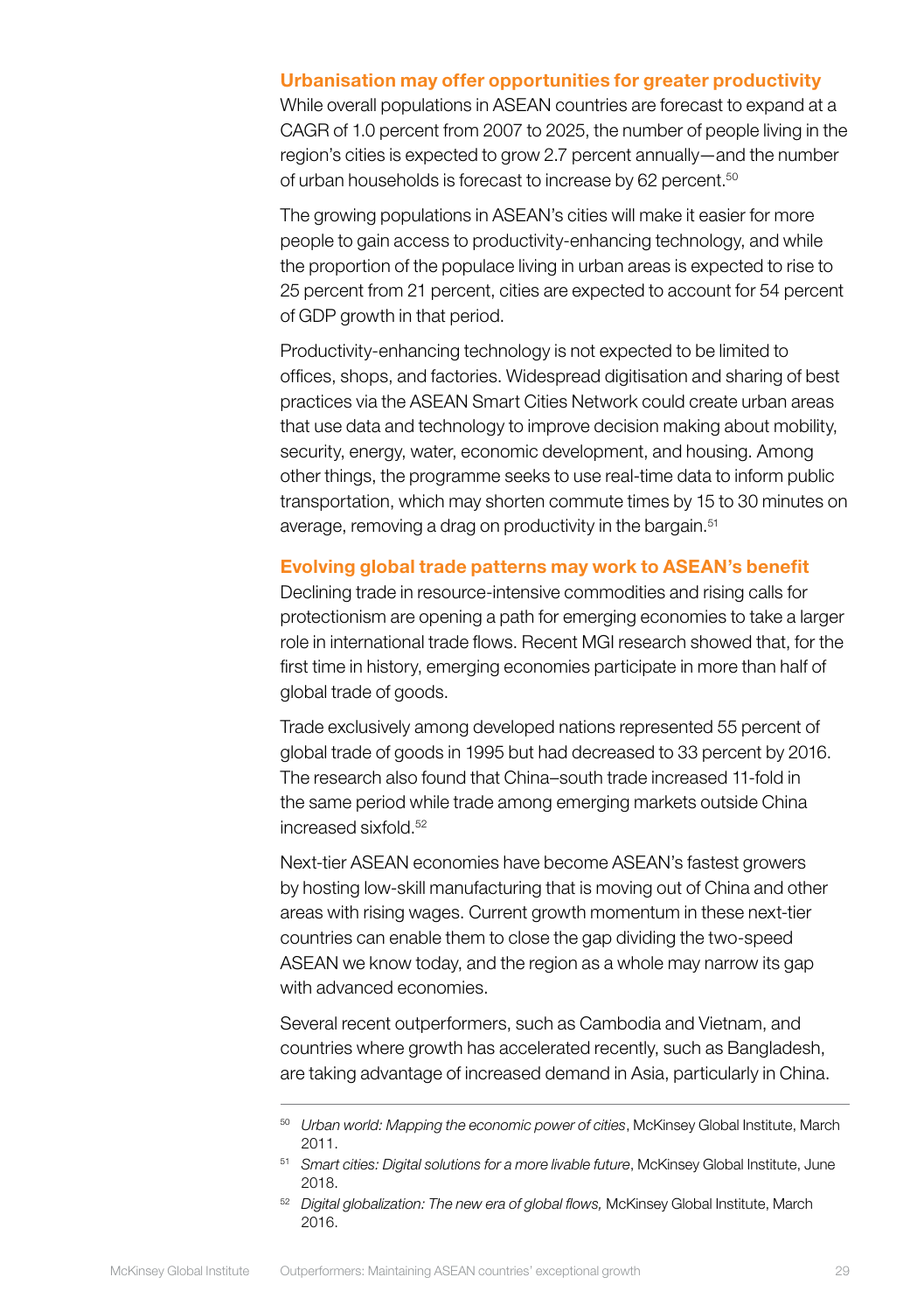### Urbanisation may offer opportunities for greater productivity

While overall populations in ASEAN countries are forecast to expand at a CAGR of 1.0 percent from 2007 to 2025, the number of people living in the region's cities is expected to grow 2.7 percent annually—and the number of urban households is forecast to increase by 62 percent.[50]

The growing populations in ASEAN's cities will make it easier for more people to gain access to productivity-enhancing technology, and while the proportion of the populace living in urban areas is expected to rise to 25 percent from 21 percent, cities are expected to account for 54 percent of GDP growth in that period.

Productivity-enhancing technology is not expected to be limited to offices, shops, and factories. Widespread digitisation and sharing of best practices via the ASEAN Smart Cities Network could create urban areas that use data and technology to improve decision making about mobility, security, energy, water, economic development, and housing. Among other things, the programme seeks to use real-time data to inform public transportation, which may shorten commute times by 15 to 30 minutes on average, removing a drag on productivity in the bargain.[51]

### Evolving global trade patterns may work to ASEAN's benefit

Declining trade in resource-intensive commodities and rising calls for protectionism are opening a path for emerging economies to take a larger role in international trade flows. Recent MGI research showed that, for the first time in history, emerging economies participate in more than half of global trade of goods.

Trade exclusively among developed nations represented 55 percent of global trade of goods in 1995 but had decreased to 33 percent by 2016. The research also found that China–south trade increased 11-fold in the same period while trade among emerging markets outside China increased sixfold.[52]

Next-tier ASEAN economies have become ASEAN's fastest growers by hosting low-skill manufacturing that is moving out of China and other areas with rising wages. Current growth momentum in these next-tier countries can enable them to close the gap dividing the two-speed ASEAN we know today, and the region as a whole may narrow its gap with advanced economies.

Several recent outperformers, such as Cambodia and Vietnam, and countries where growth has accelerated recently, such as Bangladesh, are taking advantage of increased demand in Asia, particularly in China.

---

[50] *Urban world: Mapping the economic power of cities*, McKinsey Global Institute, March 2011.

[51] *Smart cities: Digital solutions for a more livable future*, McKinsey Global Institute, June 2018.

[52] *Digital globalization: The new era of global flows,* McKinsey Global Institute, March 2016.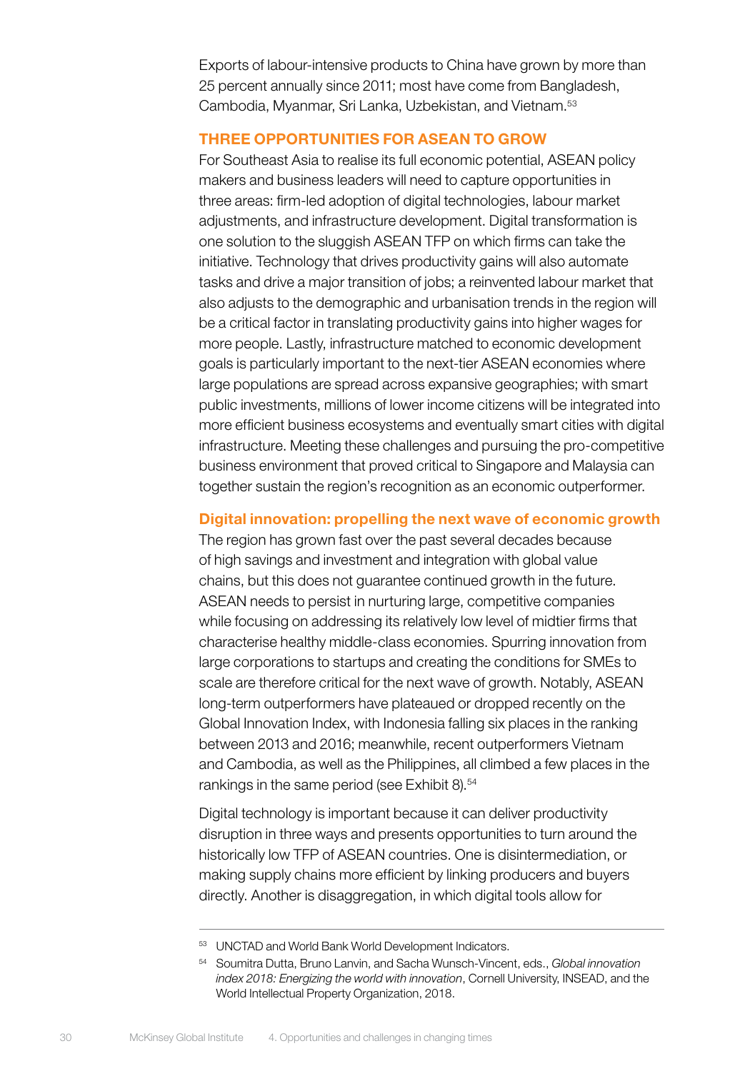Exports of labour-intensive products to China have grown by more than 25 percent annually since 2011; most have come from Bangladesh, Cambodia, Myanmar, Sri Lanka, Uzbekistan, and Vietnam.[53]

## THREE OPPORTUNITIES FOR ASEAN TO GROW

For Southeast Asia to realise its full economic potential, ASEAN policy makers and business leaders will need to capture opportunities in three areas: firm-led adoption of digital technologies, labour market adjustments, and infrastructure development. Digital transformation is one solution to the sluggish ASEAN TFP on which firms can take the initiative. Technology that drives productivity gains will also automate tasks and drive a major transition of jobs; a reinvented labour market that also adjusts to the demographic and urbanisation trends in the region will be a critical factor in translating productivity gains into higher wages for more people. Lastly, infrastructure matched to economic development goals is particularly important to the next-tier ASEAN economies where large populations are spread across expansive geographies; with smart public investments, millions of lower income citizens will be integrated into more efficient business ecosystems and eventually smart cities with digital infrastructure. Meeting these challenges and pursuing the pro-competitive business environment that proved critical to Singapore and Malaysia can together sustain the region's recognition as an economic outperformer.

### Digital innovation: propelling the next wave of economic growth

The region has grown fast over the past several decades because of high savings and investment and integration with global value chains, but this does not guarantee continued growth in the future. ASEAN needs to persist in nurturing large, competitive companies while focusing on addressing its relatively low level of midtier firms that characterise healthy middle-class economies. Spurring innovation from large corporations to startups and creating the conditions for SMEs to scale are therefore critical for the next wave of growth. Notably, ASEAN long-term outperformers have plateaued or dropped recently on the Global Innovation Index, with Indonesia falling six places in the ranking between 2013 and 2016; meanwhile, recent outperformers Vietnam and Cambodia, as well as the Philippines, all climbed a few places in the rankings in the same period (see Exhibit 8).[54]

Digital technology is important because it can deliver productivity disruption in three ways and presents opportunities to turn around the historically low TFP of ASEAN countries. One is disintermediation, or making supply chains more efficient by linking producers and buyers directly. Another is disaggregation, in which digital tools allow for

---

[53] UNCTAD and World Bank World Development Indicators.

[54] Soumitra Dutta, Bruno Lanvin, and Sacha Wunsch-Vincent, eds., *Global innovation index 2018: Energizing the world with innovation*, Cornell University, INSEAD, and the World Intellectual Property Organization, 2018.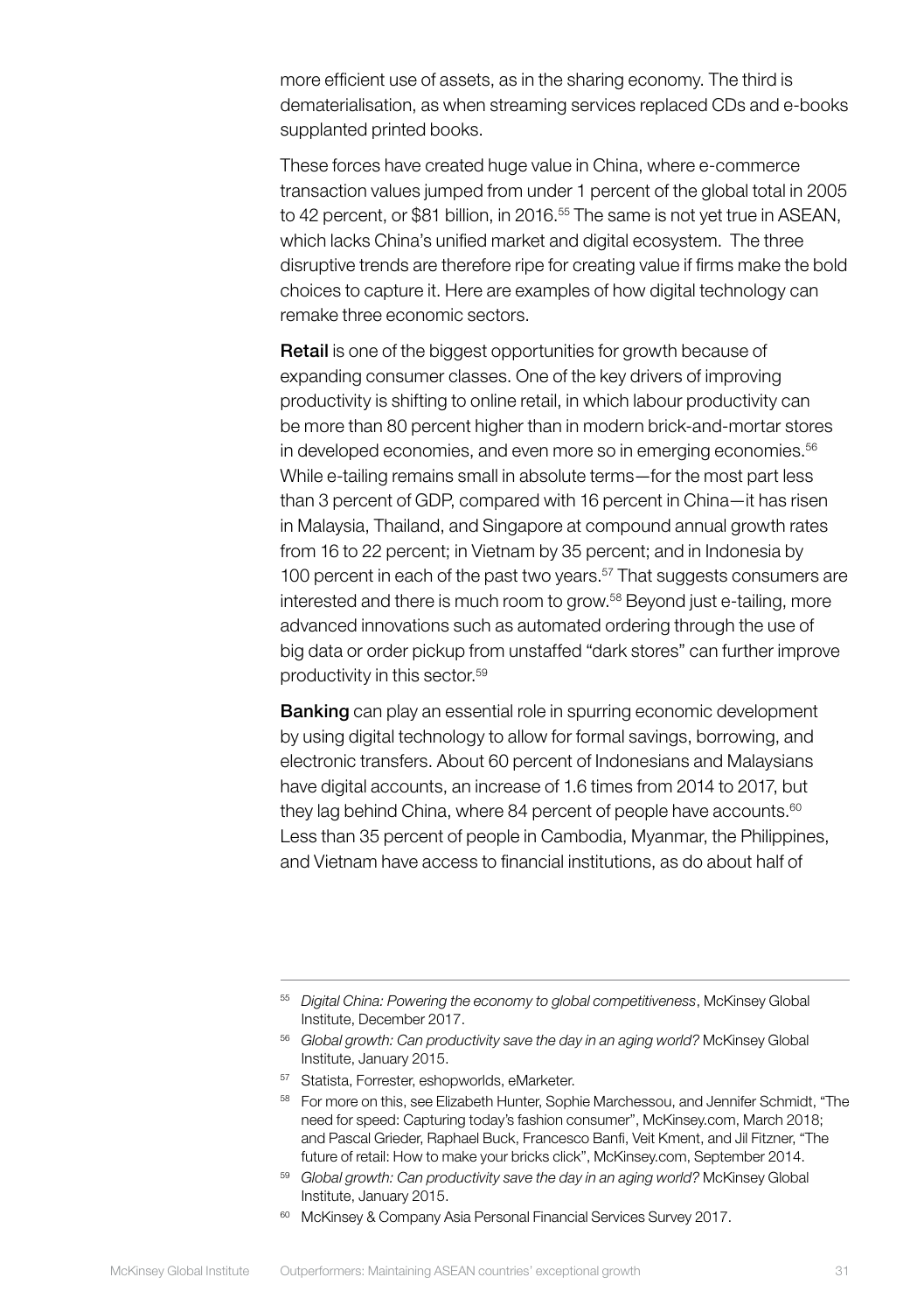more efficient use of assets, as in the sharing economy. The third is dematerialisation, as when streaming services replaced CDs and e-books supplanted printed books.

These forces have created huge value in China, where e-commerce transaction values jumped from under 1 percent of the global total in 2005 to 42 percent, or $81 billion, in 2016.[55] The same is not yet true in ASEAN, which lacks China's unified market and digital ecosystem. The three disruptive trends are therefore ripe for creating value if firms make the bold choices to capture it. Here are examples of how digital technology can remake three economic sectors.

**Retail** is one of the biggest opportunities for growth because of expanding consumer classes. One of the key drivers of improving productivity is shifting to online retail, in which labour productivity can be more than 80 percent higher than in modern brick-and-mortar stores in developed economies, and even more so in emerging economies.[56] While e-tailing remains small in absolute terms—for the most part less than 3 percent of GDP, compared with 16 percent in China—it has risen in Malaysia, Thailand, and Singapore at compound annual growth rates from 16 to 22 percent; in Vietnam by 35 percent; and in Indonesia by 100 percent in each of the past two years.[57] That suggests consumers are interested and there is much room to grow.[58] Beyond just e-tailing, more advanced innovations such as automated ordering through the use of big data or order pickup from unstaffed "dark stores" can further improve productivity in this sector.[59]

**Banking** can play an essential role in spurring economic development by using digital technology to allow for formal savings, borrowing, and electronic transfers. About 60 percent of Indonesians and Malaysians have digital accounts, an increase of 1.6 times from 2014 to 2017, but they lag behind China, where 84 percent of people have accounts.[60] Less than 35 percent of people in Cambodia, Myanmar, the Philippines, and Vietnam have access to financial institutions, as do about half of

---

[55] *Digital China: Powering the economy to global competitiveness*, McKinsey Global Institute, December 2017.

[56] *Global growth: Can productivity save the day in an aging world?* McKinsey Global Institute, January 2015.

[57] Statista, Forrester, eshopworlds, eMarketer.

[58] For more on this, see Elizabeth Hunter, Sophie Marchessou, and Jennifer Schmidt, "The need for speed: Capturing today's fashion consumer", McKinsey.com, March 2018; and Pascal Grieder, Raphael Buck, Francesco Banfi, Veit Kment, and Jil Fitzner, "The future of retail: How to make your bricks click", McKinsey.com, September 2014.

[59] *Global growth: Can productivity save the day in an aging world?* McKinsey Global Institute, January 2015.

[60] McKinsey & Company Asia Personal Financial Services Survey 2017.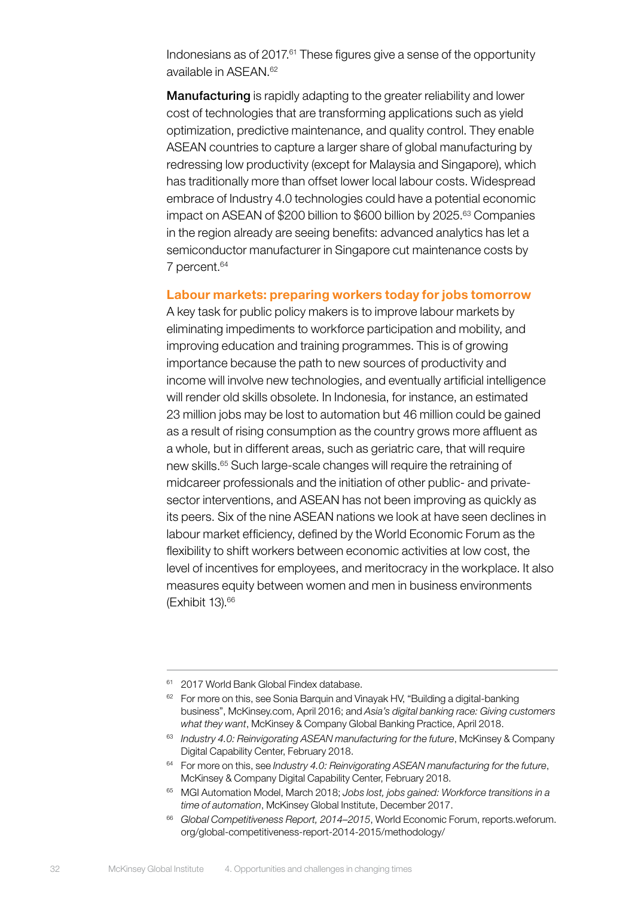Indonesians as of 2017.[61] These figures give a sense of the opportunity available in ASEAN.[62]

**Manufacturing** is rapidly adapting to the greater reliability and lower cost of technologies that are transforming applications such as yield optimization, predictive maintenance, and quality control. They enable ASEAN countries to capture a larger share of global manufacturing by redressing low productivity (except for Malaysia and Singapore), which has traditionally more than offset lower local labour costs. Widespread embrace of Industry 4.0 technologies could have a potential economic impact on ASEAN of $200 billion to $600 billion by 2025.[63] Companies in the region already are seeing benefits: advanced analytics has let a semiconductor manufacturer in Singapore cut maintenance costs by 7 percent.[64]

### Labour markets: preparing workers today for jobs tomorrow

A key task for public policy makers is to improve labour markets by eliminating impediments to workforce participation and mobility, and improving education and training programmes. This is of growing importance because the path to new sources of productivity and income will involve new technologies, and eventually artificial intelligence will render old skills obsolete. In Indonesia, for instance, an estimated 23 million jobs may be lost to automation but 46 million could be gained as a result of rising consumption as the country grows more affluent as a whole, but in different areas, such as geriatric care, that will require new skills.[65] Such large-scale changes will require the retraining of midcareer professionals and the initiation of other public- and private-sector interventions, and ASEAN has not been improving as quickly as its peers. Six of the nine ASEAN nations we look at have seen declines in labour market efficiency, defined by the World Economic Forum as the flexibility to shift workers between economic activities at low cost, the level of incentives for employees, and meritocracy in the workplace. It also measures equity between women and men in business environments (Exhibit 13).[66]

---

[61] 2017 World Bank Global Findex database.

[62] For more on this, see Sonia Barquin and Vinayak HV, "Building a digital-banking business", McKinsey.com, April 2016; and *Asia's digital banking race: Giving customers what they want*, McKinsey & Company Global Banking Practice, April 2018.

[63] *Industry 4.0: Reinvigorating ASEAN manufacturing for the future*, McKinsey & Company Digital Capability Center, February 2018.

[64] For more on this, see *Industry 4.0: Reinvigorating ASEAN manufacturing for the future*, McKinsey & Company Digital Capability Center, February 2018.

[65] MGI Automation Model, March 2018; *Jobs lost, jobs gained: Workforce transitions in a time of automation*, McKinsey Global Institute, December 2017.

[66] *Global Competitiveness Report, 2014–2015*, World Economic Forum, reports.weforum.org/global-competitiveness-report-2014-2015/methodology/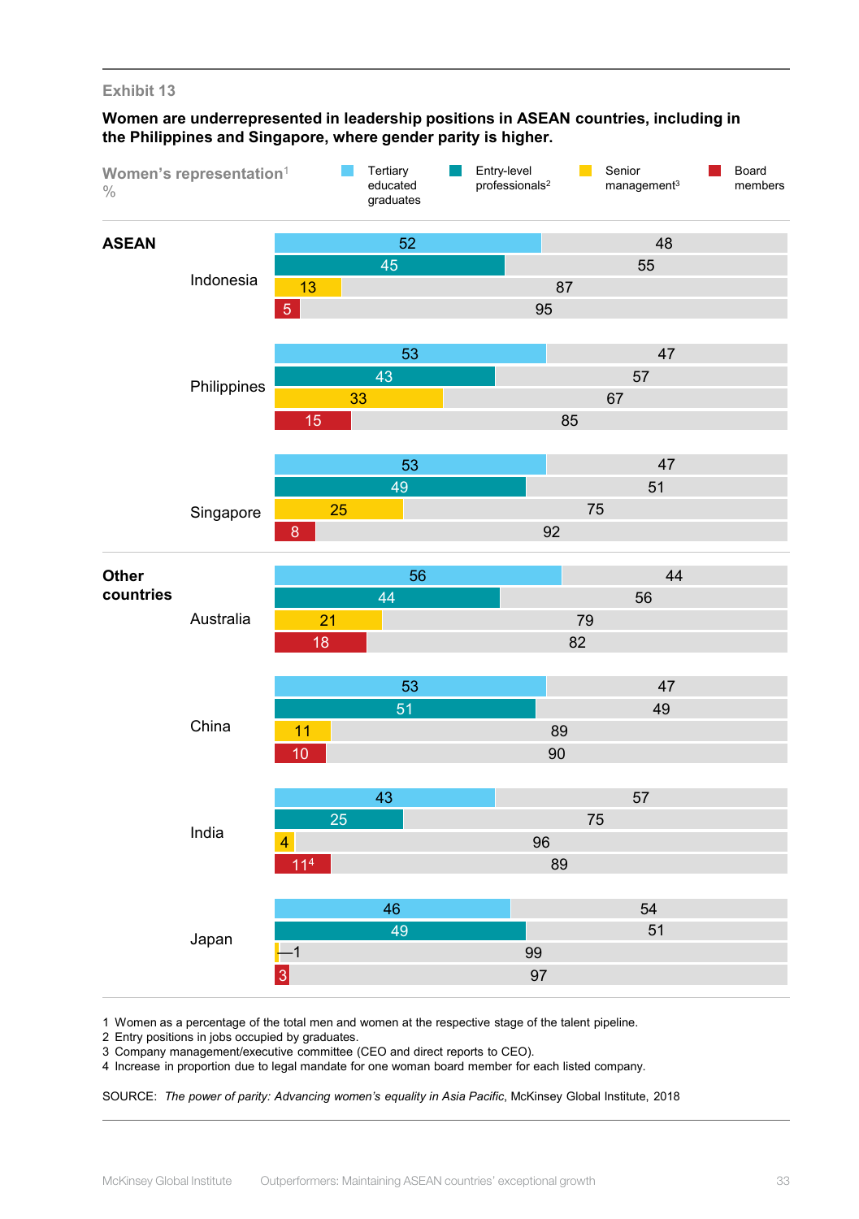Exhibit 13

**Women are underrepresented in leadership positions in ASEAN countries, including in the Philippines and Singapore, where gender parity is higher.**

Women's representation[1]
%

Tertiary educated graduates
Entry-level professionals[2]
Senior management[3]
Board members

**ASEAN**

Indonesia
52 48
45 55
13 87
5 95

Philippines
53 47
43 57
33 67
15 85

Singapore
53 47
49 51
25 75
8 92

**Other countries**

Australia
56 44
44 56
21 79
18 82

China
53 47
51 49
11 89
10 90

India
43 57
25 75
4 96
11[4] 89

Japan
46 54
49 51
1 99
3 97

1 Women as a percentage of the total men and women at the respective stage of the talent pipeline.
2 Entry positions in jobs occupied by graduates.
3 Company management/executive committee (CEO and direct reports to CEO).
4 Increase in proportion due to legal mandate for one woman board member for each listed company.

SOURCE: *The power of parity: Advancing women's equality in Asia Pacific*, McKinsey Global Institute, 2018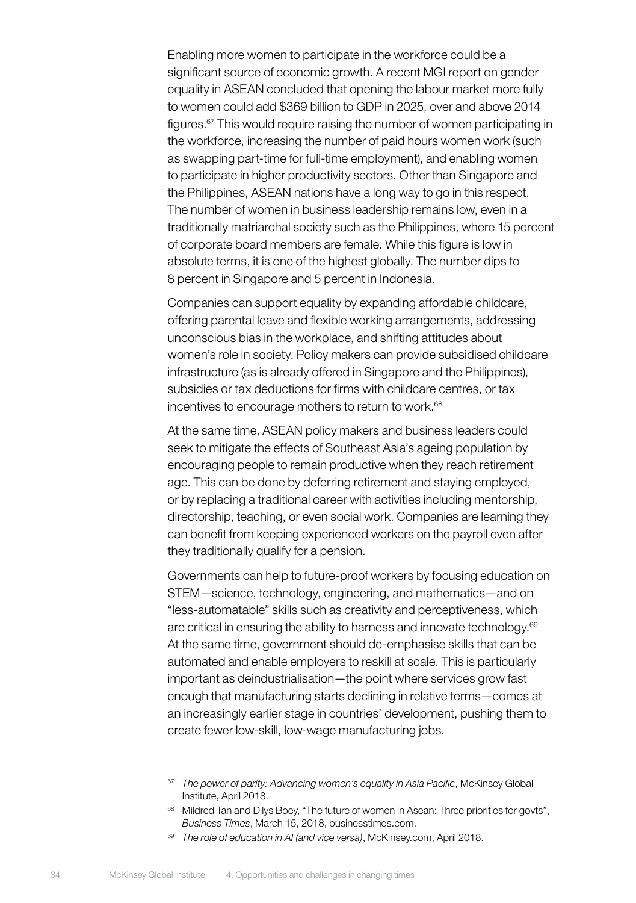Enabling more women to participate in the workforce could be a significant source of economic growth. A recent MGI report on gender equality in ASEAN concluded that opening the labour market more fully to women could add $369 billion to GDP in 2025, over and above 2014 figures.[67] This would require raising the number of women participating in the workforce, increasing the number of paid hours women work (such as swapping part-time for full-time employment), and enabling women to participate in higher productivity sectors. Other than Singapore and the Philippines, ASEAN nations have a long way to go in this respect. The number of women in business leadership remains low, even in a traditionally matriarchal society such as the Philippines, where 15 percent of corporate board members are female. While this figure is low in absolute terms, it is one of the highest globally. The number dips to 8 percent in Singapore and 5 percent in Indonesia.

Companies can support equality by expanding affordable childcare, offering parental leave and flexible working arrangements, addressing unconscious bias in the workplace, and shifting attitudes about women's role in society. Policy makers can provide subsidised childcare infrastructure (as is already offered in Singapore and the Philippines), subsidies or tax deductions for firms with childcare centres, or tax incentives to encourage mothers to return to work.[68]

At the same time, ASEAN policy makers and business leaders could seek to mitigate the effects of Southeast Asia's ageing population by encouraging people to remain productive when they reach retirement age. This can be done by deferring retirement and staying employed, or by replacing a traditional career with activities including mentorship, directorship, teaching, or even social work. Companies are learning they can benefit from keeping experienced workers on the payroll even after they traditionally qualify for a pension.

Governments can help to future-proof workers by focusing education on STEM—science, technology, engineering, and mathematics—and on "less-automatable" skills such as creativity and perceptiveness, which are critical in ensuring the ability to harness and innovate technology.[69] At the same time, government should de-emphasise skills that can be automated and enable employers to reskill at scale. This is particularly important as deindustrialisation—the point where services grow fast enough that manufacturing starts declining in relative terms—comes at an increasingly earlier stage in countries' development, pushing them to create fewer low-skill, low-wage manufacturing jobs.

---

[67] *The power of parity: Advancing women's equality in Asia Pacific*, McKinsey Global Institute, April 2018.

[68] Mildred Tan and Dilys Boey, "The future of women in Asean: Three priorities for govts", *Business Times*, March 15, 2018, businesstimes.com.

[69] *The role of education in AI (and vice versa)*, McKinsey.com, April 2018.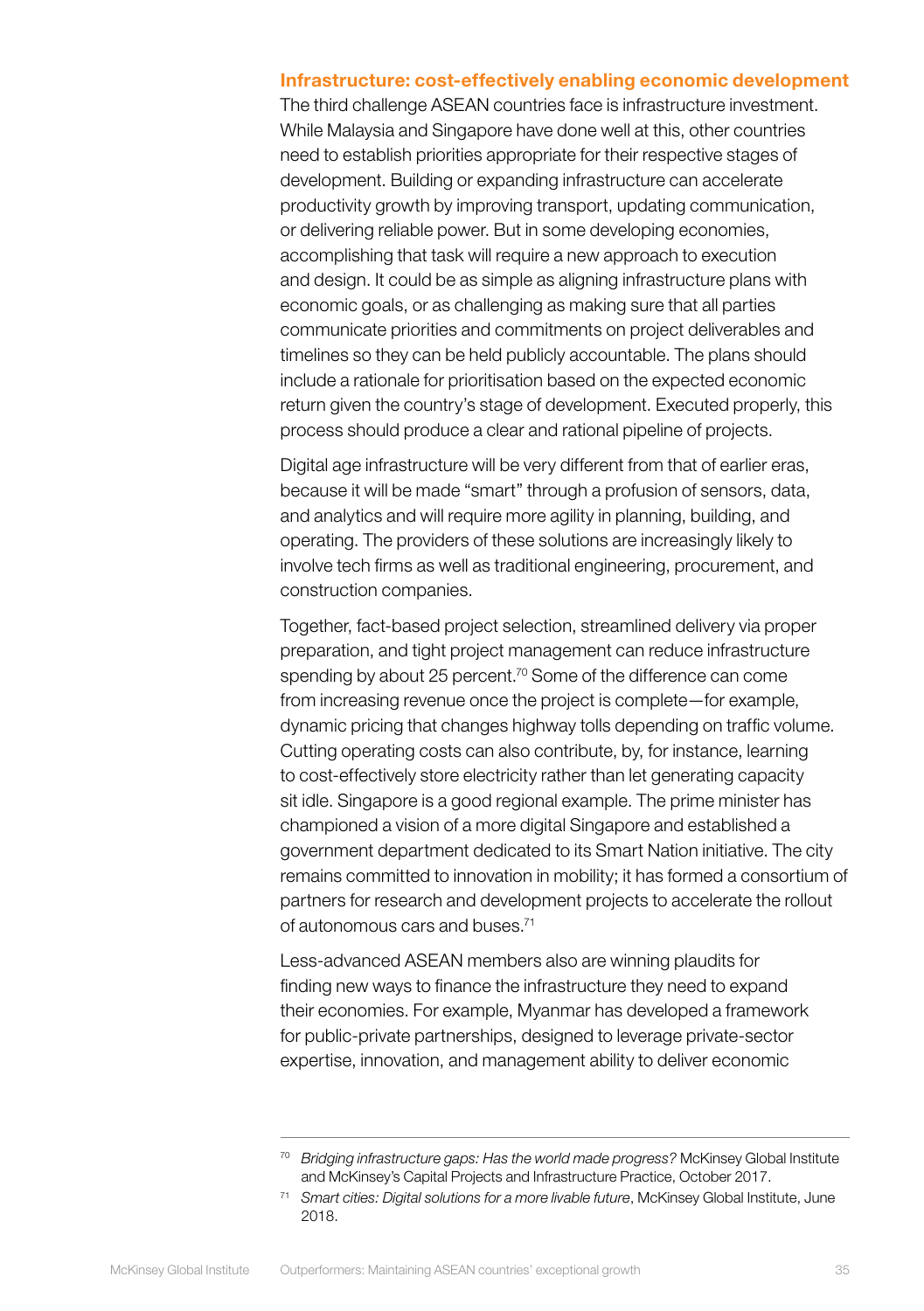### Infrastructure: cost-effectively enabling economic development

The third challenge ASEAN countries face is infrastructure investment. While Malaysia and Singapore have done well at this, other countries need to establish priorities appropriate for their respective stages of development. Building or expanding infrastructure can accelerate productivity growth by improving transport, updating communication, or delivering reliable power. But in some developing economies, accomplishing that task will require a new approach to execution and design. It could be as simple as aligning infrastructure plans with economic goals, or as challenging as making sure that all parties communicate priorities and commitments on project deliverables and timelines so they can be held publicly accountable. The plans should include a rationale for prioritisation based on the expected economic return given the country's stage of development. Executed properly, this process should produce a clear and rational pipeline of projects.

Digital age infrastructure will be very different from that of earlier eras, because it will be made "smart" through a profusion of sensors, data, and analytics and will require more agility in planning, building, and operating. The providers of these solutions are increasingly likely to involve tech firms as well as traditional engineering, procurement, and construction companies.

Together, fact-based project selection, streamlined delivery via proper preparation, and tight project management can reduce infrastructure spending by about 25 percent.[70] Some of the difference can come from increasing revenue once the project is complete—for example, dynamic pricing that changes highway tolls depending on traffic volume. Cutting operating costs can also contribute, by, for instance, learning to cost-effectively store electricity rather than let generating capacity sit idle. Singapore is a good regional example. The prime minister has championed a vision of a more digital Singapore and established a government department dedicated to its Smart Nation initiative. The city remains committed to innovation in mobility; it has formed a consortium of partners for research and development projects to accelerate the rollout of autonomous cars and buses.[71]

Less-advanced ASEAN members also are winning plaudits for finding new ways to finance the infrastructure they need to expand their economies. For example, Myanmar has developed a framework for public-private partnerships, designed to leverage private-sector expertise, innovation, and management ability to deliver economic

---

[70] *Bridging infrastructure gaps: Has the world made progress?* McKinsey Global Institute and McKinsey's Capital Projects and Infrastructure Practice, October 2017.

[71] *Smart cities: Digital solutions for a more livable future*, McKinsey Global Institute, June 2018.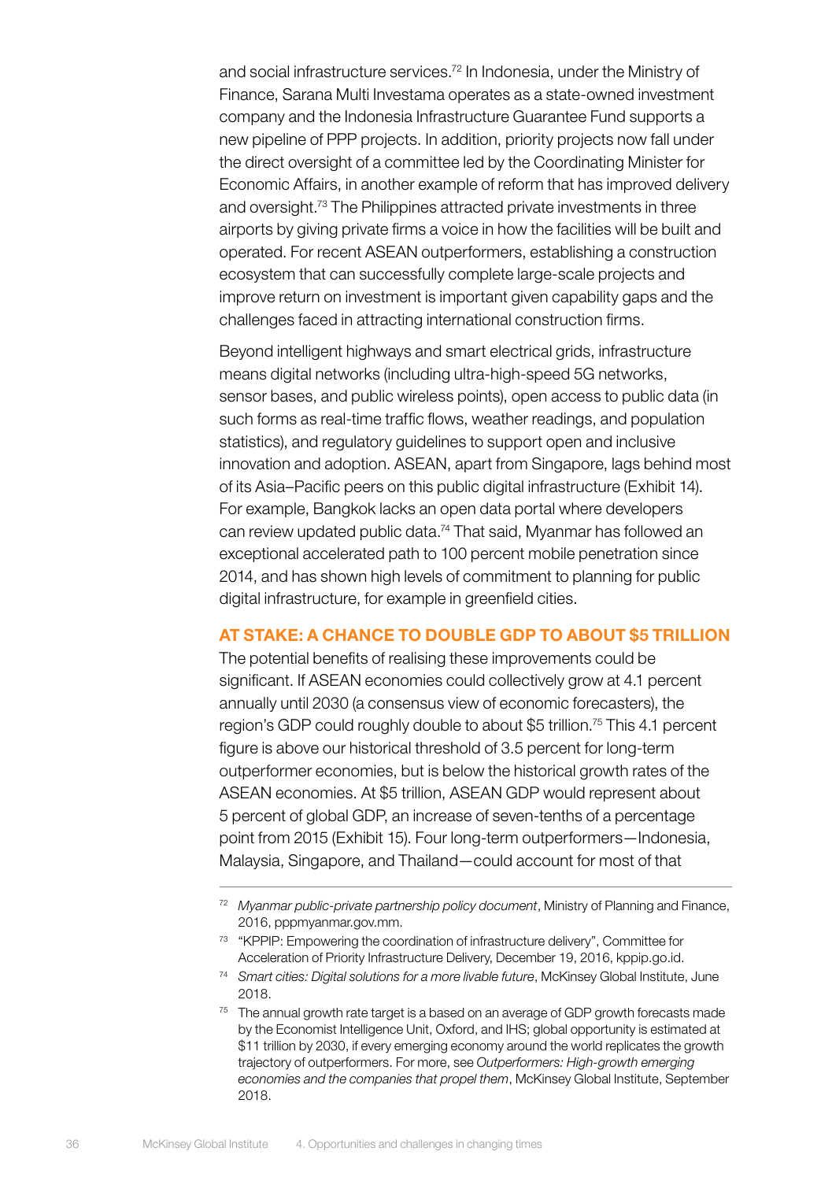and social infrastructure services.[72] In Indonesia, under the Ministry of Finance, Sarana Multi Investama operates as a state-owned investment company and the Indonesia Infrastructure Guarantee Fund supports a new pipeline of PPP projects. In addition, priority projects now fall under the direct oversight of a committee led by the Coordinating Minister for Economic Affairs, in another example of reform that has improved delivery and oversight.[73] The Philippines attracted private investments in three airports by giving private firms a voice in how the facilities will be built and operated. For recent ASEAN outperformers, establishing a construction ecosystem that can successfully complete large-scale projects and improve return on investment is important given capability gaps and the challenges faced in attracting international construction firms.

Beyond intelligent highways and smart electrical grids, infrastructure means digital networks (including ultra-high-speed 5G networks, sensor bases, and public wireless points), open access to public data (in such forms as real-time traffic flows, weather readings, and population statistics), and regulatory guidelines to support open and inclusive innovation and adoption. ASEAN, apart from Singapore, lags behind most of its Asia–Pacific peers on this public digital infrastructure (Exhibit 14). For example, Bangkok lacks an open data portal where developers can review updated public data.[74] That said, Myanmar has followed an exceptional accelerated path to 100 percent mobile penetration since 2014, and has shown high levels of commitment to planning for public digital infrastructure, for example in greenfield cities.

## AT STAKE: A CHANCE TO DOUBLE GDP TO ABOUT $5 TRILLION

The potential benefits of realising these improvements could be significant. If ASEAN economies could collectively grow at 4.1 percent annually until 2030 (a consensus view of economic forecasters), the region's GDP could roughly double to about $5 trillion.[75] This 4.1 percent figure is above our historical threshold of 3.5 percent for long-term outperformer economies, but is below the historical growth rates of the ASEAN economies. At $5 trillion, ASEAN GDP would represent about 5 percent of global GDP, an increase of seven-tenths of a percentage point from 2015 (Exhibit 15). Four long-term outperformers—Indonesia, Malaysia, Singapore, and Thailand—could account for most of that

[72] *Myanmar public-private partnership policy document*, Ministry of Planning and Finance, 2016, pppmyanmar.gov.mm.

[73] "KPPIP: Empowering the coordination of infrastructure delivery", Committee for Acceleration of Priority Infrastructure Delivery, December 19, 2016, kppip.go.id.

[74] *Smart cities: Digital solutions for a more livable future*, McKinsey Global Institute, June 2018.

[75] The annual growth rate target is a based on an average of GDP growth forecasts made by the Economist Intelligence Unit, Oxford, and IHS; global opportunity is estimated at $11 trillion by 2030, if every emerging economy around the world replicates the growth trajectory of outperformers. For more, see *Outperformers: High-growth emerging economies and the companies that propel them*, McKinsey Global Institute, September 2018.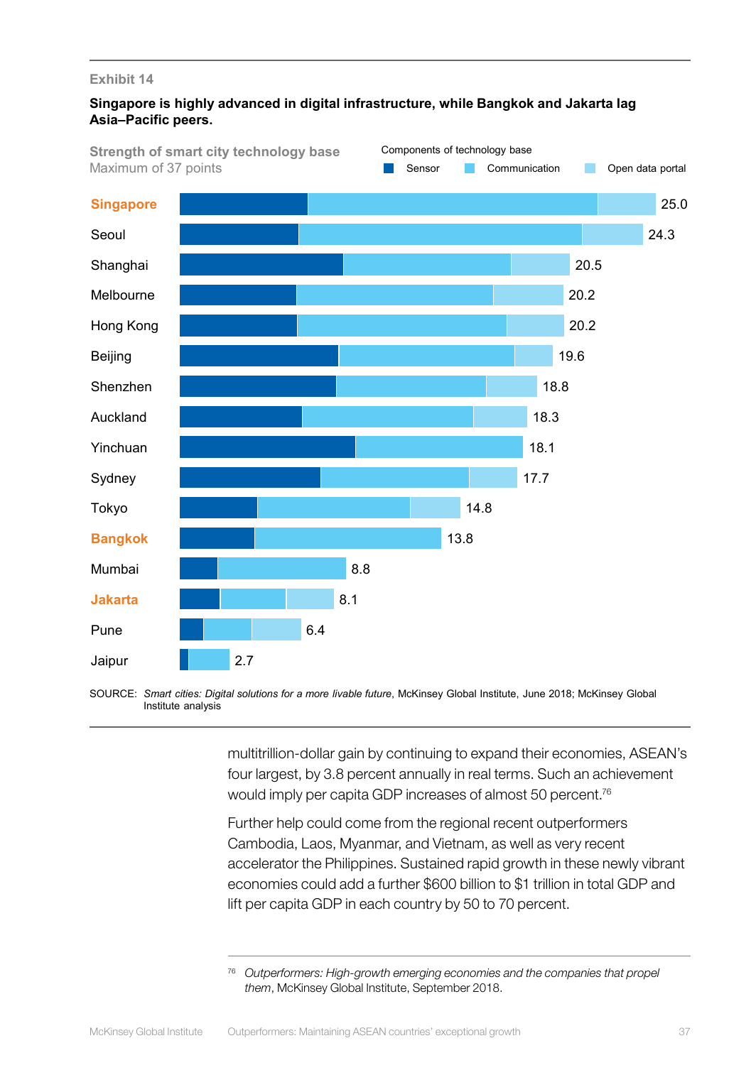Exhibit 14

**Singapore is highly advanced in digital infrastructure, while Bangkok and Jakarta lag Asia–Pacific peers.**

Strength of smart city technology base
Maximum of 37 points

Components of technology base
Sensor
Communication
Open data portal

Singapore 25.0
Seoul 24.3
Shanghai 20.5
Melbourne 20.2
Hong Kong 20.2
Beijing 19.6
Shenzhen 18.8
Auckland 18.3
Yinchuan 18.1
Sydney 17.7
Tokyo 14.8
Bangkok 13.8
Mumbai 8.8
Jakarta 8.1
Pune 6.4
Jaipur 2.7

SOURCE: *Smart cities: Digital solutions for a more livable future*, McKinsey Global Institute, June 2018; McKinsey Global Institute analysis

multitrillion-dollar gain by continuing to expand their economies, ASEAN's four largest, by 3.8 percent annually in real terms. Such an achievement would imply per capita GDP increases of almost 50 percent.[76]

Further help could come from the regional recent outperformers Cambodia, Laos, Myanmar, and Vietnam, as well as very recent accelerator the Philippines. Sustained rapid growth in these newly vibrant economies could add a further $600 billion to $1 trillion in total GDP and lift per capita GDP in each country by 50 to 70 percent.

[76] *Outperformers: High-growth emerging economies and the companies that propel them*, McKinsey Global Institute, September 2018.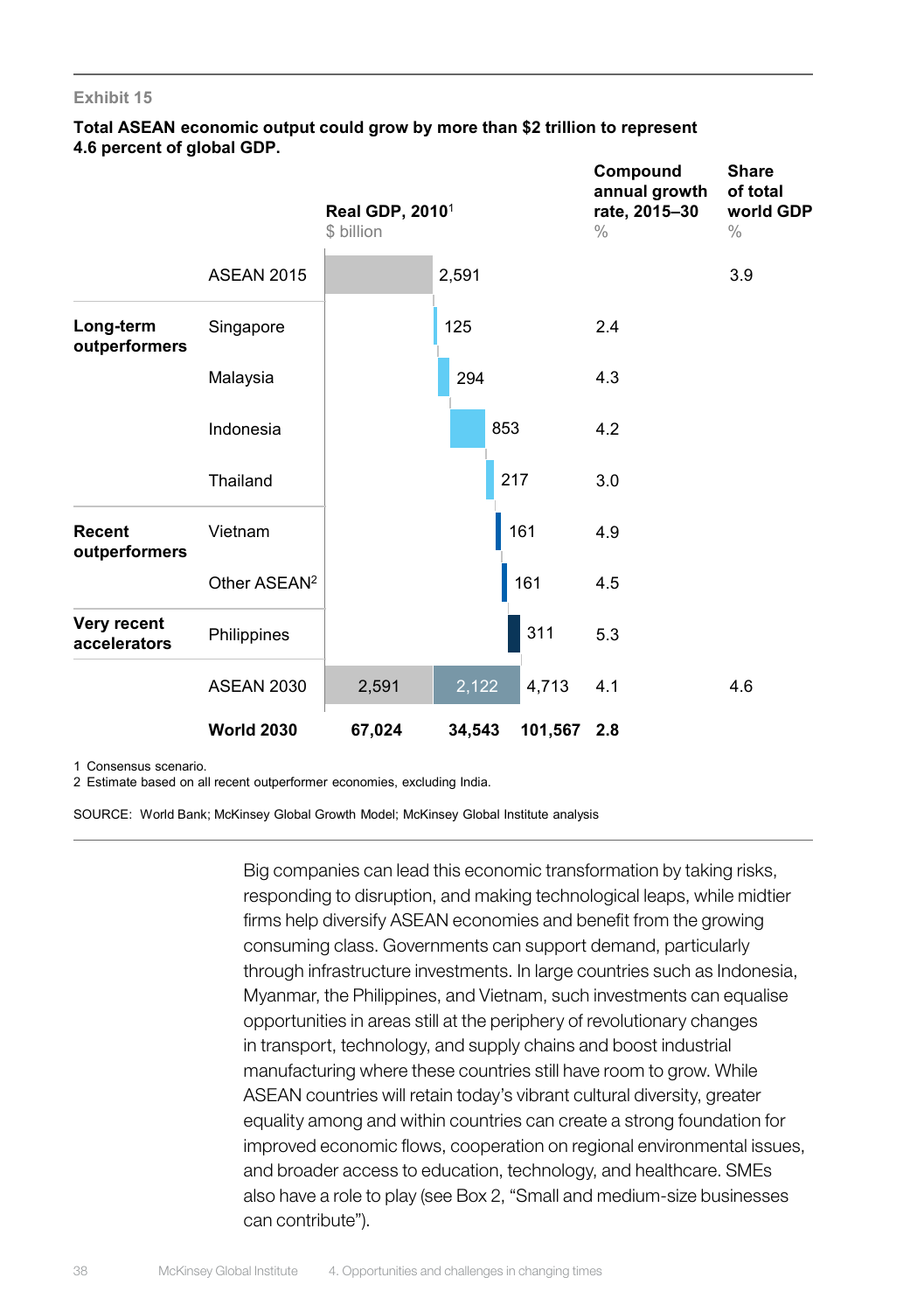Exhibit 15

**Total ASEAN economic output could grow by more than $2 trillion to represent 4.6 percent of global GDP.**

Real GDP, 2010[1]
$ billion

Compound annual growth rate, 2015–30
%

Share of total world GDP
%

ASEAN 2015
2,591
3.9

Long-term outperformers
Singapore 125 2.4
Malaysia 294 4.3
Indonesia 853 4.2
Thailand 217 3.0

Recent outperformers
Vietnam 161 4.9
Other ASEAN[2] 161 4.5

Very recent accelerators
Philippines 311 5.3

ASEAN 2030 2,591 2,122 4,713 4.1 4.6

**World 2030** **67,024** **34,543** **101,567** **2.8**

1 Consensus scenario.
2 Estimate based on all recent outperformer economies, excluding India.

SOURCE: World Bank; McKinsey Global Growth Model; McKinsey Global Institute analysis

Big companies can lead this economic transformation by taking risks, responding to disruption, and making technological leaps, while midtier firms help diversify ASEAN economies and benefit from the growing consuming class. Governments can support demand, particularly through infrastructure investments. In large countries such as Indonesia, Myanmar, the Philippines, and Vietnam, such investments can equalise opportunities in areas still at the periphery of revolutionary changes in transport, technology, and supply chains and boost industrial manufacturing where these countries still have room to grow. While ASEAN countries will retain today's vibrant cultural diversity, greater equality among and within countries can create a strong foundation for improved economic flows, cooperation on regional environmental issues, and broader access to education, technology, and healthcare. SMEs also have a role to play (see Box 2, "Small and medium-size businesses can contribute").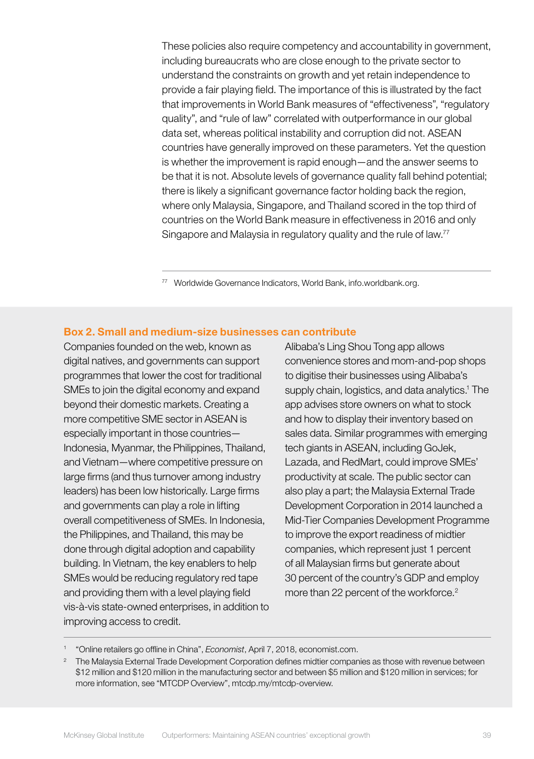These policies also require competency and accountability in government, including bureaucrats who are close enough to the private sector to understand the constraints on growth and yet retain independence to provide a fair playing field. The importance of this is illustrated by the fact that improvements in World Bank measures of "effectiveness", "regulatory quality", and "rule of law" correlated with outperformance in our global data set, whereas political instability and corruption did not. ASEAN countries have generally improved on these parameters. Yet the question is whether the improvement is rapid enough—and the answer seems to be that it is not. Absolute levels of governance quality fall behind potential; there is likely a significant governance factor holding back the region, where only Malaysia, Singapore, and Thailand scored in the top third of countries on the World Bank measure in effectiveness in 2016 and only Singapore and Malaysia in regulatory quality and the rule of law.[77]

[77] Worldwide Governance Indicators, World Bank, info.worldbank.org.

### Box 2. Small and medium-size businesses can contribute

Companies founded on the web, known as digital natives, and governments can support programmes that lower the cost for traditional SMEs to join the digital economy and expand beyond their domestic markets. Creating a more competitive SME sector in ASEAN is especially important in those countries—Indonesia, Myanmar, the Philippines, Thailand, and Vietnam—where competitive pressure on large firms (and thus turnover among industry leaders) has been low historically. Large firms and governments can play a role in lifting overall competitiveness of SMEs. In Indonesia, the Philippines, and Thailand, this may be done through digital adoption and capability building. In Vietnam, the key enablers to help SMEs would be reducing regulatory red tape and providing them with a level playing field vis-à-vis state-owned enterprises, in addition to improving access to credit.

Alibaba's Ling Shou Tong app allows convenience stores and mom-and-pop shops to digitise their businesses using Alibaba's supply chain, logistics, and data analytics.[1] The app advises store owners on what to stock and how to display their inventory based on sales data. Similar programmes with emerging tech giants in ASEAN, including GoJek, Lazada, and RedMart, could improve SMEs' productivity at scale. The public sector can also play a part; the Malaysia External Trade Development Corporation in 2014 launched a Mid-Tier Companies Development Programme to improve the export readiness of midtier companies, which represent just 1 percent of all Malaysian firms but generate about 30 percent of the country's GDP and employ more than 22 percent of the workforce.[2]

[1] "Online retailers go offline in China", *Economist*, April 7, 2018, economist.com.

[2] The Malaysia External Trade Development Corporation defines midtier companies as those with revenue between $12 million and $120 million in the manufacturing sector and between $5 million and $120 million in services; for more information, see "MTCDP Overview", mtcdp.my/mtcdp-overview.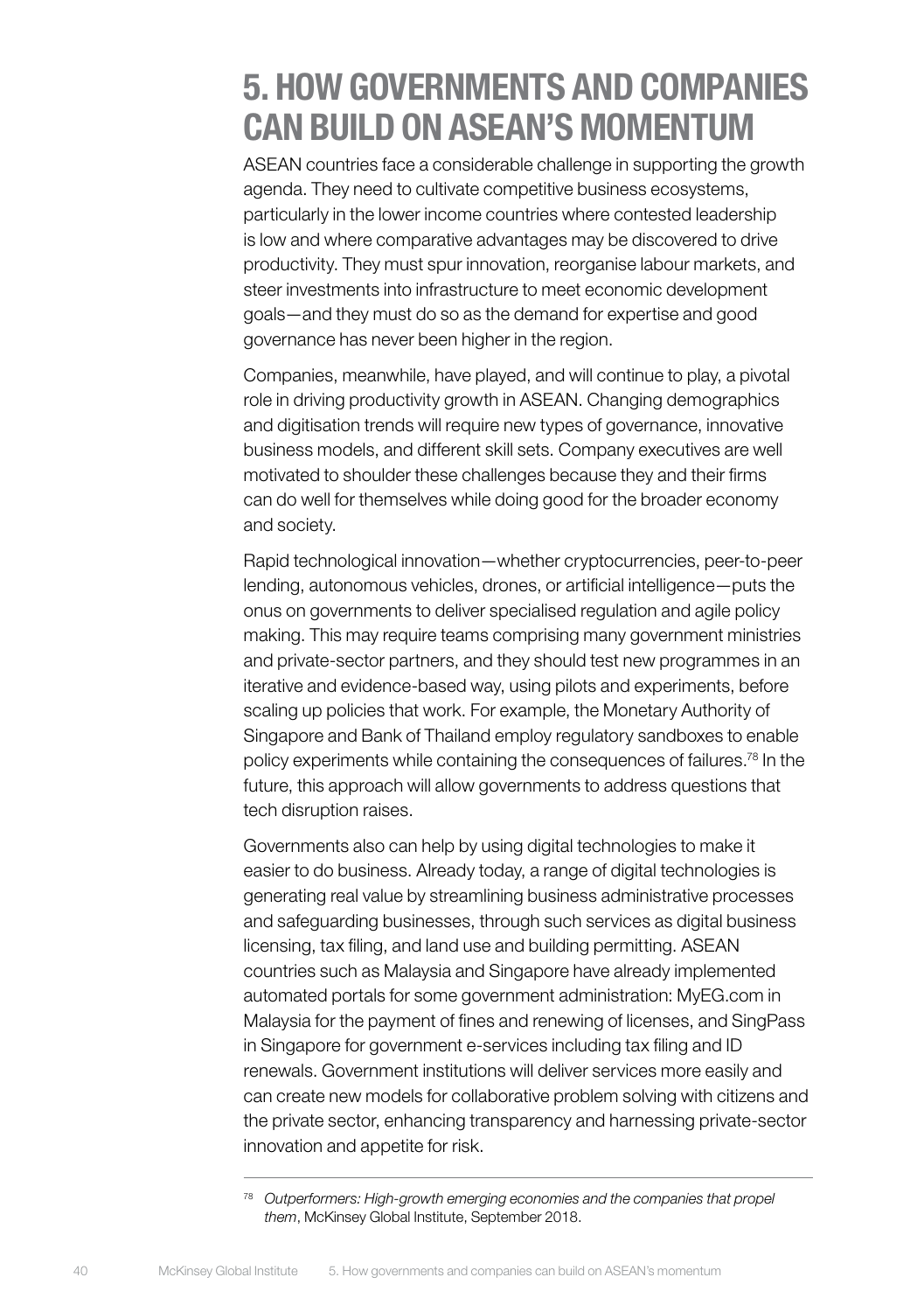# 5. HOW GOVERNMENTS AND COMPANIES CAN BUILD ON ASEAN'S MOMENTUM

ASEAN countries face a considerable challenge in supporting the growth agenda. They need to cultivate competitive business ecosystems, particularly in the lower income countries where contested leadership is low and where comparative advantages may be discovered to drive productivity. They must spur innovation, reorganise labour markets, and steer investments into infrastructure to meet economic development goals—and they must do so as the demand for expertise and good governance has never been higher in the region.

Companies, meanwhile, have played, and will continue to play, a pivotal role in driving productivity growth in ASEAN. Changing demographics and digitisation trends will require new types of governance, innovative business models, and different skill sets. Company executives are well motivated to shoulder these challenges because they and their firms can do well for themselves while doing good for the broader economy and society.

Rapid technological innovation—whether cryptocurrencies, peer-to-peer lending, autonomous vehicles, drones, or artificial intelligence—puts the onus on governments to deliver specialised regulation and agile policy making. This may require teams comprising many government ministries and private-sector partners, and they should test new programmes in an iterative and evidence-based way, using pilots and experiments, before scaling up policies that work. For example, the Monetary Authority of Singapore and Bank of Thailand employ regulatory sandboxes to enable policy experiments while containing the consequences of failures.[78] In the future, this approach will allow governments to address questions that tech disruption raises.

Governments also can help by using digital technologies to make it easier to do business. Already today, a range of digital technologies is generating real value by streamlining business administrative processes and safeguarding businesses, through such services as digital business licensing, tax filing, and land use and building permitting. ASEAN countries such as Malaysia and Singapore have already implemented automated portals for some government administration: MyEG.com in Malaysia for the payment of fines and renewing of licenses, and SingPass in Singapore for government e-services including tax filing and ID renewals. Government institutions will deliver services more easily and can create new models for collaborative problem solving with citizens and the private sector, enhancing transparency and harnessing private-sector innovation and appetite for risk.

---

[78] *Outperformers: High-growth emerging economies and the companies that propel them*, McKinsey Global Institute, September 2018.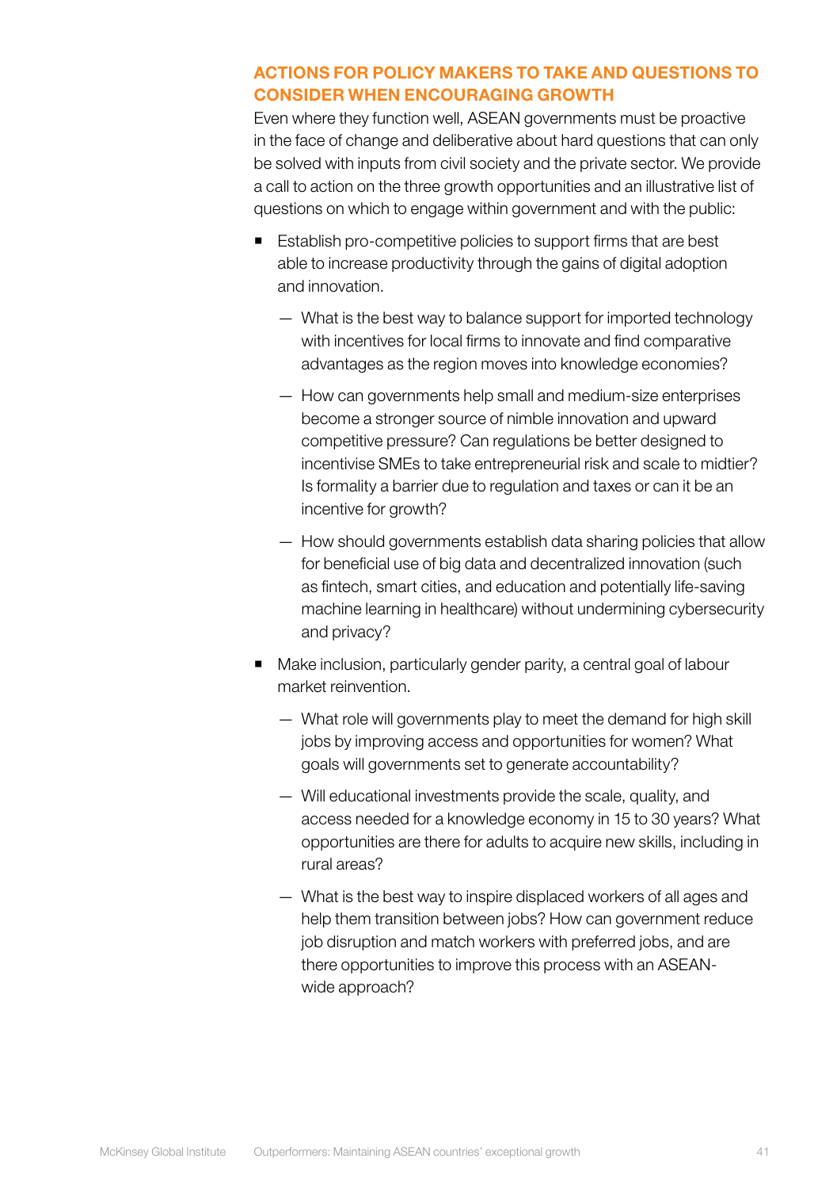## ACTIONS FOR POLICY MAKERS TO TAKE AND QUESTIONS TO CONSIDER WHEN ENCOURAGING GROWTH

Even where they function well, ASEAN governments must be proactive in the face of change and deliberative about hard questions that can only be solved with inputs from civil society and the private sector. We provide a call to action on the three growth opportunities and an illustrative list of questions on which to engage within government and with the public:

- Establish pro-competitive policies to support firms that are best able to increase productivity through the gains of digital adoption and innovation.
  - What is the best way to balance support for imported technology with incentives for local firms to innovate and find comparative advantages as the region moves into knowledge economies?
  - How can governments help small and medium-size enterprises become a stronger source of nimble innovation and upward competitive pressure? Can regulations be better designed to incentivise SMEs to take entrepreneurial risk and scale to midtier? Is formality a barrier due to regulation and taxes or can it be an incentive for growth?
  - How should governments establish data sharing policies that allow for beneficial use of big data and decentralized innovation (such as fintech, smart cities, and education and potentially life-saving machine learning in healthcare) without undermining cybersecurity and privacy?
- Make inclusion, particularly gender parity, a central goal of labour market reinvention.
  - What role will governments play to meet the demand for high skill jobs by improving access and opportunities for women? What goals will governments set to generate accountability?
  - Will educational investments provide the scale, quality, and access needed for a knowledge economy in 15 to 30 years? What opportunities are there for adults to acquire new skills, including in rural areas?
  - What is the best way to inspire displaced workers of all ages and help them transition between jobs? How can government reduce job disruption and match workers with preferred jobs, and are there opportunities to improve this process with an ASEAN-wide approach?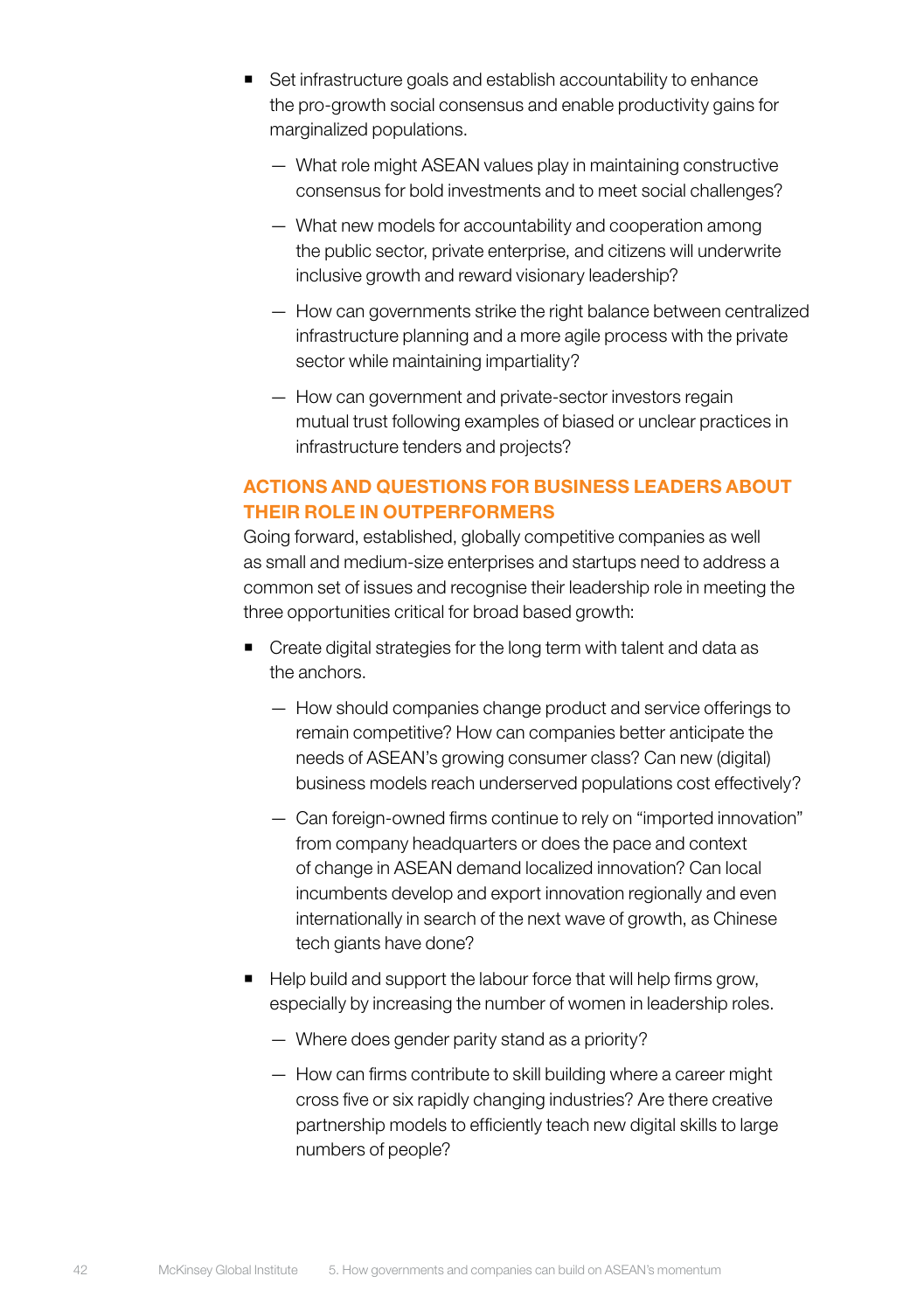- Set infrastructure goals and establish accountability to enhance the pro-growth social consensus and enable productivity gains for marginalized populations.
  - What role might ASEAN values play in maintaining constructive consensus for bold investments and to meet social challenges?
  - What new models for accountability and cooperation among the public sector, private enterprise, and citizens will underwrite inclusive growth and reward visionary leadership?
  - How can governments strike the right balance between centralized infrastructure planning and a more agile process with the private sector while maintaining impartiality?
  - How can government and private-sector investors regain mutual trust following examples of biased or unclear practices in infrastructure tenders and projects?

## ACTIONS AND QUESTIONS FOR BUSINESS LEADERS ABOUT THEIR ROLE IN OUTPERFORMERS

Going forward, established, globally competitive companies as well as small and medium-size enterprises and startups need to address a common set of issues and recognise their leadership role in meeting the three opportunities critical for broad based growth:

- Create digital strategies for the long term with talent and data as the anchors.
  - How should companies change product and service offerings to remain competitive? How can companies better anticipate the needs of ASEAN's growing consumer class? Can new (digital) business models reach underserved populations cost effectively?
  - Can foreign-owned firms continue to rely on "imported innovation" from company headquarters or does the pace and context of change in ASEAN demand localized innovation? Can local incumbents develop and export innovation regionally and even internationally in search of the next wave of growth, as Chinese tech giants have done?
- Help build and support the labour force that will help firms grow, especially by increasing the number of women in leadership roles.
  - Where does gender parity stand as a priority?
  - How can firms contribute to skill building where a career might cross five or six rapidly changing industries? Are there creative partnership models to efficiently teach new digital skills to large numbers of people?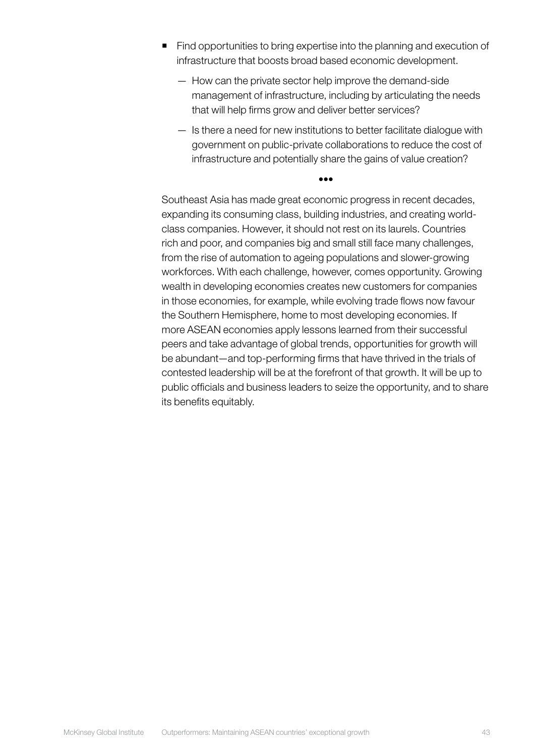- Find opportunities to bring expertise into the planning and execution of infrastructure that boosts broad based economic development.
  - How can the private sector help improve the demand-side management of infrastructure, including by articulating the needs that will help firms grow and deliver better services?
  - Is there a need for new institutions to better facilitate dialogue with government on public-private collaborations to reduce the cost of infrastructure and potentially share the gains of value creation?

•••

Southeast Asia has made great economic progress in recent decades, expanding its consuming class, building industries, and creating world-class companies. However, it should not rest on its laurels. Countries rich and poor, and companies big and small still face many challenges, from the rise of automation to ageing populations and slower-growing workforces. With each challenge, however, comes opportunity. Growing wealth in developing economies creates new customers for companies in those economies, for example, while evolving trade flows now favour the Southern Hemisphere, home to most developing economies. If more ASEAN economies apply lessons learned from their successful peers and take advantage of global trends, opportunities for growth will be abundant—and top-performing firms that have thrived in the trials of contested leadership will be at the forefront of that growth. It will be up to public officials and business leaders to seize the opportunity, and to share its benefits equitably.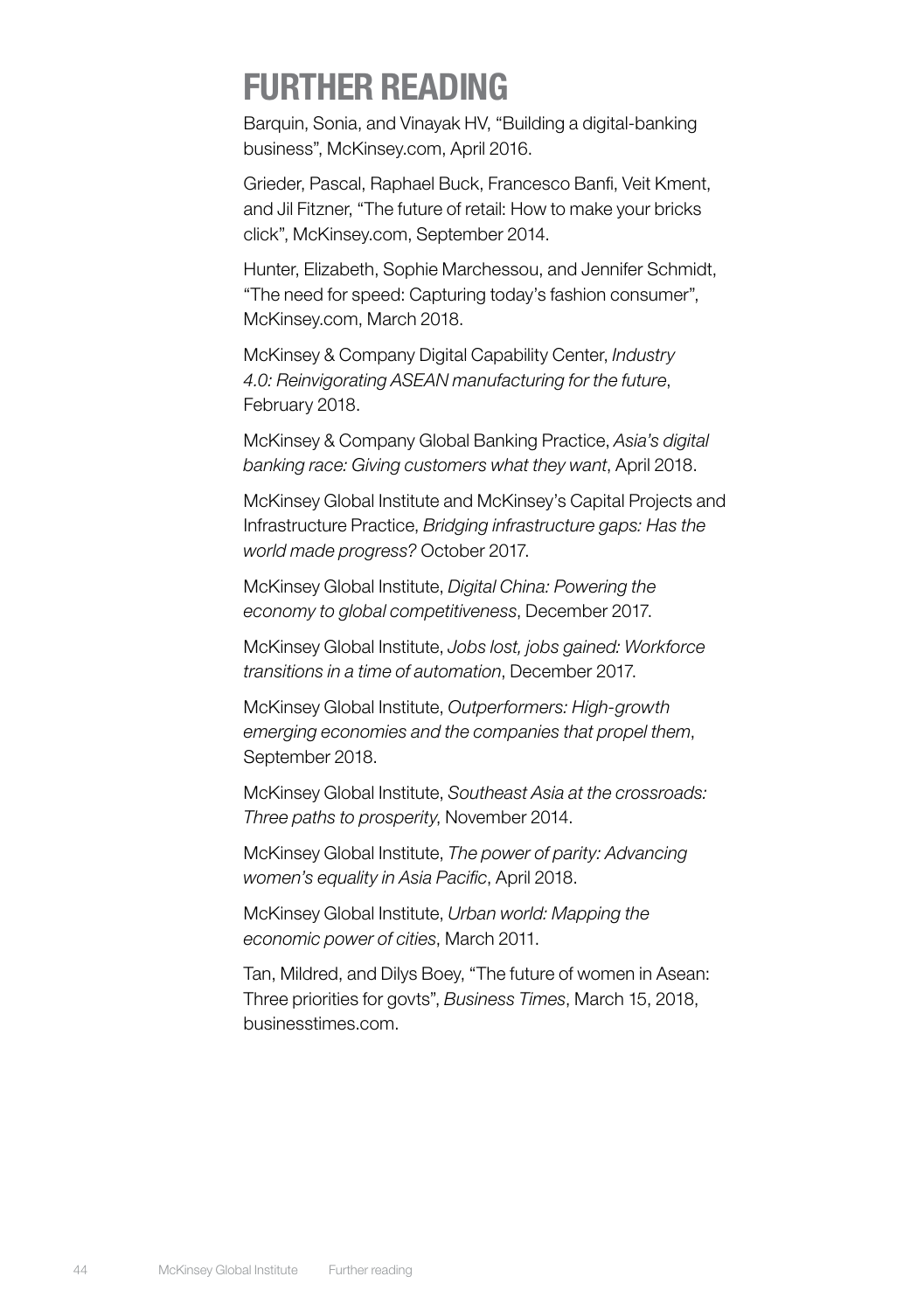# FURTHER READING

Barquin, Sonia, and Vinayak HV, "Building a digital-banking business", McKinsey.com, April 2016.

Grieder, Pascal, Raphael Buck, Francesco Banfi, Veit Kment, and Jil Fitzner, "The future of retail: How to make your bricks click", McKinsey.com, September 2014.

Hunter, Elizabeth, Sophie Marchessou, and Jennifer Schmidt, "The need for speed: Capturing today's fashion consumer", McKinsey.com, March 2018.

McKinsey & Company Digital Capability Center, *Industry 4.0: Reinvigorating ASEAN manufacturing for the future*, February 2018.

McKinsey & Company Global Banking Practice, *Asia's digital banking race: Giving customers what they want*, April 2018.

McKinsey Global Institute and McKinsey's Capital Projects and Infrastructure Practice, *Bridging infrastructure gaps: Has the world made progress?* October 2017.

McKinsey Global Institute, *Digital China: Powering the economy to global competitiveness*, December 2017.

McKinsey Global Institute, *Jobs lost, jobs gained: Workforce transitions in a time of automation*, December 2017.

McKinsey Global Institute, *Outperformers: High-growth emerging economies and the companies that propel them*, September 2018.

McKinsey Global Institute, *Southeast Asia at the crossroads: Three paths to prosperity*, November 2014.

McKinsey Global Institute, *The power of parity: Advancing women's equality in Asia Pacific*, April 2018.

McKinsey Global Institute, *Urban world: Mapping the economic power of cities*, March 2011.

Tan, Mildred, and Dilys Boey, "The future of women in Asean: Three priorities for govts", *Business Times*, March 15, 2018, businesstimes.com.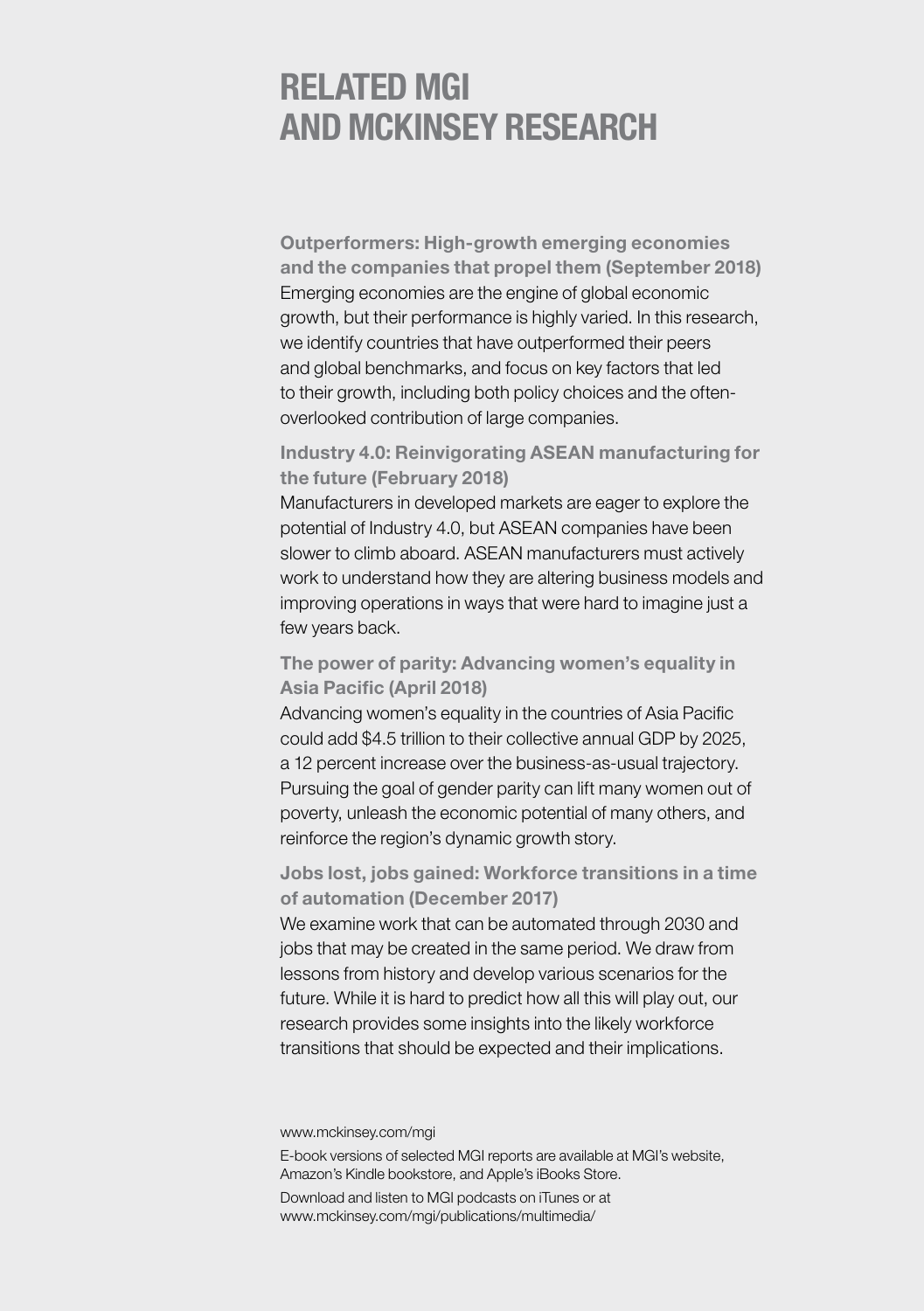# RELATED MGI AND MCKINSEY RESEARCH

**Outperformers: High-growth emerging economies and the companies that propel them (September 2018)**
Emerging economies are the engine of global economic growth, but their performance is highly varied. In this research, we identify countries that have outperformed their peers and global benchmarks, and focus on key factors that led to their growth, including both policy choices and the often-overlooked contribution of large companies.

**Industry 4.0: Reinvigorating ASEAN manufacturing for the future (February 2018)**
Manufacturers in developed markets are eager to explore the potential of Industry 4.0, but ASEAN companies have been slower to climb aboard. ASEAN manufacturers must actively work to understand how they are altering business models and improving operations in ways that were hard to imagine just a few years back.

**The power of parity: Advancing women's equality in Asia Pacific (April 2018)**
Advancing women's equality in the countries of Asia Pacific could add $4.5 trillion to their collective annual GDP by 2025, a 12 percent increase over the business-as-usual trajectory. Pursuing the goal of gender parity can lift many women out of poverty, unleash the economic potential of many others, and reinforce the region's dynamic growth story.

**Jobs lost, jobs gained: Workforce transitions in a time of automation (December 2017)**
We examine work that can be automated through 2030 and jobs that may be created in the same period. We draw from lessons from history and develop various scenarios for the future. While it is hard to predict how all this will play out, our research provides some insights into the likely workforce transitions that should be expected and their implications.

www.mckinsey.com/mgi

E-book versions of selected MGI reports are available at MGI's website, Amazon's Kindle bookstore, and Apple's iBooks Store.

Download and listen to MGI podcasts on iTunes or at www.mckinsey.com/mgi/publications/multimedia/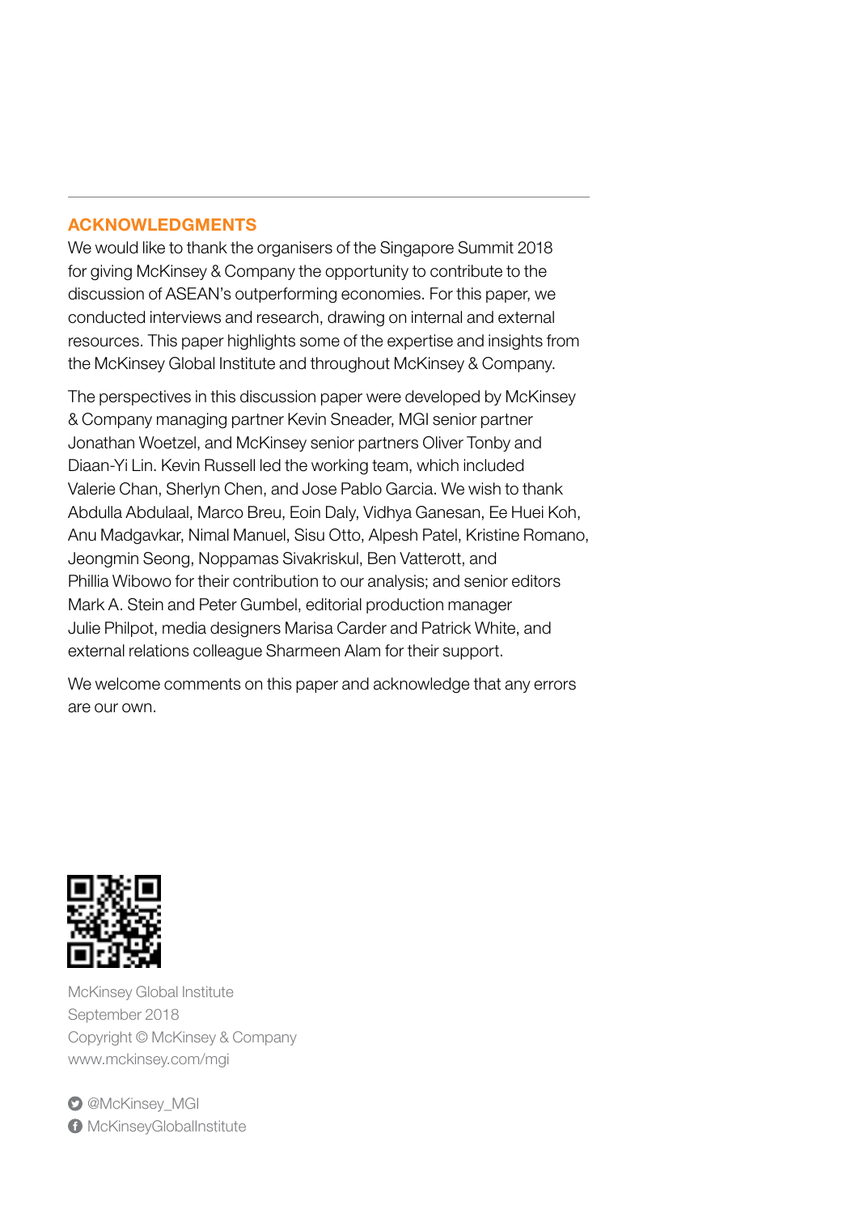## ACKNOWLEDGMENTS

We would like to thank the organisers of the Singapore Summit 2018 for giving McKinsey & Company the opportunity to contribute to the discussion of ASEAN's outperforming economies. For this paper, we conducted interviews and research, drawing on internal and external resources. This paper highlights some of the expertise and insights from the McKinsey Global Institute and throughout McKinsey & Company.

The perspectives in this discussion paper were developed by McKinsey & Company managing partner Kevin Sneader, MGI senior partner Jonathan Woetzel, and McKinsey senior partners Oliver Tonby and Diaan-Yi Lin. Kevin Russell led the working team, which included Valerie Chan, Sherlyn Chen, and Jose Pablo Garcia. We wish to thank Abdulla Abdulaal, Marco Breu, Eoin Daly, Vidhya Ganesan, Ee Huei Koh, Anu Madgavkar, Nimal Manuel, Sisu Otto, Alpesh Patel, Kristine Romano, Jeongmin Seong, Noppamas Sivakriskul, Ben Vatterott, and Phillia Wibowo for their contribution to our analysis; and senior editors Mark A. Stein and Peter Gumbel, editorial production manager Julie Philpot, media designers Marisa Carder and Patrick White, and external relations colleague Sharmeen Alam for their support.

We welcome comments on this paper and acknowledge that any errors are our own.

McKinsey Global Institute
September 2018
Copyright © McKinsey & Company
www.mckinsey.com/mgi

@McKinsey_MGI
McKinseyGlobalInstitute